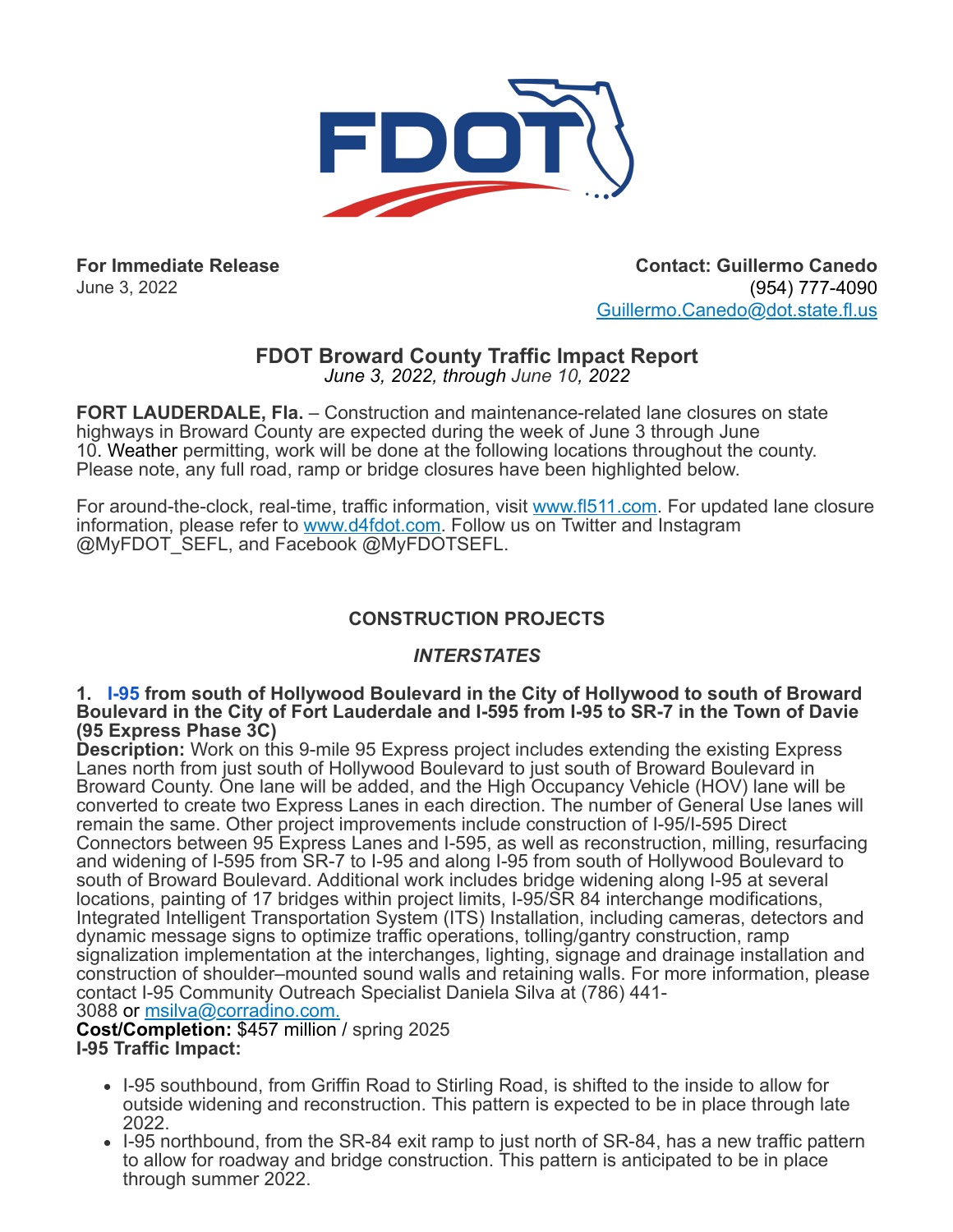**For Immediate Release**
June 3, 2022

**Contact: Guillermo Canedo**
(954) 777-4090
Guillermo.Canedo@dot.state.fl.us

# FDOT Broward County Traffic Impact Report

*June 3, 2022, through June 10, 2022*

**FORT LAUDERDALE, Fla.** – Construction and maintenance-related lane closures on state highways in Broward County are expected during the week of June 3 through June 10. Weather permitting, work will be done at the following locations throughout the county. Please note, any full road, ramp or bridge closures have been highlighted below.

For around-the-clock, real-time, traffic information, visit www.fl511.com. For updated lane closure information, please refer to www.d4fdot.com. Follow us on Twitter and Instagram @MyFDOT_SEFL, and Facebook @MyFDOTSEFL.

## CONSTRUCTION PROJECTS

### *INTERSTATES*

**1. I-95 from south of Hollywood Boulevard in the City of Hollywood to south of Broward Boulevard in the City of Fort Lauderdale and I-595 from I-95 to SR-7 in the Town of Davie (95 Express Phase 3C)**

**Description:** Work on this 9-mile 95 Express project includes extending the existing Express Lanes north from just south of Hollywood Boulevard to just south of Broward Boulevard in Broward County. One lane will be added, and the High Occupancy Vehicle (HOV) lane will be converted to create two Express Lanes in each direction. The number of General Use lanes will remain the same. Other project improvements include construction of I-95/I-595 Direct Connectors between 95 Express Lanes and I-595, as well as reconstruction, milling, resurfacing and widening of I-595 from SR-7 to I-95 and along I-95 from south of Hollywood Boulevard to south of Broward Boulevard. Additional work includes bridge widening along I-95 at several locations, painting of 17 bridges within project limits, I-95/SR 84 interchange modifications, Integrated Intelligent Transportation System (ITS) Installation, including cameras, detectors and dynamic message signs to optimize traffic operations, tolling/gantry construction, ramp signalization implementation at the interchanges, lighting, signage and drainage installation and construction of shoulder–mounted sound walls and retaining walls. For more information, please contact I-95 Community Outreach Specialist Daniela Silva at (786) 441-3088 or msilva@corradino.com.

**Cost/Completion:** $457 million / spring 2025

**I-95 Traffic Impact:**

- I-95 southbound, from Griffin Road to Stirling Road, is shifted to the inside to allow for outside widening and reconstruction. This pattern is expected to be in place through late 2022.
- I-95 northbound, from the SR-84 exit ramp to just north of SR-84, has a new traffic pattern to allow for roadway and bridge construction. This pattern is anticipated to be in place through summer 2022.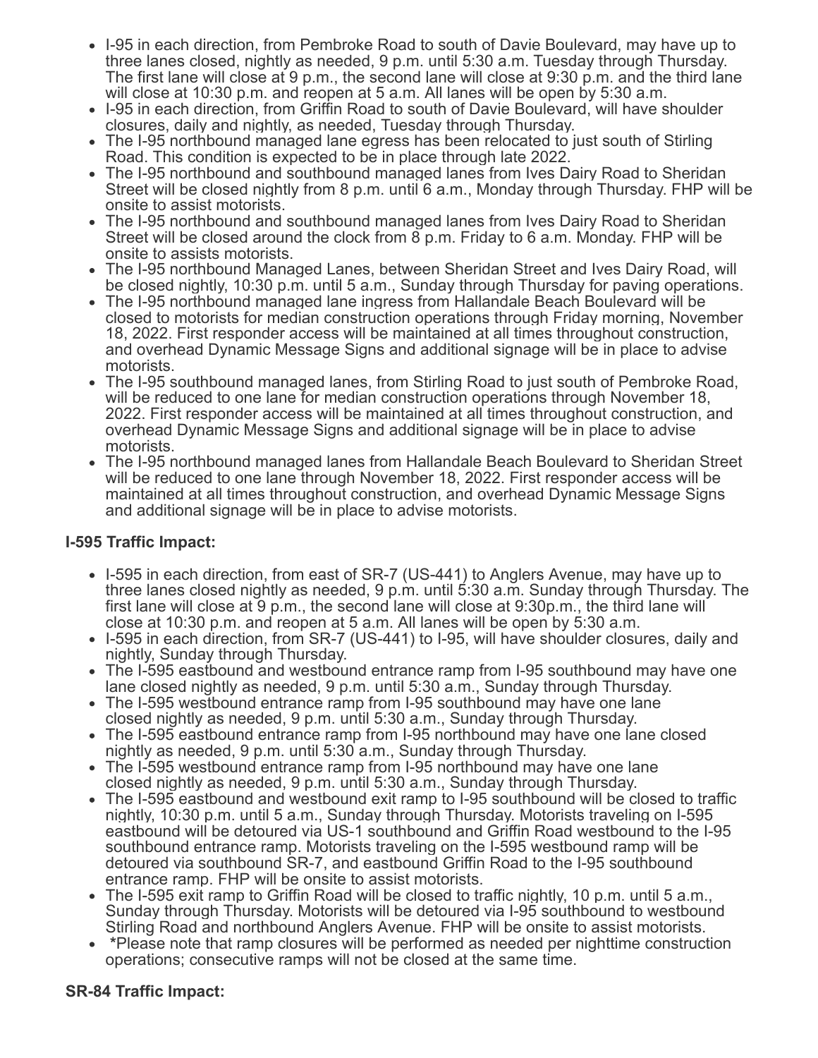- I-95 in each direction, from Pembroke Road to south of Davie Boulevard, may have up to three lanes closed, nightly as needed, 9 p.m. until 5:30 a.m. Tuesday through Thursday. The first lane will close at 9 p.m., the second lane will close at 9:30 p.m. and the third lane will close at 10:30 p.m. and reopen at 5 a.m. All lanes will be open by 5:30 a.m.
- I-95 in each direction, from Griffin Road to south of Davie Boulevard, will have shoulder closures, daily and nightly, as needed, Tuesday through Thursday.
- The I-95 northbound managed lane egress has been relocated to just south of Stirling Road. This condition is expected to be in place through late 2022.
- The I-95 northbound and southbound managed lanes from Ives Dairy Road to Sheridan Street will be closed nightly from 8 p.m. until 6 a.m., Monday through Thursday. FHP will be onsite to assist motorists.
- The I-95 northbound and southbound managed lanes from Ives Dairy Road to Sheridan Street will be closed around the clock from 8 p.m. Friday to 6 a.m. Monday. FHP will be onsite to assists motorists.
- The I-95 northbound Managed Lanes, between Sheridan Street and Ives Dairy Road, will be closed nightly, 10:30 p.m. until 5 a.m., Sunday through Thursday for paving operations.
- The I-95 northbound managed lane ingress from Hallandale Beach Boulevard will be closed to motorists for median construction operations through Friday morning, November 18, 2022. First responder access will be maintained at all times throughout construction, and overhead Dynamic Message Signs and additional signage will be in place to advise motorists.
- The I-95 southbound managed lanes, from Stirling Road to just south of Pembroke Road, will be reduced to one lane for median construction operations through November 18, 2022. First responder access will be maintained at all times throughout construction, and overhead Dynamic Message Signs and additional signage will be in place to advise motorists.
- The I-95 northbound managed lanes from Hallandale Beach Boulevard to Sheridan Street will be reduced to one lane through November 18, 2022. First responder access will be maintained at all times throughout construction, and overhead Dynamic Message Signs and additional signage will be in place to advise motorists.

**I-595 Traffic Impact:**

- I-595 in each direction, from east of SR-7 (US-441) to Anglers Avenue, may have up to three lanes closed nightly as needed, 9 p.m. until 5:30 a.m. Sunday through Thursday. The first lane will close at 9 p.m., the second lane will close at 9:30p.m., the third lane will close at 10:30 p.m. and reopen at 5 a.m. All lanes will be open by 5:30 a.m.
- I-595 in each direction, from SR-7 (US-441) to I-95, will have shoulder closures, daily and nightly, Sunday through Thursday.
- The I-595 eastbound and westbound entrance ramp from I-95 southbound may have one lane closed nightly as needed, 9 p.m. until 5:30 a.m., Sunday through Thursday.
- The I-595 westbound entrance ramp from I-95 southbound may have one lane closed nightly as needed, 9 p.m. until 5:30 a.m., Sunday through Thursday.
- The I-595 eastbound entrance ramp from I-95 northbound may have one lane closed nightly as needed, 9 p.m. until 5:30 a.m., Sunday through Thursday.
- The I-595 westbound entrance ramp from I-95 northbound may have one lane closed nightly as needed, 9 p.m. until 5:30 a.m., Sunday through Thursday.
- The I-595 eastbound and westbound exit ramp to I-95 southbound will be closed to traffic nightly, 10:30 p.m. until 5 a.m., Sunday through Thursday. Motorists traveling on I-595 eastbound will be detoured via US-1 southbound and Griffin Road westbound to the I-95 southbound entrance ramp. Motorists traveling on the I-595 westbound ramp will be detoured via southbound SR-7, and eastbound Griffin Road to the I-95 southbound entrance ramp. FHP will be onsite to assist motorists.
- The I-595 exit ramp to Griffin Road will be closed to traffic nightly, 10 p.m. until 5 a.m., Sunday through Thursday. Motorists will be detoured via I-95 southbound to westbound Stirling Road and northbound Anglers Avenue. FHP will be onsite to assist motorists.
- ***Please note that ramp closures will be performed as needed per nighttime construction operations; consecutive ramps will not be closed at the same time.**

**SR-84 Traffic Impact:**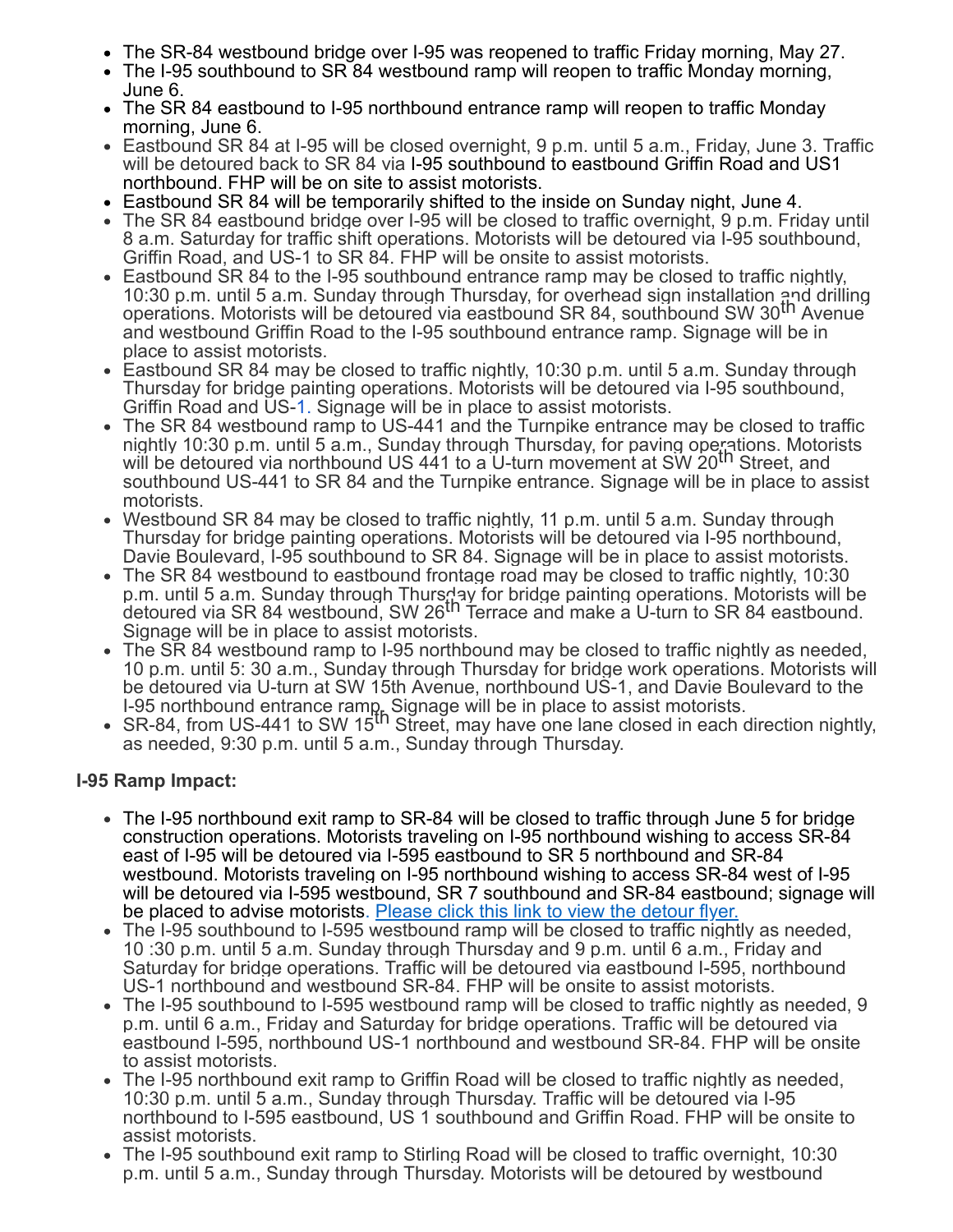- The SR-84 westbound bridge over I-95 was reopened to traffic Friday morning, May 27.
- The I-95 southbound to SR 84 westbound ramp will reopen to traffic Monday morning, June 6.
- The SR 84 eastbound to I-95 northbound entrance ramp will reopen to traffic Monday morning, June 6.
- Eastbound SR 84 at I-95 will be closed overnight, 9 p.m. until 5 a.m., Friday, June 3. Traffic will be detoured back to SR 84 via I-95 southbound to eastbound Griffin Road and US1 northbound. FHP will be on site to assist motorists.
- Eastbound SR 84 will be temporarily shifted to the inside on Sunday night, June 4.
- The SR 84 eastbound bridge over I-95 will be closed to traffic overnight, 9 p.m. Friday until 8 a.m. Saturday for traffic shift operations. Motorists will be detoured via I-95 southbound, Griffin Road, and US-1 to SR 84. FHP will be onsite to assist motorists.
- Eastbound SR 84 to the I-95 southbound entrance ramp may be closed to traffic nightly, 10:30 p.m. until 5 a.m. Sunday through Thursday, for overhead sign installation and drilling operations. Motorists will be detoured via eastbound SR 84, southbound SW 30th Avenue and westbound Griffin Road to the I-95 southbound entrance ramp. Signage will be in place to assist motorists.
- Eastbound SR 84 may be closed to traffic nightly, 10:30 p.m. until 5 a.m. Sunday through Thursday for bridge painting operations. Motorists will be detoured via I-95 southbound, Griffin Road and US-1. Signage will be in place to assist motorists.
- The SR 84 westbound ramp to US-441 and the Turnpike entrance may be closed to traffic nightly 10:30 p.m. until 5 a.m., Sunday through Thursday, for paving operations. Motorists will be detoured via northbound US 441 to a U-turn movement at SW 20th Street, and southbound US-441 to SR 84 and the Turnpike entrance. Signage will be in place to assist motorists.
- Westbound SR 84 may be closed to traffic nightly, 11 p.m. until 5 a.m. Sunday through Thursday for bridge painting operations. Motorists will be detoured via I-95 northbound, Davie Boulevard, I-95 southbound to SR 84. Signage will be in place to assist motorists.
- The SR 84 westbound to eastbound frontage road may be closed to traffic nightly, 10:30 p.m. until 5 a.m. Sunday through Thursday for bridge painting operations. Motorists will be detoured via SR 84 westbound, SW 26th Terrace and make a U-turn to SR 84 eastbound. Signage will be in place to assist motorists.
- The SR 84 westbound ramp to I-95 northbound may be closed to traffic nightly as needed, 10 p.m. until 5: 30 a.m., Sunday through Thursday for bridge work operations. Motorists will be detoured via U-turn at SW 15th Avenue, northbound US-1, and Davie Boulevard to the I-95 northbound entrance ramp. Signage will be in place to assist motorists.
- SR-84, from US-441 to SW 15th Street, may have one lane closed in each direction nightly, as needed, 9:30 p.m. until 5 a.m., Sunday through Thursday.

**I-95 Ramp Impact:**

- The I-95 northbound exit ramp to SR-84 will be closed to traffic through June 5 for bridge construction operations. Motorists traveling on I-95 northbound wishing to access SR-84 east of I-95 will be detoured via I-595 eastbound to SR 5 northbound and SR-84 westbound. Motorists traveling on I-95 northbound wishing to access SR-84 west of I-95 will be detoured via I-595 westbound, SR 7 southbound and SR-84 eastbound; signage will be placed to advise motorists. [Please click this link to view the detour flyer.]
- The I-95 southbound to I-595 westbound ramp will be closed to traffic nightly as needed, 10 :30 p.m. until 5 a.m. Sunday through Thursday and 9 p.m. until 6 a.m., Friday and Saturday for bridge operations. Traffic will be detoured via eastbound I-595, northbound US-1 northbound and westbound SR-84. FHP will be onsite to assist motorists.
- The I-95 southbound to I-595 westbound ramp will be closed to traffic nightly as needed, 9 p.m. until 6 a.m., Friday and Saturday for bridge operations. Traffic will be detoured via eastbound I-595, northbound US-1 northbound and westbound SR-84. FHP will be onsite to assist motorists.
- The I-95 northbound exit ramp to Griffin Road will be closed to traffic nightly as needed, 10:30 p.m. until 5 a.m., Sunday through Thursday. Traffic will be detoured via I-95 northbound to I-595 eastbound, US 1 southbound and Griffin Road. FHP will be onsite to assist motorists.
- The I-95 southbound exit ramp to Stirling Road will be closed to traffic overnight, 10:30 p.m. until 5 a.m., Sunday through Thursday. Motorists will be detoured by westbound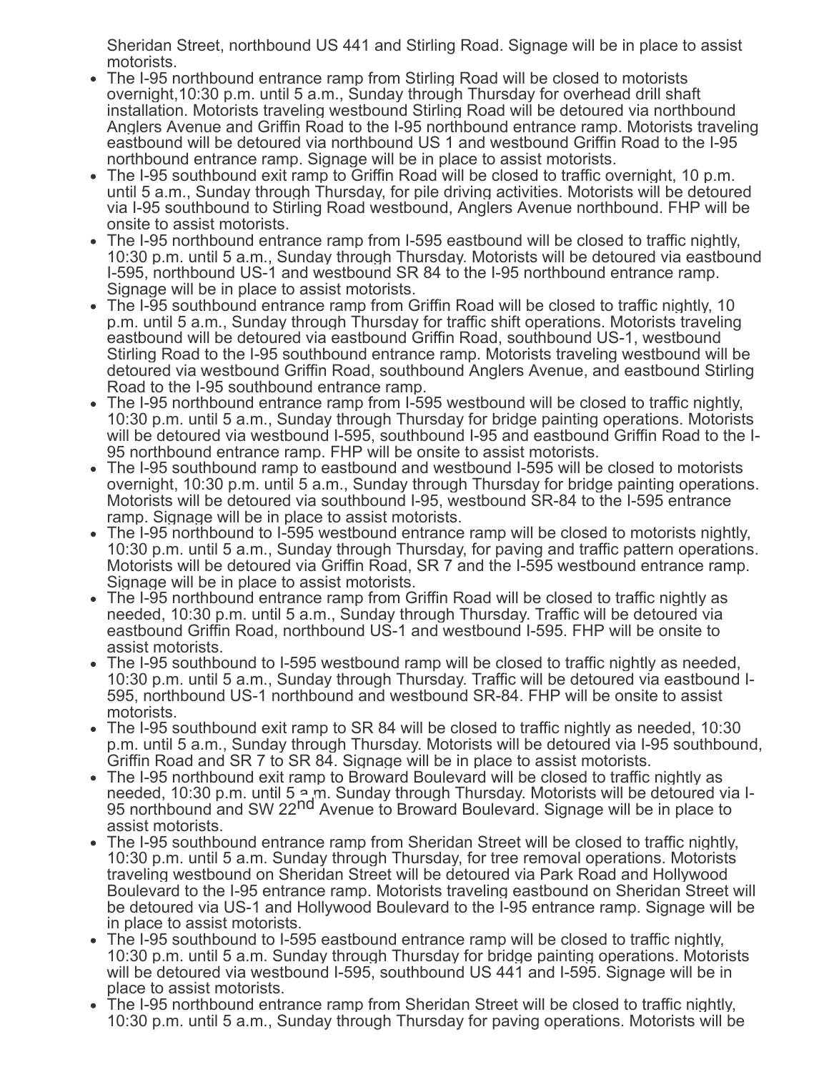Sheridan Street, northbound US 441 and Stirling Road. Signage will be in place to assist motorists.

- The I-95 northbound entrance ramp from Stirling Road will be closed to motorists overnight,10:30 p.m. until 5 a.m., Sunday through Thursday for overhead drill shaft installation. Motorists traveling westbound Stirling Road will be detoured via northbound Anglers Avenue and Griffin Road to the I-95 northbound entrance ramp. Motorists traveling eastbound will be detoured via northbound US 1 and westbound Griffin Road to the I-95 northbound entrance ramp. Signage will be in place to assist motorists.
- The I-95 southbound exit ramp to Griffin Road will be closed to traffic overnight, 10 p.m. until 5 a.m., Sunday through Thursday, for pile driving activities. Motorists will be detoured via I-95 southbound to Stirling Road westbound, Anglers Avenue northbound. FHP will be onsite to assist motorists.
- The I-95 northbound entrance ramp from I-595 eastbound will be closed to traffic nightly, 10:30 p.m. until 5 a.m., Sunday through Thursday. Motorists will be detoured via eastbound I-595, northbound US-1 and westbound SR 84 to the I-95 northbound entrance ramp. Signage will be in place to assist motorists.
- The I-95 southbound entrance ramp from Griffin Road will be closed to traffic nightly, 10 p.m. until 5 a.m., Sunday through Thursday for traffic shift operations. Motorists traveling eastbound will be detoured via eastbound Griffin Road, southbound US-1, westbound Stirling Road to the I-95 southbound entrance ramp. Motorists traveling westbound will be detoured via westbound Griffin Road, southbound Anglers Avenue, and eastbound Stirling Road to the I-95 southbound entrance ramp.
- The I-95 northbound entrance ramp from I-595 westbound will be closed to traffic nightly, 10:30 p.m. until 5 a.m., Sunday through Thursday for bridge painting operations. Motorists will be detoured via westbound I-595, southbound I-95 and eastbound Griffin Road to the I-95 northbound entrance ramp. FHP will be onsite to assist motorists.
- The I-95 southbound ramp to eastbound and westbound I-595 will be closed to motorists overnight, 10:30 p.m. until 5 a.m., Sunday through Thursday for bridge painting operations. Motorists will be detoured via southbound I-95, westbound SR-84 to the I-595 entrance ramp. Signage will be in place to assist motorists.
- The I-95 northbound to I-595 westbound entrance ramp will be closed to motorists nightly, 10:30 p.m. until 5 a.m., Sunday through Thursday, for paving and traffic pattern operations. Motorists will be detoured via Griffin Road, SR 7 and the I-595 westbound entrance ramp. Signage will be in place to assist motorists.
- The I-95 northbound entrance ramp from Griffin Road will be closed to traffic nightly as needed, 10:30 p.m. until 5 a.m., Sunday through Thursday. Traffic will be detoured via eastbound Griffin Road, northbound US-1 and westbound I-595. FHP will be onsite to assist motorists.
- The I-95 southbound to I-595 westbound ramp will be closed to traffic nightly as needed, 10:30 p.m. until 5 a.m., Sunday through Thursday. Traffic will be detoured via eastbound I-595, northbound US-1 northbound and westbound SR-84. FHP will be onsite to assist motorists.
- The I-95 southbound exit ramp to SR 84 will be closed to traffic nightly as needed, 10:30 p.m. until 5 a.m., Sunday through Thursday. Motorists will be detoured via I-95 southbound, Griffin Road and SR 7 to SR 84. Signage will be in place to assist motorists.
- The I-95 northbound exit ramp to Broward Boulevard will be closed to traffic nightly as needed, 10:30 p.m. until 5 a.m. Sunday through Thursday. Motorists will be detoured via I-95 northbound and SW 22nd Avenue to Broward Boulevard. Signage will be in place to assist motorists.
- The I-95 southbound entrance ramp from Sheridan Street will be closed to traffic nightly, 10:30 p.m. until 5 a.m. Sunday through Thursday, for tree removal operations. Motorists traveling westbound on Sheridan Street will be detoured via Park Road and Hollywood Boulevard to the I-95 entrance ramp. Motorists traveling eastbound on Sheridan Street will be detoured via US-1 and Hollywood Boulevard to the I-95 entrance ramp. Signage will be in place to assist motorists.
- The I-95 southbound to I-595 eastbound entrance ramp will be closed to traffic nightly, 10:30 p.m. until 5 a.m. Sunday through Thursday for bridge painting operations. Motorists will be detoured via westbound I-595, southbound US 441 and I-595. Signage will be in place to assist motorists.
- The I-95 northbound entrance ramp from Sheridan Street will be closed to traffic nightly, 10:30 p.m. until 5 a.m., Sunday through Thursday for paving operations. Motorists will be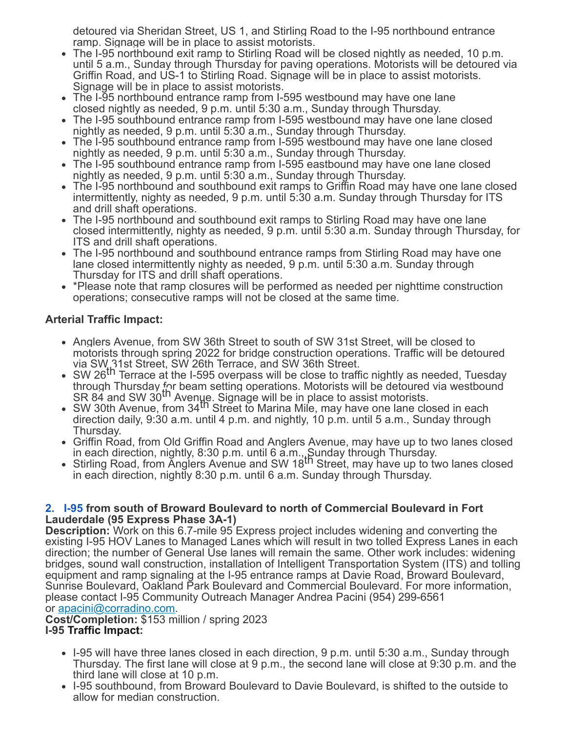detoured via Sheridan Street, US 1, and Stirling Road to the I-95 northbound entrance ramp. Signage will be in place to assist motorists.

- The I-95 northbound exit ramp to Stirling Road will be closed nightly as needed, 10 p.m. until 5 a.m., Sunday through Thursday for paving operations. Motorists will be detoured via Griffin Road, and US-1 to Stirling Road. Signage will be in place to assist motorists. Signage will be in place to assist motorists.
- The I-95 northbound entrance ramp from I-595 westbound may have one lane closed nightly as needed, 9 p.m. until 5:30 a.m., Sunday through Thursday.
- The I-95 southbound entrance ramp from I-595 westbound may have one lane closed nightly as needed, 9 p.m. until 5:30 a.m., Sunday through Thursday.
- The I-95 southbound entrance ramp from I-595 westbound may have one lane closed nightly as needed, 9 p.m. until 5:30 a.m., Sunday through Thursday.
- The I-95 southbound entrance ramp from I-595 eastbound may have one lane closed nightly as needed, 9 p.m. until 5:30 a.m., Sunday through Thursday.
- The I-95 northbound and southbound exit ramps to Griffin Road may have one lane closed intermittently, nighty as needed, 9 p.m. until 5:30 a.m. Sunday through Thursday for ITS and drill shaft operations.
- The I-95 northbound and southbound exit ramps to Stirling Road may have one lane closed intermittently, nighty as needed, 9 p.m. until 5:30 a.m. Sunday through Thursday, for ITS and drill shaft operations.
- The I-95 northbound and southbound entrance ramps from Stirling Road may have one lane closed intermittently nighty as needed, 9 p.m. until 5:30 a.m. Sunday through Thursday for ITS and drill shaft operations.
- *Please note that ramp closures will be performed as needed per nighttime construction operations; consecutive ramps will not be closed at the same time.

**Arterial Traffic Impact:**

- Anglers Avenue, from SW 36th Street to south of SW 31st Street, will be closed to motorists through spring 2022 for bridge construction operations. Traffic will be detoured via SW 31st Street, SW 26th Terrace, and SW 36th Street.
- SW 26th Terrace at the I-595 overpass will be close to traffic nightly as needed, Tuesday through Thursday for beam setting operations. Motorists will be detoured via westbound SR 84 and SW 30th Avenue. Signage will be in place to assist motorists.
- SW 30th Avenue, from 34th Street to Marina Mile, may have one lane closed in each direction daily, 9:30 a.m. until 4 p.m. and nightly, 10 p.m. until 5 a.m., Sunday through Thursday.
- Griffin Road, from Old Griffin Road and Anglers Avenue, may have up to two lanes closed in each direction, nightly, 8:30 p.m. until 6 a.m., Sunday through Thursday.
- Stirling Road, from Anglers Avenue and SW 18th Street, may have up to two lanes closed in each direction, nightly 8:30 p.m. until 6 a.m. Sunday through Thursday.

**2. I-95 from south of Broward Boulevard to north of Commercial Boulevard in Fort Lauderdale (95 Express Phase 3A-1)**

**Description:** Work on this 6.7-mile 95 Express project includes widening and converting the existing I-95 HOV Lanes to Managed Lanes which will result in two tolled Express Lanes in each direction; the number of General Use lanes will remain the same. Other work includes: widening bridges, sound wall construction, installation of Intelligent Transportation System (ITS) and tolling equipment and ramp signaling at the I-95 entrance ramps at Davie Road, Broward Boulevard, Sunrise Boulevard, Oakland Park Boulevard and Commercial Boulevard. For more information, please contact I-95 Community Outreach Manager Andrea Pacini (954) 299-6561 or apacini@corradino.com.

**Cost/Completion:** $153 million / spring 2023

**I-95 Traffic Impact:**

- I-95 will have three lanes closed in each direction, 9 p.m. until 5:30 a.m., Sunday through Thursday. The first lane will close at 9 p.m., the second lane will close at 9:30 p.m. and the third lane will close at 10 p.m.
- I-95 southbound, from Broward Boulevard to Davie Boulevard, is shifted to the outside to allow for median construction.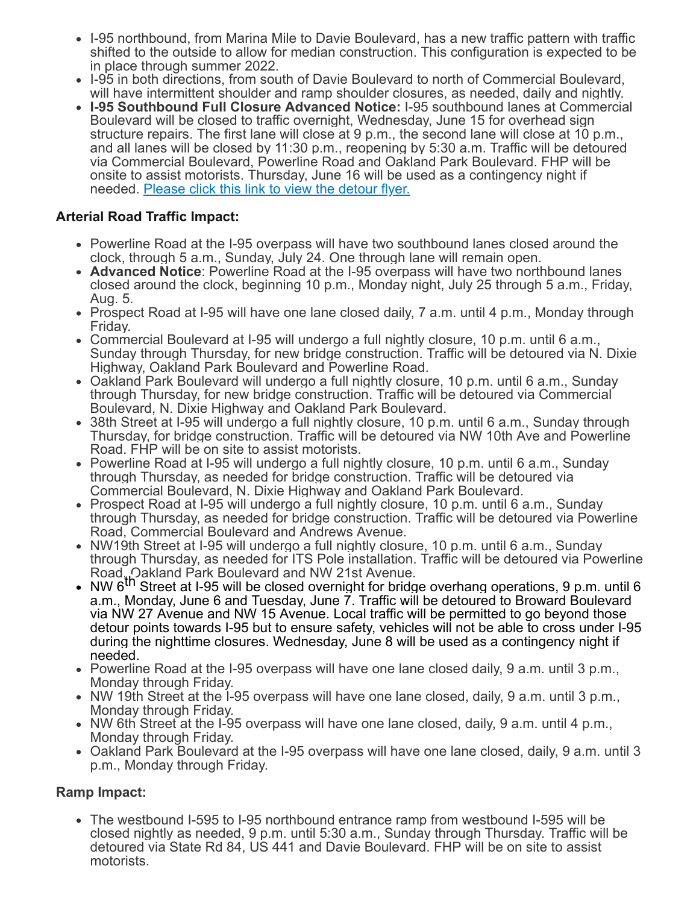- I-95 northbound, from Marina Mile to Davie Boulevard, has a new traffic pattern with traffic shifted to the outside to allow for median construction. This configuration is expected to be in place through summer 2022.
- I-95 in both directions, from south of Davie Boulevard to north of Commercial Boulevard, will have intermittent shoulder and ramp shoulder closures, as needed, daily and nightly.
- **I-95 Southbound Full Closure Advanced Notice:** I-95 southbound lanes at Commercial Boulevard will be closed to traffic overnight, Wednesday, June 15 for overhead sign structure repairs. The first lane will close at 9 p.m., the second lane will close at 10 p.m., and all lanes will be closed by 11:30 p.m., reopening by 5:30 a.m. Traffic will be detoured via Commercial Boulevard, Powerline Road and Oakland Park Boulevard. FHP will be onsite to assist motorists. Thursday, June 16 will be used as a contingency night if needed. [Please click this link to view the detour flyer.]

**Arterial Road Traffic Impact:**

- Powerline Road at the I-95 overpass will have two southbound lanes closed around the clock, through 5 a.m., Sunday, July 24. One through lane will remain open.
- **Advanced Notice**: Powerline Road at the I-95 overpass will have two northbound lanes closed around the clock, beginning 10 p.m., Monday night, July 25 through 5 a.m., Friday, Aug. 5.
- Prospect Road at I-95 will have one lane closed daily, 7 a.m. until 4 p.m., Monday through Friday.
- Commercial Boulevard at I-95 will undergo a full nightly closure, 10 p.m. until 6 a.m., Sunday through Thursday, for new bridge construction. Traffic will be detoured via N. Dixie Highway, Oakland Park Boulevard and Powerline Road.
- Oakland Park Boulevard will undergo a full nightly closure, 10 p.m. until 6 a.m., Sunday through Thursday, for new bridge construction. Traffic will be detoured via Commercial Boulevard, N. Dixie Highway and Oakland Park Boulevard.
- 38th Street at I-95 will undergo a full nightly closure, 10 p.m. until 6 a.m., Sunday through Thursday, for bridge construction. Traffic will be detoured via NW 10th Ave and Powerline Road. FHP will be on site to assist motorists.
- Powerline Road at I-95 will undergo a full nightly closure, 10 p.m. until 6 a.m., Sunday through Thursday, as needed for bridge construction. Traffic will be detoured via Commercial Boulevard, N. Dixie Highway and Oakland Park Boulevard.
- Prospect Road at I-95 will undergo a full nightly closure, 10 p.m. until 6 a.m., Sunday through Thursday, as needed for bridge construction. Traffic will be detoured via Powerline Road, Commercial Boulevard and Andrews Avenue.
- NW19th Street at I-95 will undergo a full nightly closure, 10 p.m. until 6 a.m., Sunday through Thursday, as needed for ITS Pole installation. Traffic will be detoured via Powerline Road, Oakland Park Boulevard and NW 21st Avenue.
- NW 6th Street at I-95 will be closed overnight for bridge overhang operations, 9 p.m. until 6 a.m., Monday, June 6 and Tuesday, June 7. Traffic will be detoured to Broward Boulevard via NW 27 Avenue and NW 15 Avenue. Local traffic will be permitted to go beyond those detour points towards I-95 but to ensure safety, vehicles will not be able to cross under I-95 during the nighttime closures. Wednesday, June 8 will be used as a contingency night if needed.
- Powerline Road at the I-95 overpass will have one lane closed daily, 9 a.m. until 3 p.m., Monday through Friday.
- NW 19th Street at the I-95 overpass will have one lane closed, daily, 9 a.m. until 3 p.m., Monday through Friday.
- NW 6th Street at the I-95 overpass will have one lane closed, daily, 9 a.m. until 4 p.m., Monday through Friday.
- Oakland Park Boulevard at the I-95 overpass will have one lane closed, daily, 9 a.m. until 3 p.m., Monday through Friday.

**Ramp Impact:**

- The westbound I-595 to I-95 northbound entrance ramp from westbound I-595 will be closed nightly as needed, 9 p.m. until 5:30 a.m., Sunday through Thursday. Traffic will be detoured via State Rd 84, US 441 and Davie Boulevard. FHP will be on site to assist motorists.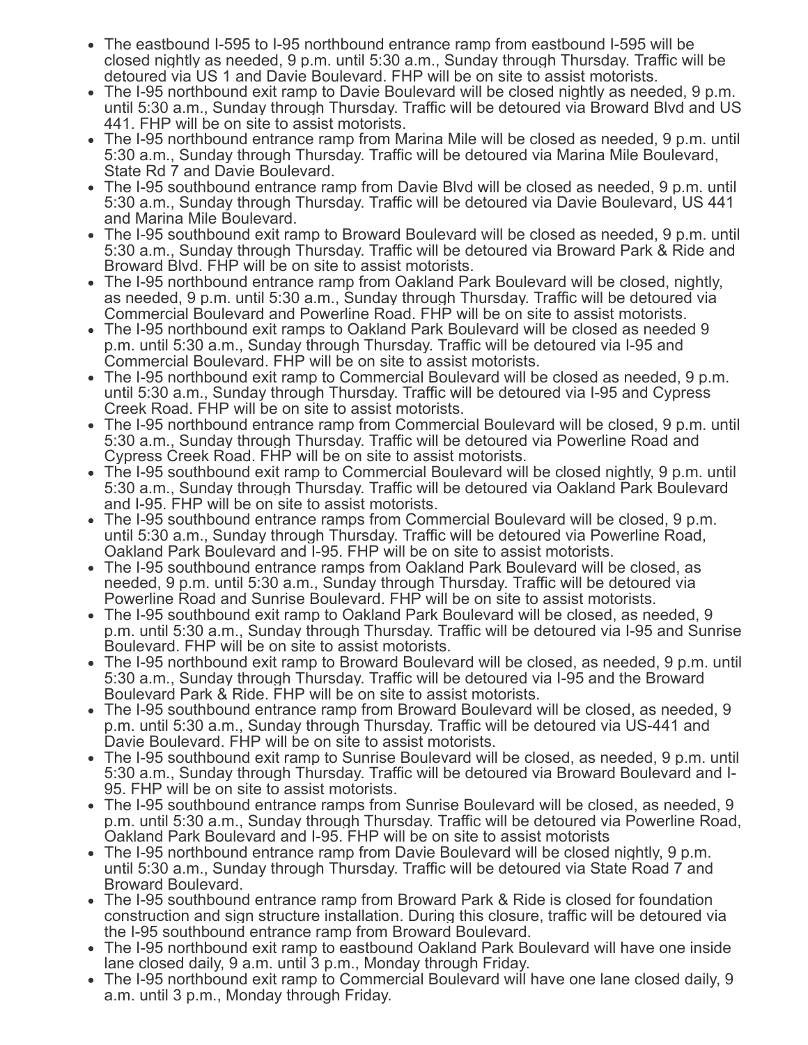- The eastbound I-595 to I-95 northbound entrance ramp from eastbound I-595 will be closed nightly as needed, 9 p.m. until 5:30 a.m., Sunday through Thursday. Traffic will be detoured via US 1 and Davie Boulevard. FHP will be on site to assist motorists.
- The I-95 northbound exit ramp to Davie Boulevard will be closed nightly as needed, 9 p.m. until 5:30 a.m., Sunday through Thursday. Traffic will be detoured via Broward Blvd and US 441. FHP will be on site to assist motorists.
- The I-95 northbound entrance ramp from Marina Mile will be closed as needed, 9 p.m. until 5:30 a.m., Sunday through Thursday. Traffic will be detoured via Marina Mile Boulevard, State Rd 7 and Davie Boulevard.
- The I-95 southbound entrance ramp from Davie Blvd will be closed as needed, 9 p.m. until 5:30 a.m., Sunday through Thursday. Traffic will be detoured via Davie Boulevard, US 441 and Marina Mile Boulevard.
- The I-95 southbound exit ramp to Broward Boulevard will be closed as needed, 9 p.m. until 5:30 a.m., Sunday through Thursday. Traffic will be detoured via Broward Park & Ride and Broward Blvd. FHP will be on site to assist motorists.
- The I-95 northbound entrance ramp from Oakland Park Boulevard will be closed, nightly, as needed, 9 p.m. until 5:30 a.m., Sunday through Thursday. Traffic will be detoured via Commercial Boulevard and Powerline Road. FHP will be on site to assist motorists.
- The I-95 northbound exit ramps to Oakland Park Boulevard will be closed as needed 9 p.m. until 5:30 a.m., Sunday through Thursday. Traffic will be detoured via I-95 and Commercial Boulevard. FHP will be on site to assist motorists.
- The I-95 northbound exit ramp to Commercial Boulevard will be closed as needed, 9 p.m. until 5:30 a.m., Sunday through Thursday. Traffic will be detoured via I-95 and Cypress Creek Road. FHP will be on site to assist motorists.
- The I-95 northbound entrance ramp from Commercial Boulevard will be closed, 9 p.m. until 5:30 a.m., Sunday through Thursday. Traffic will be detoured via Powerline Road and Cypress Creek Road. FHP will be on site to assist motorists.
- The I-95 southbound exit ramp to Commercial Boulevard will be closed nightly, 9 p.m. until 5:30 a.m., Sunday through Thursday. Traffic will be detoured via Oakland Park Boulevard and I-95. FHP will be on site to assist motorists.
- The I-95 southbound entrance ramps from Commercial Boulevard will be closed, 9 p.m. until 5:30 a.m., Sunday through Thursday. Traffic will be detoured via Powerline Road, Oakland Park Boulevard and I-95. FHP will be on site to assist motorists.
- The I-95 southbound entrance ramps from Oakland Park Boulevard will be closed, as needed, 9 p.m. until 5:30 a.m., Sunday through Thursday. Traffic will be detoured via Powerline Road and Sunrise Boulevard. FHP will be on site to assist motorists.
- The I-95 southbound exit ramp to Oakland Park Boulevard will be closed, as needed, 9 p.m. until 5:30 a.m., Sunday through Thursday. Traffic will be detoured via I-95 and Sunrise Boulevard. FHP will be on site to assist motorists.
- The I-95 northbound exit ramp to Broward Boulevard will be closed, as needed, 9 p.m. until 5:30 a.m., Sunday through Thursday. Traffic will be detoured via I-95 and the Broward Boulevard Park & Ride. FHP will be on site to assist motorists.
- The I-95 southbound entrance ramp from Broward Boulevard will be closed, as needed, 9 p.m. until 5:30 a.m., Sunday through Thursday. Traffic will be detoured via US-441 and Davie Boulevard. FHP will be on site to assist motorists.
- The I-95 southbound exit ramp to Sunrise Boulevard will be closed, as needed, 9 p.m. until 5:30 a.m., Sunday through Thursday. Traffic will be detoured via Broward Boulevard and I-95. FHP will be on site to assist motorists.
- The I-95 southbound entrance ramps from Sunrise Boulevard will be closed, as needed, 9 p.m. until 5:30 a.m., Sunday through Thursday. Traffic will be detoured via Powerline Road, Oakland Park Boulevard and I-95. FHP will be on site to assist motorists
- The I-95 northbound entrance ramp from Davie Boulevard will be closed nightly, 9 p.m. until 5:30 a.m., Sunday through Thursday. Traffic will be detoured via State Road 7 and Broward Boulevard.
- The I-95 southbound entrance ramp from Broward Park & Ride is closed for foundation construction and sign structure installation. During this closure, traffic will be detoured via the I-95 southbound entrance ramp from Broward Boulevard.
- The I-95 northbound exit ramp to eastbound Oakland Park Boulevard will have one inside lane closed daily, 9 a.m. until 3 p.m., Monday through Friday.
- The I-95 northbound exit ramp to Commercial Boulevard will have one lane closed daily, 9 a.m. until 3 p.m., Monday through Friday.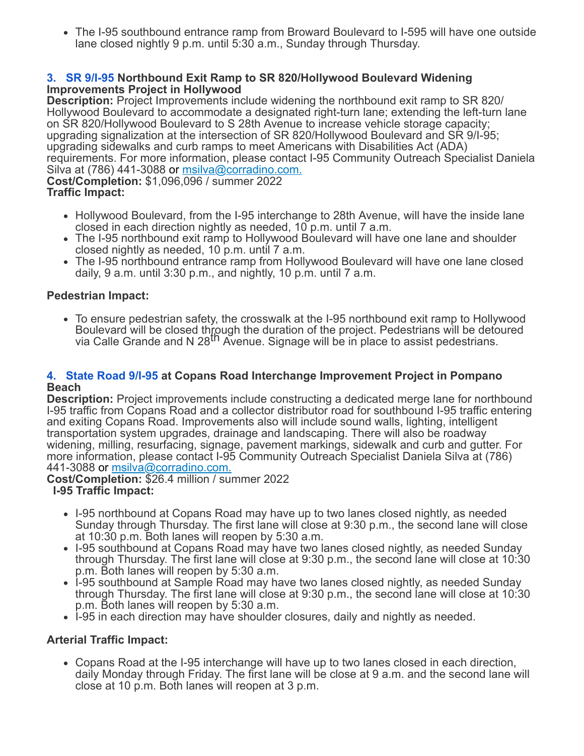- The I-95 southbound entrance ramp from Broward Boulevard to I-595 will have one outside lane closed nightly 9 p.m. until 5:30 a.m., Sunday through Thursday.

**3. SR 9/I-95 Northbound Exit Ramp to SR 820/Hollywood Boulevard Widening Improvements Project in Hollywood**
**Description:** Project Improvements include widening the northbound exit ramp to SR 820/ Hollywood Boulevard to accommodate a designated right-turn lane; extending the left-turn lane on SR 820/Hollywood Boulevard to S 28th Avenue to increase vehicle storage capacity; upgrading signalization at the intersection of SR 820/Hollywood Boulevard and SR 9/I-95; upgrading sidewalks and curb ramps to meet Americans with Disabilities Act (ADA) requirements. For more information, please contact I-95 Community Outreach Specialist Daniela Silva at (786) 441-3088 or msilva@corradino.com.
**Cost/Completion:** $1,096,096 / summer 2022
**Traffic Impact:**

- Hollywood Boulevard, from the I-95 interchange to 28th Avenue, will have the inside lane closed in each direction nightly as needed, 10 p.m. until 7 a.m.
- The I-95 northbound exit ramp to Hollywood Boulevard will have one lane and shoulder closed nightly as needed, 10 p.m. until 7 a.m.
- The I-95 northbound entrance ramp from Hollywood Boulevard will have one lane closed daily, 9 a.m. until 3:30 p.m., and nightly, 10 p.m. until 7 a.m.

**Pedestrian Impact:**

- To ensure pedestrian safety, the crosswalk at the I-95 northbound exit ramp to Hollywood Boulevard will be closed through the duration of the project. Pedestrians will be detoured via Calle Grande and N 28th Avenue. Signage will be in place to assist pedestrians.

**4. State Road 9/I-95 at Copans Road Interchange Improvement Project in Pompano Beach**
**Description:** Project improvements include constructing a dedicated merge lane for northbound I-95 traffic from Copans Road and a collector distributor road for southbound I-95 traffic entering and exiting Copans Road. Improvements also will include sound walls, lighting, intelligent transportation system upgrades, drainage and landscaping. There will also be roadway widening, milling, resurfacing, signage, pavement markings, sidewalk and curb and gutter. For more information, please contact I-95 Community Outreach Specialist Daniela Silva at (786) 441-3088 or msilva@corradino.com.
**Cost/Completion:** $26.4 million / summer 2022
**I-95 Traffic Impact:**

- I-95 northbound at Copans Road may have up to two lanes closed nightly, as needed Sunday through Thursday. The first lane will close at 9:30 p.m., the second lane will close at 10:30 p.m. Both lanes will reopen by 5:30 a.m.
- I-95 southbound at Copans Road may have two lanes closed nightly, as needed Sunday through Thursday. The first lane will close at 9:30 p.m., the second lane will close at 10:30 p.m. Both lanes will reopen by 5:30 a.m.
- I-95 southbound at Sample Road may have two lanes closed nightly, as needed Sunday through Thursday. The first lane will close at 9:30 p.m., the second lane will close at 10:30 p.m. Both lanes will reopen by 5:30 a.m.
- I-95 in each direction may have shoulder closures, daily and nightly as needed.

**Arterial Traffic Impact:**

- Copans Road at the I-95 interchange will have up to two lanes closed in each direction, daily Monday through Friday. The first lane will be close at 9 a.m. and the second lane will close at 10 p.m. Both lanes will reopen at 3 p.m.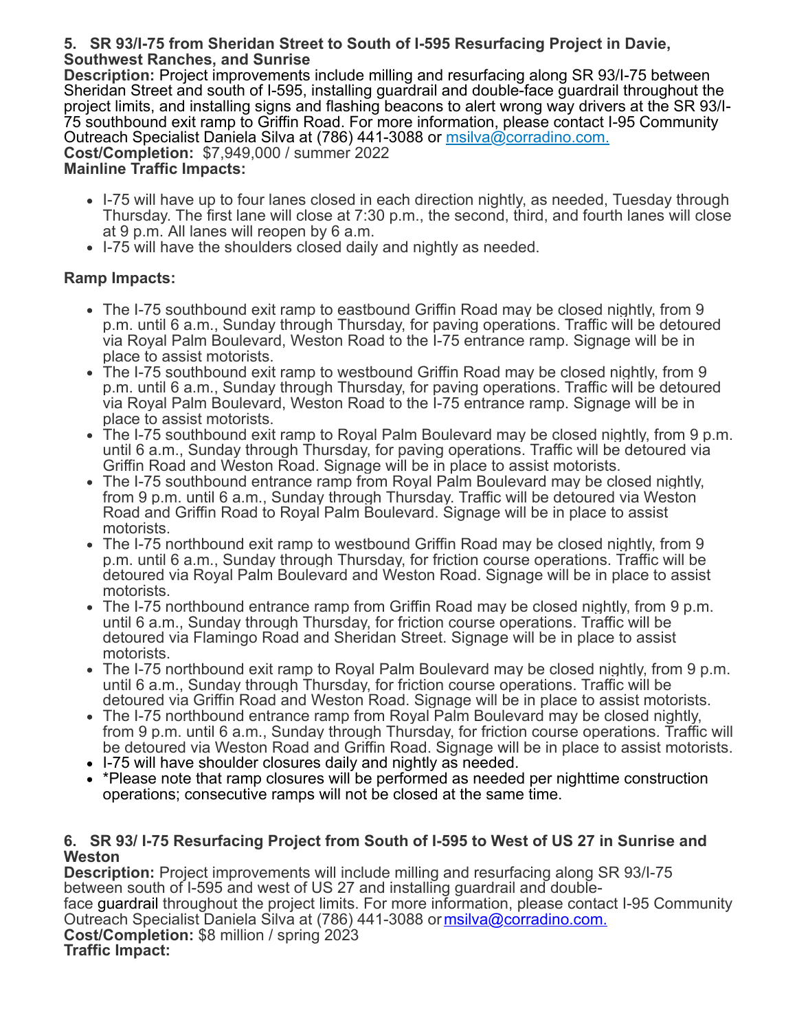**5. SR 93/I-75 from Sheridan Street to South of I-595 Resurfacing Project in Davie, Southwest Ranches, and Sunrise**

**Description:** Project improvements include milling and resurfacing along SR 93/I-75 between Sheridan Street and south of I-595, installing guardrail and double-face guardrail throughout the project limits, and installing signs and flashing beacons to alert wrong way drivers at the SR 93/I-75 southbound exit ramp to Griffin Road. For more information, please contact I-95 Community Outreach Specialist Daniela Silva at (786) 441-3088 or [msilva@corradino.com.](mailto:msilva@corradino.com)

**Cost/Completion:** $7,949,000 / summer 2022

**Mainline Traffic Impacts:**

- I-75 will have up to four lanes closed in each direction nightly, as needed, Tuesday through Thursday. The first lane will close at 7:30 p.m., the second, third, and fourth lanes will close at 9 p.m. All lanes will reopen by 6 a.m.
- I-75 will have the shoulders closed daily and nightly as needed.

**Ramp Impacts:**

- The I-75 southbound exit ramp to eastbound Griffin Road may be closed nightly, from 9 p.m. until 6 a.m., Sunday through Thursday, for paving operations. Traffic will be detoured via Royal Palm Boulevard, Weston Road to the I-75 entrance ramp. Signage will be in place to assist motorists.
- The I-75 southbound exit ramp to westbound Griffin Road may be closed nightly, from 9 p.m. until 6 a.m., Sunday through Thursday, for paving operations. Traffic will be detoured via Royal Palm Boulevard, Weston Road to the I-75 entrance ramp. Signage will be in place to assist motorists.
- The I-75 southbound exit ramp to Royal Palm Boulevard may be closed nightly, from 9 p.m. until 6 a.m., Sunday through Thursday, for paving operations. Traffic will be detoured via Griffin Road and Weston Road. Signage will be in place to assist motorists.
- The I-75 southbound entrance ramp from Royal Palm Boulevard may be closed nightly, from 9 p.m. until 6 a.m., Sunday through Thursday. Traffic will be detoured via Weston Road and Griffin Road to Royal Palm Boulevard. Signage will be in place to assist motorists.
- The I-75 northbound exit ramp to westbound Griffin Road may be closed nightly, from 9 p.m. until 6 a.m., Sunday through Thursday, for friction course operations. Traffic will be detoured via Royal Palm Boulevard and Weston Road. Signage will be in place to assist motorists.
- The I-75 northbound entrance ramp from Griffin Road may be closed nightly, from 9 p.m. until 6 a.m., Sunday through Thursday, for friction course operations. Traffic will be detoured via Flamingo Road and Sheridan Street. Signage will be in place to assist motorists.
- The I-75 northbound exit ramp to Royal Palm Boulevard may be closed nightly, from 9 p.m. until 6 a.m., Sunday through Thursday, for friction course operations. Traffic will be detoured via Griffin Road and Weston Road. Signage will be in place to assist motorists.
- The I-75 northbound entrance ramp from Royal Palm Boulevard may be closed nightly, from 9 p.m. until 6 a.m., Sunday through Thursday, for friction course operations. Traffic will be detoured via Weston Road and Griffin Road. Signage will be in place to assist motorists.
- I-75 will have shoulder closures daily and nightly as needed.
- *Please note that ramp closures will be performed as needed per nighttime construction operations; consecutive ramps will not be closed at the same time.

**6. SR 93/ I-75 Resurfacing Project from South of I-595 to West of US 27 in Sunrise and Weston**

**Description:** Project improvements will include milling and resurfacing along SR 93/I-75 between south of I-595 and west of US 27 and installing guardrail and double-face guardrail throughout the project limits. For more information, please contact I-95 Community Outreach Specialist Daniela Silva at (786) 441-3088 or [msilva@corradino.com.](mailto:msilva@corradino.com)

**Cost/Completion:** $8 million / spring 2023

**Traffic Impact:**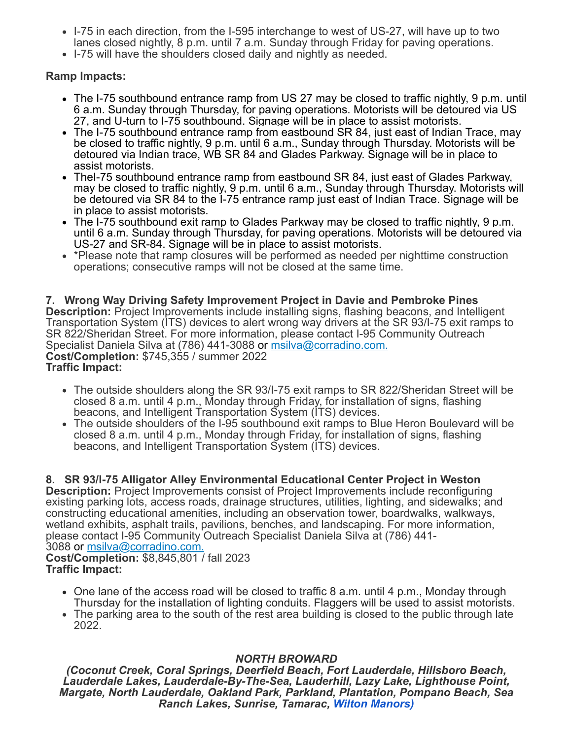- I-75 in each direction, from the I-595 interchange to west of US-27, will have up to two lanes closed nightly, 8 p.m. until 7 a.m. Sunday through Friday for paving operations.
- I-75 will have the shoulders closed daily and nightly as needed.

**Ramp Impacts:**

- The I-75 southbound entrance ramp from US 27 may be closed to traffic nightly, 9 p.m. until 6 a.m. Sunday through Thursday, for paving operations. Motorists will be detoured via US 27, and U-turn to I-75 southbound. Signage will be in place to assist motorists.
- The I-75 southbound entrance ramp from eastbound SR 84, just east of Indian Trace, may be closed to traffic nightly, 9 p.m. until 6 a.m., Sunday through Thursday. Motorists will be detoured via Indian trace, WB SR 84 and Glades Parkway. Signage will be in place to assist motorists.
- TheI-75 southbound entrance ramp from eastbound SR 84, just east of Glades Parkway, may be closed to traffic nightly, 9 p.m. until 6 a.m., Sunday through Thursday. Motorists will be detoured via SR 84 to the I-75 entrance ramp just east of Indian Trace. Signage will be in place to assist motorists.
- The I-75 southbound exit ramp to Glades Parkway may be closed to traffic nightly, 9 p.m. until 6 a.m. Sunday through Thursday, for paving operations. Motorists will be detoured via US-27 and SR-84. Signage will be in place to assist motorists.
- *Please note that ramp closures will be performed as needed per nighttime construction operations; consecutive ramps will not be closed at the same time.

**7. Wrong Way Driving Safety Improvement Project in Davie and Pembroke Pines**
**Description:** Project Improvements include installing signs, flashing beacons, and Intelligent Transportation System (ITS) devices to alert wrong way drivers at the SR 93/I-75 exit ramps to SR 822/Sheridan Street. For more information, please contact I-95 Community Outreach Specialist Daniela Silva at (786) 441-3088 or msilva@corradino.com.
**Cost/Completion:** $745,355 / summer 2022
**Traffic Impact:**

- The outside shoulders along the SR 93/I-75 exit ramps to SR 822/Sheridan Street will be closed 8 a.m. until 4 p.m., Monday through Friday, for installation of signs, flashing beacons, and Intelligent Transportation System (ITS) devices.
- The outside shoulders of the I-95 southbound exit ramps to Blue Heron Boulevard will be closed 8 a.m. until 4 p.m., Monday through Friday, for installation of signs, flashing beacons, and Intelligent Transportation System (ITS) devices.

**8. SR 93/I-75 Alligator Alley Environmental Educational Center Project in Weston**
**Description:** Project Improvements consist of Project Improvements include reconfiguring existing parking lots, access roads, drainage structures, utilities, lighting, and sidewalks; and constructing educational amenities, including an observation tower, boardwalks, walkways, wetland exhibits, asphalt trails, pavilions, benches, and landscaping. For more information, please contact I-95 Community Outreach Specialist Daniela Silva at (786) 441-3088 or msilva@corradino.com.
**Cost/Completion:** $8,845,801 / fall 2023
**Traffic Impact:**

- One lane of the access road will be closed to traffic 8 a.m. until 4 p.m., Monday through Thursday for the installation of lighting conduits. Flaggers will be used to assist motorists.
- The parking area to the south of the rest area building is closed to the public through late 2022.

***NORTH BROWARD***
***(Coconut Creek, Coral Springs, Deerfield Beach, Fort Lauderdale, Hillsboro Beach, Lauderdale Lakes, Lauderdale-By-The-Sea, Lauderhill, Lazy Lake, Lighthouse Point, Margate, North Lauderdale, Oakland Park, Parkland, Plantation, Pompano Beach, Sea Ranch Lakes, Sunrise, Tamarac, Wilton Manors)***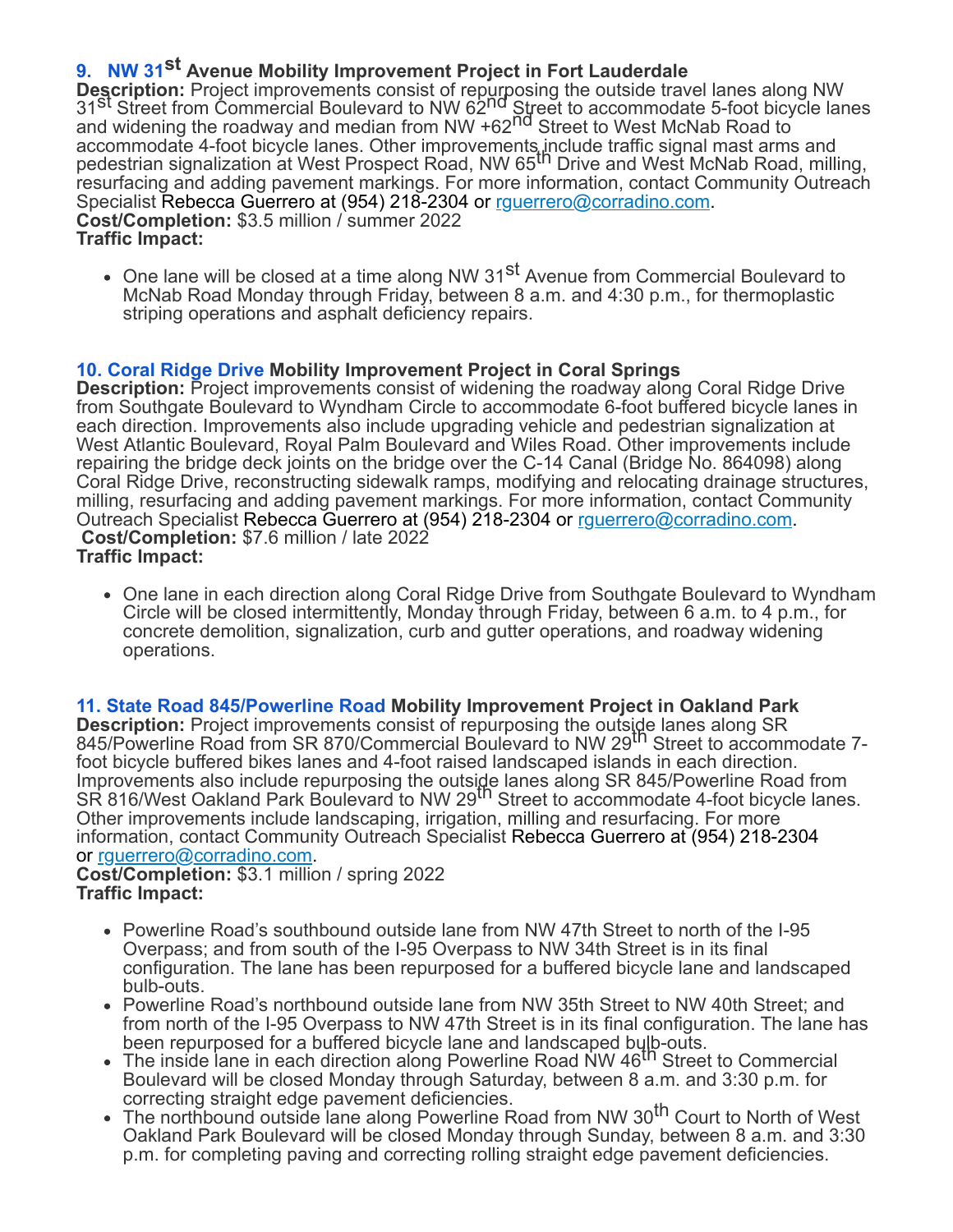### 9. NW 31st Avenue Mobility Improvement Project in Fort Lauderdale

**Description:** Project improvements consist of repurposing the outside travel lanes along NW 31st Street from Commercial Boulevard to NW 62nd Street to accommodate 5-foot bicycle lanes and widening the roadway and median from NW +62nd Street to West McNab Road to accommodate 4-foot bicycle lanes. Other improvements include traffic signal mast arms and pedestrian signalization at West Prospect Road, NW 65th Drive and West McNab Road, milling, resurfacing and adding pavement markings. For more information, contact Community Outreach Specialist Rebecca Guerrero at (954) 218-2304 or rguerrero@corradino.com.
**Cost/Completion:** $3.5 million / summer 2022
**Traffic Impact:**

- One lane will be closed at a time along NW 31st Avenue from Commercial Boulevard to McNab Road Monday through Friday, between 8 a.m. and 4:30 p.m., for thermoplastic striping operations and asphalt deficiency repairs.

### 10. Coral Ridge Drive Mobility Improvement Project in Coral Springs

**Description:** Project improvements consist of widening the roadway along Coral Ridge Drive from Southgate Boulevard to Wyndham Circle to accommodate 6-foot buffered bicycle lanes in each direction. Improvements also include upgrading vehicle and pedestrian signalization at West Atlantic Boulevard, Royal Palm Boulevard and Wiles Road. Other improvements include repairing the bridge deck joints on the bridge over the C-14 Canal (Bridge No. 864098) along Coral Ridge Drive, reconstructing sidewalk ramps, modifying and relocating drainage structures, milling, resurfacing and adding pavement markings. For more information, contact Community Outreach Specialist Rebecca Guerrero at (954) 218-2304 or rguerrero@corradino.com.
**Cost/Completion:** $7.6 million / late 2022
**Traffic Impact:**

- One lane in each direction along Coral Ridge Drive from Southgate Boulevard to Wyndham Circle will be closed intermittently, Monday through Friday, between 6 a.m. to 4 p.m., for concrete demolition, signalization, curb and gutter operations, and roadway widening operations.

### 11. State Road 845/Powerline Road Mobility Improvement Project in Oakland Park

**Description:** Project improvements consist of repurposing the outside lanes along SR 845/Powerline Road from SR 870/Commercial Boulevard to NW 29th Street to accommodate 7-foot bicycle buffered bikes lanes and 4-foot raised landscaped islands in each direction. Improvements also include repurposing the outside lanes along SR 845/Powerline Road from SR 816/West Oakland Park Boulevard to NW 29th Street to accommodate 4-foot bicycle lanes. Other improvements include landscaping, irrigation, milling and resurfacing. For more information, contact Community Outreach Specialist Rebecca Guerrero at (954) 218-2304 or rguerrero@corradino.com.
**Cost/Completion:** $3.1 million / spring 2022
**Traffic Impact:**

- Powerline Road's southbound outside lane from NW 47th Street to north of the I-95 Overpass; and from south of the I-95 Overpass to NW 34th Street is in its final configuration. The lane has been repurposed for a buffered bicycle lane and landscaped bulb-outs.
- Powerline Road's northbound outside lane from NW 35th Street to NW 40th Street; and from north of the I-95 Overpass to NW 47th Street is in its final configuration. The lane has been repurposed for a buffered bicycle lane and landscaped bulb-outs.
- The inside lane in each direction along Powerline Road NW 46th Street to Commercial Boulevard will be closed Monday through Saturday, between 8 a.m. and 3:30 p.m. for correcting straight edge pavement deficiencies.
- The northbound outside lane along Powerline Road from NW 30th Court to North of West Oakland Park Boulevard will be closed Monday through Sunday, between 8 a.m. and 3:30 p.m. for completing paving and correcting rolling straight edge pavement deficiencies.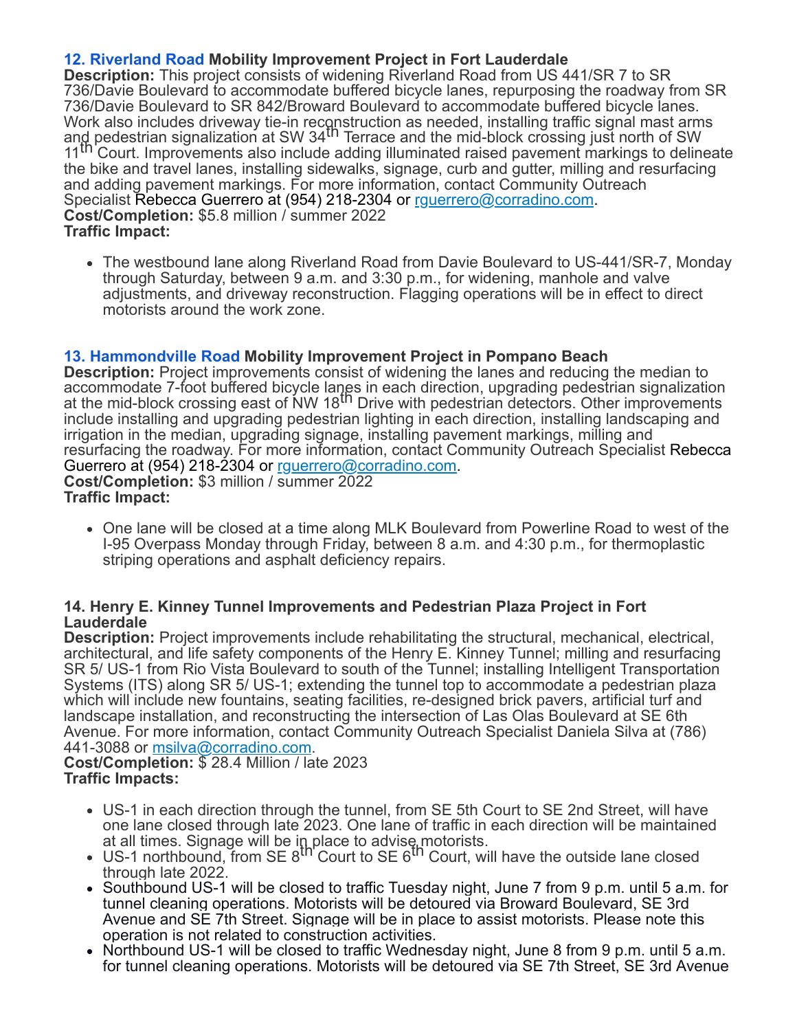**12. Riverland Road Mobility Improvement Project in Fort Lauderdale**
**Description:** This project consists of widening Riverland Road from US 441/SR 7 to SR 736/Davie Boulevard to accommodate buffered bicycle lanes, repurposing the roadway from SR 736/Davie Boulevard to SR 842/Broward Boulevard to accommodate buffered bicycle lanes. Work also includes driveway tie-in reconstruction as needed, installing traffic signal mast arms and pedestrian signalization at SW 34th Terrace and the mid-block crossing just north of SW 11th Court. Improvements also include adding illuminated raised pavement markings to delineate the bike and travel lanes, installing sidewalks, signage, curb and gutter, milling and resurfacing and adding pavement markings. For more information, contact Community Outreach Specialist Rebecca Guerrero at (954) 218-2304 or rguerrero@corradino.com.
**Cost/Completion:** $5.8 million / summer 2022
**Traffic Impact:**

- The westbound lane along Riverland Road from Davie Boulevard to US-441/SR-7, Monday through Saturday, between 9 a.m. and 3:30 p.m., for widening, manhole and valve adjustments, and driveway reconstruction. Flagging operations will be in effect to direct motorists around the work zone.

**13. Hammondville Road Mobility Improvement Project in Pompano Beach**
**Description:** Project improvements consist of widening the lanes and reducing the median to accommodate 7-foot buffered bicycle lanes in each direction, upgrading pedestrian signalization at the mid-block crossing east of NW 18th Drive with pedestrian detectors. Other improvements include installing and upgrading pedestrian lighting in each direction, installing landscaping and irrigation in the median, upgrading signage, installing pavement markings, milling and resurfacing the roadway. For more information, contact Community Outreach Specialist Rebecca Guerrero at (954) 218-2304 or rguerrero@corradino.com.
**Cost/Completion:** $3 million / summer 2022
**Traffic Impact:**

- One lane will be closed at a time along MLK Boulevard from Powerline Road to west of the I-95 Overpass Monday through Friday, between 8 a.m. and 4:30 p.m., for thermoplastic striping operations and asphalt deficiency repairs.

**14. Henry E. Kinney Tunnel Improvements and Pedestrian Plaza Project in Fort Lauderdale**
**Description:** Project improvements include rehabilitating the structural, mechanical, electrical, architectural, and life safety components of the Henry E. Kinney Tunnel; milling and resurfacing SR 5/ US-1 from Rio Vista Boulevard to south of the Tunnel; installing Intelligent Transportation Systems (ITS) along SR 5/ US-1; extending the tunnel top to accommodate a pedestrian plaza which will include new fountains, seating facilities, re-designed brick pavers, artificial turf and landscape installation, and reconstructing the intersection of Las Olas Boulevard at SE 6th Avenue. For more information, contact Community Outreach Specialist Daniela Silva at (786) 441-3088 or msilva@corradino.com.
**Cost/Completion:** $ 28.4 Million / late 2023
**Traffic Impacts:**

- US-1 in each direction through the tunnel, from SE 5th Court to SE 2nd Street, will have one lane closed through late 2023. One lane of traffic in each direction will be maintained at all times. Signage will be in place to advise motorists.
- US-1 northbound, from SE 8th Court to SE 6th Court, will have the outside lane closed through late 2022.
- Southbound US-1 will be closed to traffic Tuesday night, June 7 from 9 p.m. until 5 a.m. for tunnel cleaning operations. Motorists will be detoured via Broward Boulevard, SE 3rd Avenue and SE 7th Street. Signage will be in place to assist motorists. Please note this operation is not related to construction activities.
- Northbound US-1 will be closed to traffic Wednesday night, June 8 from 9 p.m. until 5 a.m. for tunnel cleaning operations. Motorists will be detoured via SE 7th Street, SE 3rd Avenue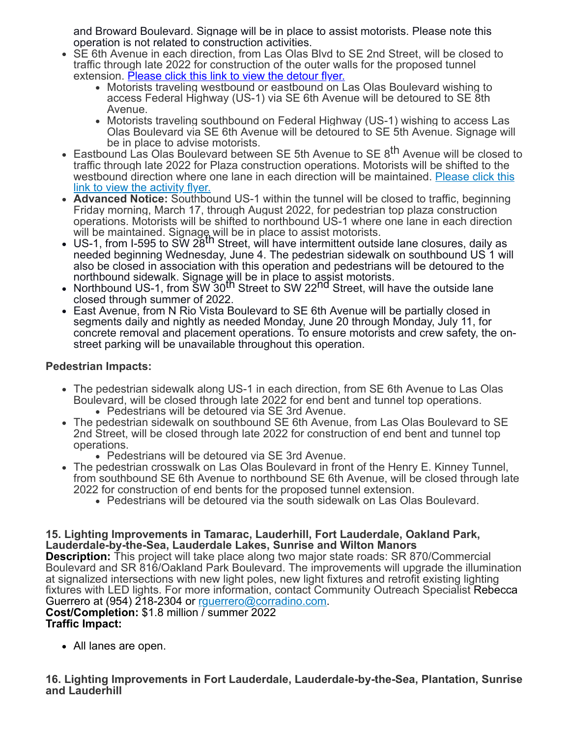and Broward Boulevard. Signage will be in place to assist motorists. Please note this operation is not related to construction activities.

- SE 6th Avenue in each direction, from Las Olas Blvd to SE 2nd Street, will be closed to traffic through late 2022 for construction of the outer walls for the proposed tunnel extension. Please click this link to view the detour flyer.
  - Motorists traveling westbound or eastbound on Las Olas Boulevard wishing to access Federal Highway (US-1) via SE 6th Avenue will be detoured to SE 8th Avenue.
  - Motorists traveling southbound on Federal Highway (US-1) wishing to access Las Olas Boulevard via SE 6th Avenue will be detoured to SE 5th Avenue. Signage will be in place to advise motorists.
- Eastbound Las Olas Boulevard between SE 5th Avenue to SE 8th Avenue will be closed to traffic through late 2022 for Plaza construction operations. Motorists will be shifted to the westbound direction where one lane in each direction will be maintained. Please click this link to view the activity flyer.
- **Advanced Notice:** Southbound US-1 within the tunnel will be closed to traffic, beginning Friday morning, March 17, through August 2022, for pedestrian top plaza construction operations. Motorists will be shifted to northbound US-1 where one lane in each direction will be maintained. Signage will be in place to assist motorists.
- US-1, from I-595 to SW 28th Street, will have intermittent outside lane closures, daily as needed beginning Wednesday, June 4. The pedestrian sidewalk on southbound US 1 will also be closed in association with this operation and pedestrians will be detoured to the northbound sidewalk. Signage will be in place to assist motorists.
- Northbound US-1, from SW 30th Street to SW 22nd Street, will have the outside lane closed through summer of 2022.
- East Avenue, from N Rio Vista Boulevard to SE 6th Avenue will be partially closed in segments daily and nightly as needed Monday, June 20 through Monday, July 11, for concrete removal and placement operations. To ensure motorists and crew safety, the on-street parking will be unavailable throughout this operation.

**Pedestrian Impacts:**

- The pedestrian sidewalk along US-1 in each direction, from SE 6th Avenue to Las Olas Boulevard, will be closed through late 2022 for end bent and tunnel top operations.
  - Pedestrians will be detoured via SE 3rd Avenue.
- The pedestrian sidewalk on southbound SE 6th Avenue, from Las Olas Boulevard to SE 2nd Street, will be closed through late 2022 for construction of end bent and tunnel top operations.
  - Pedestrians will be detoured via SE 3rd Avenue.
- The pedestrian crosswalk on Las Olas Boulevard in front of the Henry E. Kinney Tunnel, from southbound SE 6th Avenue to northbound SE 6th Avenue, will be closed through late 2022 for construction of end bents for the proposed tunnel extension.
  - Pedestrians will be detoured via the south sidewalk on Las Olas Boulevard.

**15. Lighting Improvements in Tamarac, Lauderhill, Fort Lauderdale, Oakland Park, Lauderdale-by-the-Sea, Lauderdale Lakes, Sunrise and Wilton Manors**
**Description:** This project will take place along two major state roads: SR 870/Commercial Boulevard and SR 816/Oakland Park Boulevard. The improvements will upgrade the illumination at signalized intersections with new light poles, new light fixtures and retrofit existing lighting fixtures with LED lights. For more information, contact Community Outreach Specialist Rebecca Guerrero at (954) 218-2304 or rguerrero@corradino.com.
**Cost/Completion:** $1.8 million / summer 2022
**Traffic Impact:**

- All lanes are open.

**16. Lighting Improvements in Fort Lauderdale, Lauderdale-by-the-Sea, Plantation, Sunrise and Lauderhill**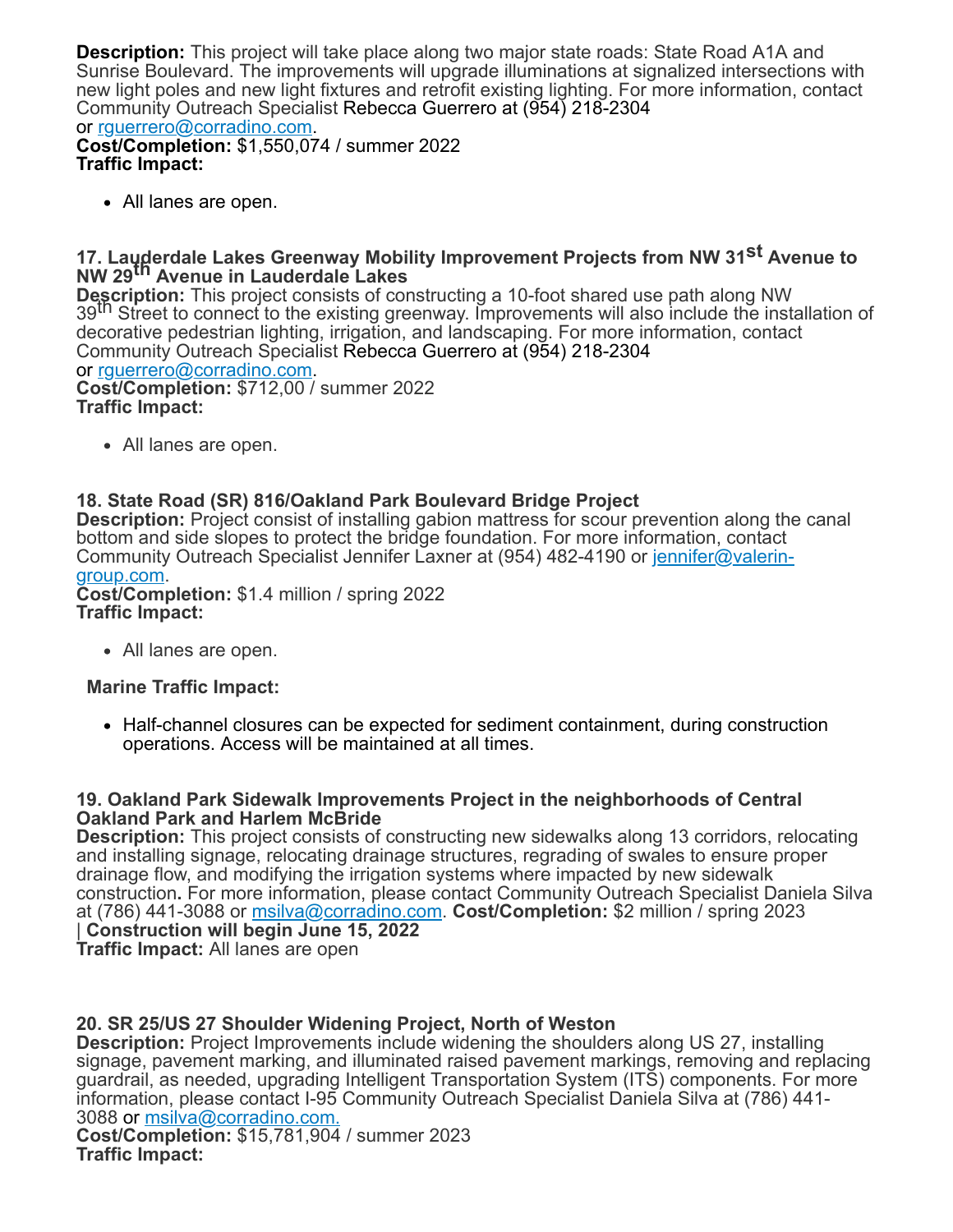**Description:** This project will take place along two major state roads: State Road A1A and Sunrise Boulevard. The improvements will upgrade illuminations at signalized intersections with new light poles and new light fixtures and retrofit existing lighting. For more information, contact Community Outreach Specialist Rebecca Guerrero at (954) 218-2304 or rguerrero@corradino.com.
**Cost/Completion:** $1,550,074 / summer 2022
**Traffic Impact:**

- All lanes are open.

**17. Lauderdale Lakes Greenway Mobility Improvement Projects from NW 31st Avenue to NW 29th Avenue in Lauderdale Lakes**
**Description:** This project consists of constructing a 10-foot shared use path along NW 39th Street to connect to the existing greenway. Improvements will also include the installation of decorative pedestrian lighting, irrigation, and landscaping. For more information, contact Community Outreach Specialist Rebecca Guerrero at (954) 218-2304 or rguerrero@corradino.com.
**Cost/Completion:** $712,00 / summer 2022
**Traffic Impact:**

- All lanes are open.

**18. State Road (SR) 816/Oakland Park Boulevard Bridge Project**
**Description:** Project consist of installing gabion mattress for scour prevention along the canal bottom and side slopes to protect the bridge foundation. For more information, contact Community Outreach Specialist Jennifer Laxner at (954) 482-4190 or jennifer@valerin-group.com.
**Cost/Completion:** $1.4 million / spring 2022
**Traffic Impact:**

- All lanes are open.

**Marine Traffic Impact:**

- Half-channel closures can be expected for sediment containment, during construction operations. Access will be maintained at all times.

**19. Oakland Park Sidewalk Improvements Project in the neighborhoods of Central Oakland Park and Harlem McBride**
**Description:** This project consists of constructing new sidewalks along 13 corridors, relocating and installing signage, relocating drainage structures, regrading of swales to ensure proper drainage flow, and modifying the irrigation systems where impacted by new sidewalk construction**.** For more information, please contact Community Outreach Specialist Daniela Silva at (786) 441-3088 or msilva@corradino.com. **Cost/Completion:** $2 million / spring 2023 | **Construction will begin June 15, 2022**
**Traffic Impact:** All lanes are open

**20. SR 25/US 27 Shoulder Widening Project, North of Weston**
**Description:** Project Improvements include widening the shoulders along US 27, installing signage, pavement marking, and illuminated raised pavement markings, removing and replacing guardrail, as needed, upgrading Intelligent Transportation System (ITS) components. For more information, please contact I-95 Community Outreach Specialist Daniela Silva at (786) 441-3088 or msilva@corradino.com.
**Cost/Completion:** $15,781,904 / summer 2023
**Traffic Impact:**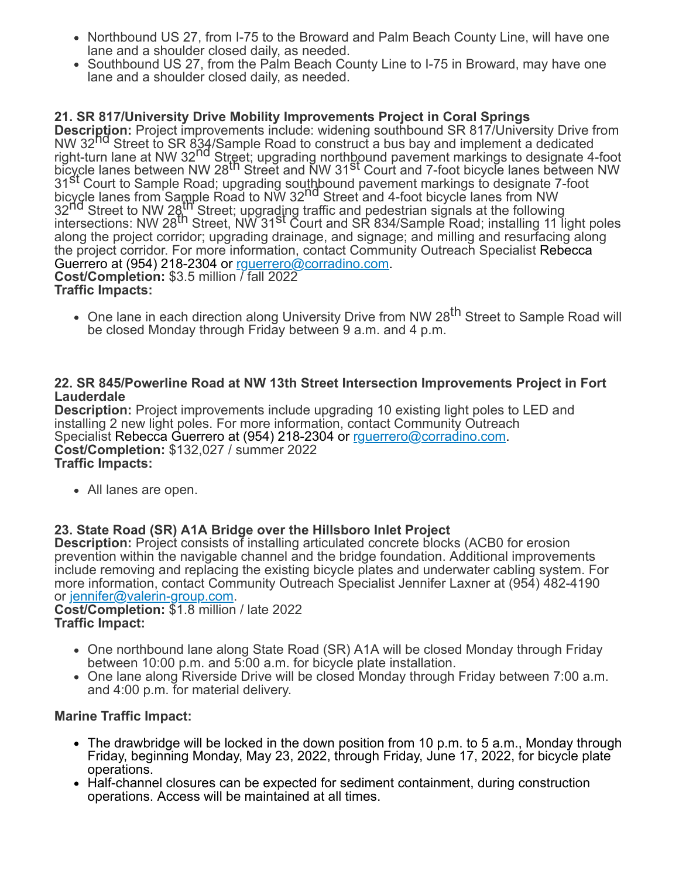- Northbound US 27, from I-75 to the Broward and Palm Beach County Line, will have one lane and a shoulder closed daily, as needed.
- Southbound US 27, from the Palm Beach County Line to I-75 in Broward, may have one lane and a shoulder closed daily, as needed.

**21. SR 817/University Drive Mobility Improvements Project in Coral Springs**
**Description:** Project improvements include: widening southbound SR 817/University Drive from NW 32nd Street to SR 834/Sample Road to construct a bus bay and implement a dedicated right-turn lane at NW 32nd Street; upgrading northbound pavement markings to designate 4-foot bicycle lanes between NW 28th Street and NW 31st Court and 7-foot bicycle lanes between NW 31st Court to Sample Road; upgrading southbound pavement markings to designate 7-foot bicycle lanes from Sample Road to NW 32nd Street and 4-foot bicycle lanes from NW 32nd Street to NW 28th Street; upgrading traffic and pedestrian signals at the following intersections: NW 28th Street, NW 31st Court and SR 834/Sample Road; installing 11 light poles along the project corridor; upgrading drainage, and signage; and milling and resurfacing along the project corridor. For more information, contact Community Outreach Specialist Rebecca Guerrero at (954) 218-2304 or rguerrero@corradino.com.
**Cost/Completion:** $3.5 million / fall 2022
**Traffic Impacts:**

- One lane in each direction along University Drive from NW 28th Street to Sample Road will be closed Monday through Friday between 9 a.m. and 4 p.m.

**22. SR 845/Powerline Road at NW 13th Street Intersection Improvements Project in Fort Lauderdale**
**Description:** Project improvements include upgrading 10 existing light poles to LED and installing 2 new light poles. For more information, contact Community Outreach Specialist Rebecca Guerrero at (954) 218-2304 or rguerrero@corradino.com.
**Cost/Completion:** $132,027 / summer 2022
**Traffic Impacts:**

- All lanes are open.

**23. State Road (SR) A1A Bridge over the Hillsboro Inlet Project**
**Description:** Project consists of installing articulated concrete blocks (ACB0 for erosion prevention within the navigable channel and the bridge foundation. Additional improvements include removing and replacing the existing bicycle plates and underwater cabling system. For more information, contact Community Outreach Specialist Jennifer Laxner at (954) 482-4190 or jennifer@valerin-group.com.
**Cost/Completion:** $1.8 million / late 2022
**Traffic Impact:**

- One northbound lane along State Road (SR) A1A will be closed Monday through Friday between 10:00 p.m. and 5:00 a.m. for bicycle plate installation.
- One lane along Riverside Drive will be closed Monday through Friday between 7:00 a.m. and 4:00 p.m. for material delivery.

**Marine Traffic Impact:**

- The drawbridge will be locked in the down position from 10 p.m. to 5 a.m., Monday through Friday, beginning Monday, May 23, 2022, through Friday, June 17, 2022, for bicycle plate operations.
- Half-channel closures can be expected for sediment containment, during construction operations. Access will be maintained at all times.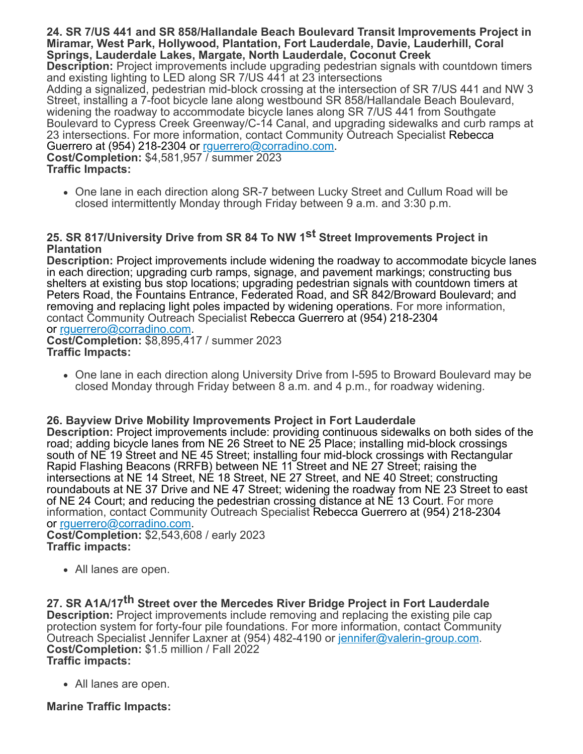**24. SR 7/US 441 and SR 858/Hallandale Beach Boulevard Transit Improvements Project in Miramar, West Park, Hollywood, Plantation, Fort Lauderdale, Davie, Lauderhill, Coral Springs, Lauderdale Lakes, Margate, North Lauderdale, Coconut Creek**
**Description:** Project improvements include upgrading pedestrian signals with countdown timers and existing lighting to LED along SR 7/US 441 at 23 intersections
Adding a signalized, pedestrian mid-block crossing at the intersection of SR 7/US 441 and NW 3 Street, installing a 7-foot bicycle lane along westbound SR 858/Hallandale Beach Boulevard, widening the roadway to accommodate bicycle lanes along SR 7/US 441 from Southgate Boulevard to Cypress Creek Greenway/C-14 Canal, and upgrading sidewalks and curb ramps at 23 intersections. For more information, contact Community Outreach Specialist Rebecca Guerrero at (954) 218-2304 or rguerrero@corradino.com.
**Cost/Completion:** $4,581,957 / summer 2023
**Traffic Impacts:**

- One lane in each direction along SR-7 between Lucky Street and Cullum Road will be closed intermittently Monday through Friday between 9 a.m. and 3:30 p.m.

**25. SR 817/University Drive from SR 84 To NW 1st Street Improvements Project in Plantation**
**Description:** Project improvements include widening the roadway to accommodate bicycle lanes in each direction; upgrading curb ramps, signage, and pavement markings; constructing bus shelters at existing bus stop locations; upgrading pedestrian signals with countdown timers at Peters Road, the Fountains Entrance, Federated Road, and SR 842/Broward Boulevard; and removing and replacing light poles impacted by widening operations. For more information, contact Community Outreach Specialist Rebecca Guerrero at (954) 218-2304 or rguerrero@corradino.com.
**Cost/Completion:** $8,895,417 / summer 2023
**Traffic Impacts:**

- One lane in each direction along University Drive from I-595 to Broward Boulevard may be closed Monday through Friday between 8 a.m. and 4 p.m., for roadway widening.

**26. Bayview Drive Mobility Improvements Project in Fort Lauderdale**
**Description:** Project improvements include: providing continuous sidewalks on both sides of the road; adding bicycle lanes from NE 26 Street to NE 25 Place; installing mid-block crossings south of NE 19 Street and NE 45 Street; installing four mid-block crossings with Rectangular Rapid Flashing Beacons (RRFB) between NE 11 Street and NE 27 Street; raising the intersections at NE 14 Street, NE 18 Street, NE 27 Street, and NE 40 Street; constructing roundabouts at NE 37 Drive and NE 47 Street; widening the roadway from NE 23 Street to east of NE 24 Court; and reducing the pedestrian crossing distance at NE 13 Court. For more information, contact Community Outreach Specialist Rebecca Guerrero at (954) 218-2304 or rguerrero@corradino.com.
**Cost/Completion:** $2,543,608 / early 2023
**Traffic impacts:**

- All lanes are open.

**27. SR A1A/17th Street over the Mercedes River Bridge Project in Fort Lauderdale**
**Description:** Project improvements include removing and replacing the existing pile cap protection system for forty-four pile foundations. For more information, contact Community Outreach Specialist Jennifer Laxner at (954) 482-4190 or jennifer@valerin-group.com.
**Cost/Completion:** $1.5 million / Fall 2022
**Traffic impacts:**

- All lanes are open.

**Marine Traffic Impacts:**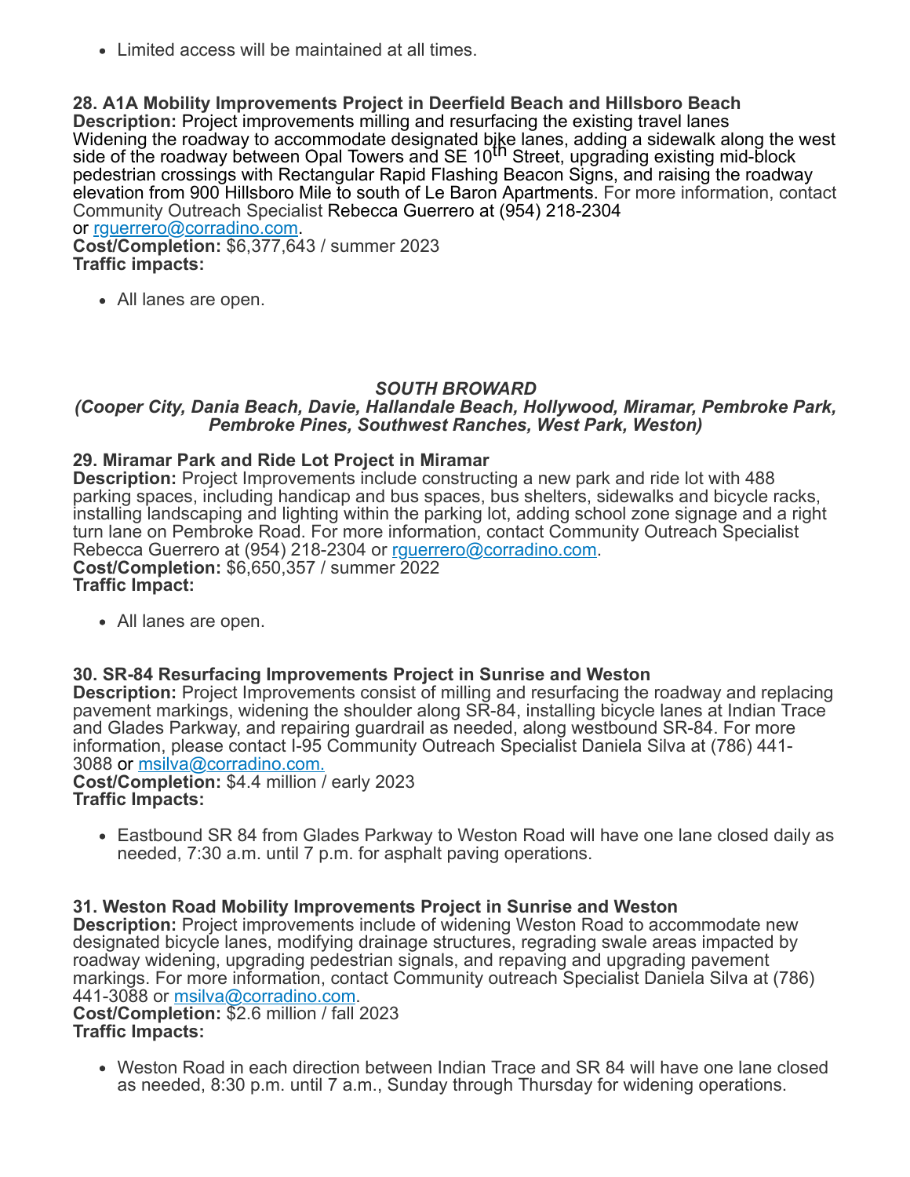- Limited access will be maintained at all times.

**28. A1A Mobility Improvements Project in Deerfield Beach and Hillsboro Beach**
**Description:** Project improvements milling and resurfacing the existing travel lanes Widening the roadway to accommodate designated bike lanes, adding a sidewalk along the west side of the roadway between Opal Towers and SE 10th Street, upgrading existing mid-block pedestrian crossings with Rectangular Rapid Flashing Beacon Signs, and raising the roadway elevation from 900 Hillsboro Mile to south of Le Baron Apartments. For more information, contact Community Outreach Specialist Rebecca Guerrero at (954) 218-2304 or rguerrero@corradino.com.
**Cost/Completion:** $6,377,643 / summer 2023
**Traffic impacts:**

- All lanes are open.

***SOUTH BROWARD***
***(Cooper City, Dania Beach, Davie, Hallandale Beach, Hollywood, Miramar, Pembroke Park, Pembroke Pines, Southwest Ranches, West Park, Weston)***

**29. Miramar Park and Ride Lot Project in Miramar**
**Description:** Project Improvements include constructing a new park and ride lot with 488 parking spaces, including handicap and bus spaces, bus shelters, sidewalks and bicycle racks, installing landscaping and lighting within the parking lot, adding school zone signage and a right turn lane on Pembroke Road. For more information, contact Community Outreach Specialist Rebecca Guerrero at (954) 218-2304 or rguerrero@corradino.com.
**Cost/Completion:** $6,650,357 / summer 2022
**Traffic Impact:**

- All lanes are open.

**30. SR-84 Resurfacing Improvements Project in Sunrise and Weston**
**Description:** Project Improvements consist of milling and resurfacing the roadway and replacing pavement markings, widening the shoulder along SR-84, installing bicycle lanes at Indian Trace and Glades Parkway, and repairing guardrail as needed, along westbound SR-84. For more information, please contact I-95 Community Outreach Specialist Daniela Silva at (786) 441-3088 or msilva@corradino.com.
**Cost/Completion:** $4.4 million / early 2023
**Traffic Impacts:**

- Eastbound SR 84 from Glades Parkway to Weston Road will have one lane closed daily as needed, 7:30 a.m. until 7 p.m. for asphalt paving operations.

**31. Weston Road Mobility Improvements Project in Sunrise and Weston**
**Description:** Project improvements include of widening Weston Road to accommodate new designated bicycle lanes, modifying drainage structures, regrading swale areas impacted by roadway widening, upgrading pedestrian signals, and repaving and upgrading pavement markings. For more information, contact Community outreach Specialist Daniela Silva at (786) 441-3088 or msilva@corradino.com.
**Cost/Completion:** $2.6 million / fall 2023
**Traffic Impacts:**

- Weston Road in each direction between Indian Trace and SR 84 will have one lane closed as needed, 8:30 p.m. until 7 a.m., Sunday through Thursday for widening operations.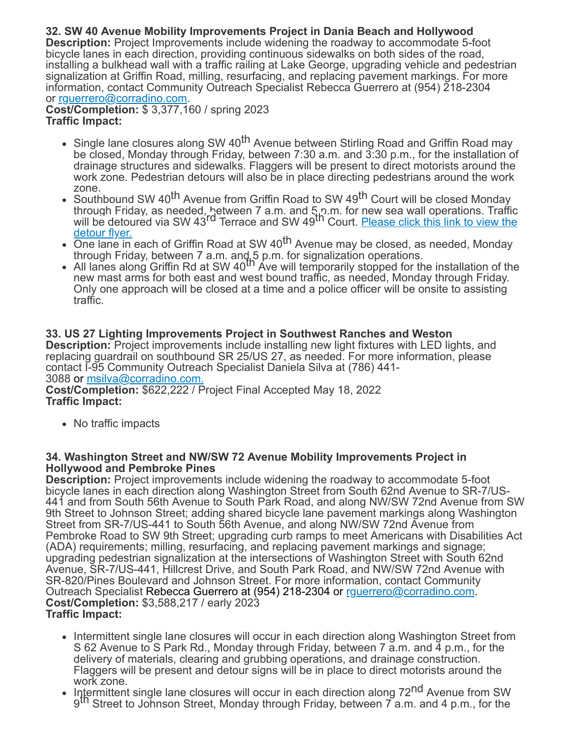**32. SW 40 Avenue Mobility Improvements Project in Dania Beach and Hollywood**
**Description:** Project Improvements include widening the roadway to accommodate 5-foot bicycle lanes in each direction, providing continuous sidewalks on both sides of the road, installing a bulkhead wall with a traffic railing at Lake George, upgrading vehicle and pedestrian signalization at Griffin Road, milling, resurfacing, and replacing pavement markings. For more information, contact Community Outreach Specialist Rebecca Guerrero at (954) 218-2304 or [rguerrero@corradino.com](mailto:rguerrero@corradino.com).
**Cost/Completion:** $ 3,377,160 / spring 2023
**Traffic Impact:**

- Single lane closures along SW 40th Avenue between Stirling Road and Griffin Road may be closed, Monday through Friday, between 7:30 a.m. and 3:30 p.m., for the installation of drainage structures and sidewalks. Flaggers will be present to direct motorists around the work zone. Pedestrian detours will also be in place directing pedestrians around the work zone.
- Southbound SW 40th Avenue from Griffin Road to SW 49th Court will be closed Monday through Friday, as needed, between 7 a.m. and 5 p.m. for new sea wall operations. Traffic will be detoured via SW 43rd Terrace and SW 49th Court. Please click this link to view the detour flyer.
- One lane in each of Griffin Road at SW 40th Avenue may be closed, as needed, Monday through Friday, between 7 a.m. and 5 p.m. for signalization operations.
- All lanes along Griffin Rd at SW 40th Ave will temporarily stopped for the installation of the new mast arms for both east and west bound traffic, as needed, Monday through Friday. Only one approach will be closed at a time and a police officer will be onsite to assisting traffic.

**33. US 27 Lighting Improvements Project in Southwest Ranches and Weston**
**Description:** Project improvements include installing new light fixtures with LED lights, and replacing guardrail on southbound SR 25/US 27, as needed. For more information, please contact I-95 Community Outreach Specialist Daniela Silva at (786) 441-3088 or [msilva@corradino.com.](mailto:msilva@corradino.com)
**Cost/Completion:** $622,222 / Project Final Accepted May 18, 2022
**Traffic Impact:**

- No traffic impacts

**34. Washington Street and NW/SW 72 Avenue Mobility Improvements Project in Hollywood and Pembroke Pines**
**Description:** Project improvements include widening the roadway to accommodate 5-foot bicycle lanes in each direction along Washington Street from South 62nd Avenue to SR-7/US-441 and from South 56th Avenue to South Park Road, and along NW/SW 72nd Avenue from SW 9th Street to Johnson Street; adding shared bicycle lane pavement markings along Washington Street from SR-7/US-441 to South 56th Avenue, and along NW/SW 72nd Avenue from Pembroke Road to SW 9th Street; upgrading curb ramps to meet Americans with Disabilities Act (ADA) requirements; milling, resurfacing, and replacing pavement markings and signage; upgrading pedestrian signalization at the intersections of Washington Street with South 62nd Avenue, SR-7/US-441, Hillcrest Drive, and South Park Road, and NW/SW 72nd Avenue with SR-820/Pines Boulevard and Johnson Street. For more information, contact Community Outreach Specialist Rebecca Guerrero at (954) 218-2304 or [rguerrero@corradino.com](mailto:rguerrero@corradino.com).
**Cost/Completion:** $3,588,217 / early 2023
**Traffic Impact:**

- Intermittent single lane closures will occur in each direction along Washington Street from S 62 Avenue to S Park Rd., Monday through Friday, between 7 a.m. and 4 p.m., for the delivery of materials, clearing and grubbing operations, and drainage construction. Flaggers will be present and detour signs will be in place to direct motorists around the work zone.
- Intermittent single lane closures will occur in each direction along 72nd Avenue from SW 9th Street to Johnson Street, Monday through Friday, between 7 a.m. and 4 p.m., for the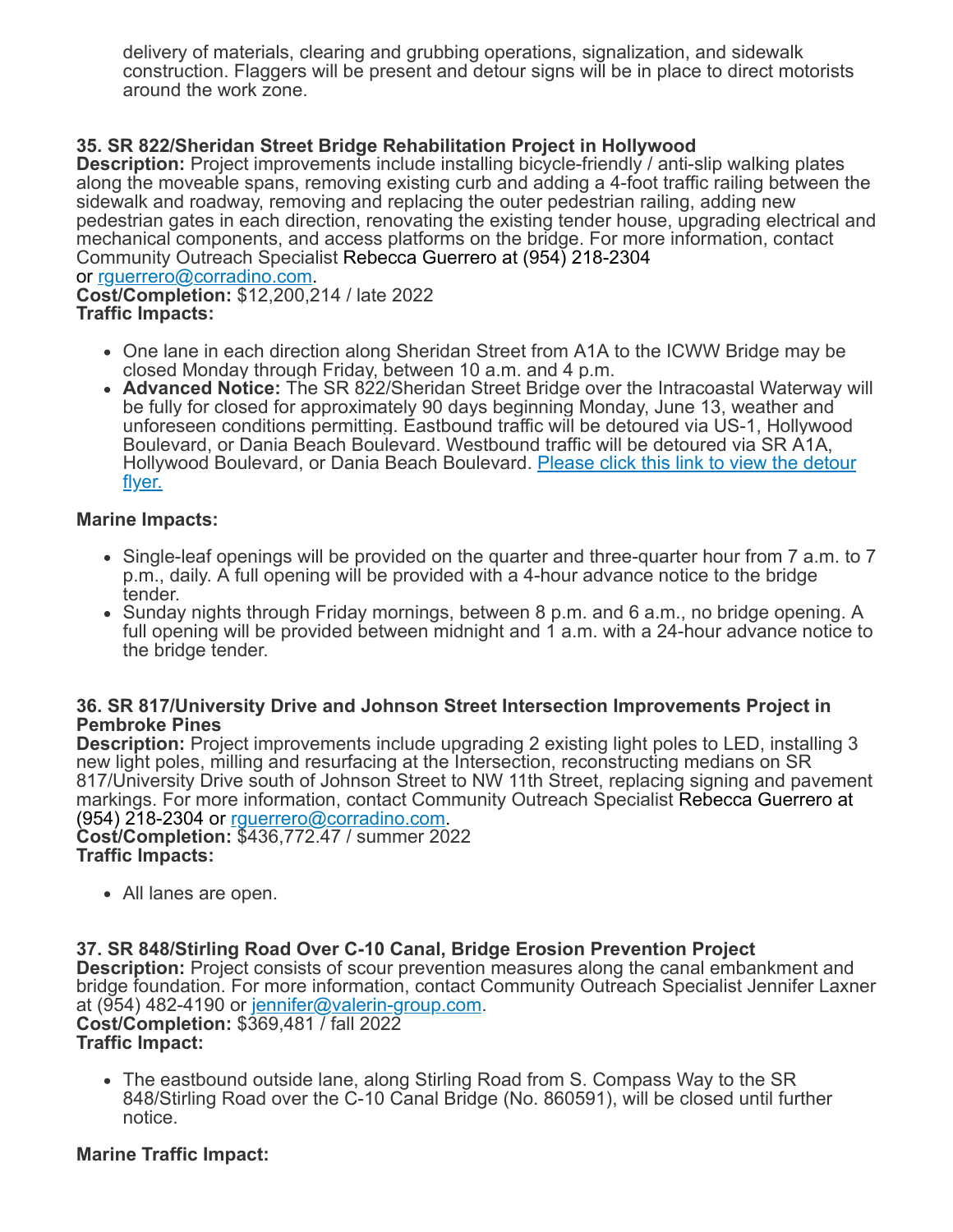delivery of materials, clearing and grubbing operations, signalization, and sidewalk construction. Flaggers will be present and detour signs will be in place to direct motorists around the work zone.

**35. SR 822/Sheridan Street Bridge Rehabilitation Project in Hollywood**
**Description:** Project improvements include installing bicycle-friendly / anti-slip walking plates along the moveable spans, removing existing curb and adding a 4-foot traffic railing between the sidewalk and roadway, removing and replacing the outer pedestrian railing, adding new pedestrian gates in each direction, renovating the existing tender house, upgrading electrical and mechanical components, and access platforms on the bridge. For more information, contact Community Outreach Specialist Rebecca Guerrero at (954) 218-2304 or [rguerrero@corradino.com](mailto:rguerrero@corradino.com).
**Cost/Completion:** $12,200,214 / late 2022
**Traffic Impacts:**

- One lane in each direction along Sheridan Street from A1A to the ICWW Bridge may be closed Monday through Friday, between 10 a.m. and 4 p.m.
- **Advanced Notice:** The SR 822/Sheridan Street Bridge over the Intracoastal Waterway will be fully for closed for approximately 90 days beginning Monday, June 13, weather and unforeseen conditions permitting. Eastbound traffic will be detoured via US-1, Hollywood Boulevard, or Dania Beach Boulevard. Westbound traffic will be detoured via SR A1A, Hollywood Boulevard, or Dania Beach Boulevard. Please click this link to view the detour flyer.

**Marine Impacts:**

- Single-leaf openings will be provided on the quarter and three-quarter hour from 7 a.m. to 7 p.m., daily. A full opening will be provided with a 4-hour advance notice to the bridge tender.
- Sunday nights through Friday mornings, between 8 p.m. and 6 a.m., no bridge opening. A full opening will be provided between midnight and 1 a.m. with a 24-hour advance notice to the bridge tender.

**36. SR 817/University Drive and Johnson Street Intersection Improvements Project in Pembroke Pines**
**Description:** Project improvements include upgrading 2 existing light poles to LED, installing 3 new light poles, milling and resurfacing at the Intersection, reconstructing medians on SR 817/University Drive south of Johnson Street to NW 11th Street, replacing signing and pavement markings. For more information, contact Community Outreach Specialist Rebecca Guerrero at (954) 218-2304 or [rguerrero@corradino.com](mailto:rguerrero@corradino.com).
**Cost/Completion:** $436,772.47 / summer 2022
**Traffic Impacts:**

- All lanes are open.

**37. SR 848/Stirling Road Over C-10 Canal, Bridge Erosion Prevention Project**
**Description:** Project consists of scour prevention measures along the canal embankment and bridge foundation. For more information, contact Community Outreach Specialist Jennifer Laxner at (954) 482-4190 or [jennifer@valerin-group.com](mailto:jennifer@valerin-group.com).
**Cost/Completion:** $369,481 / fall 2022
**Traffic Impact:**

- The eastbound outside lane, along Stirling Road from S. Compass Way to the SR 848/Stirling Road over the C-10 Canal Bridge (No. 860591), will be closed until further notice.

**Marine Traffic Impact:**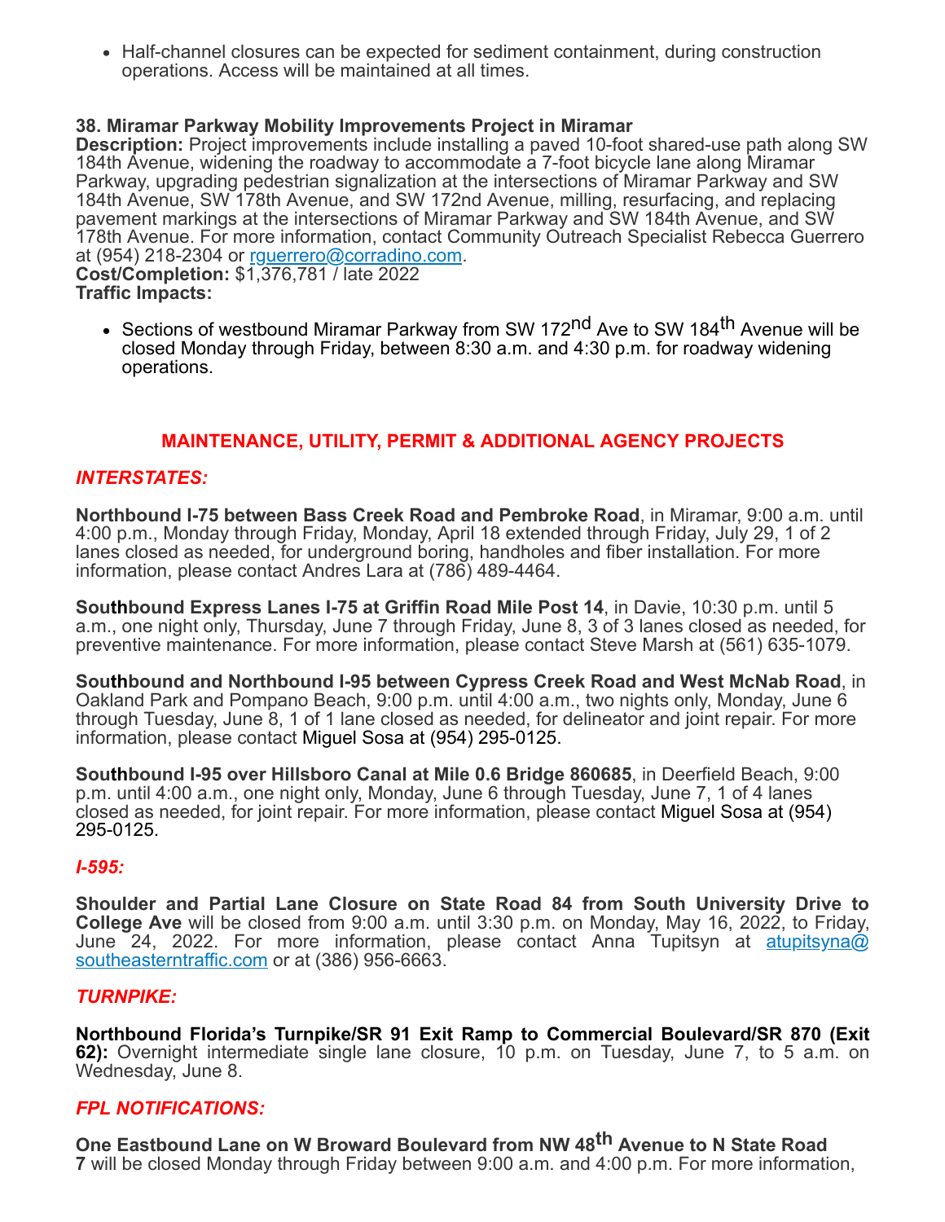- Half-channel closures can be expected for sediment containment, during construction operations. Access will be maintained at all times.

**38. Miramar Parkway Mobility Improvements Project in Miramar**
**Description:** Project improvements include installing a paved 10-foot shared-use path along SW 184th Avenue, widening the roadway to accommodate a 7-foot bicycle lane along Miramar Parkway, upgrading pedestrian signalization at the intersections of Miramar Parkway and SW 184th Avenue, SW 178th Avenue, and SW 172nd Avenue, milling, resurfacing, and replacing pavement markings at the intersections of Miramar Parkway and SW 184th Avenue, and SW 178th Avenue. For more information, contact Community Outreach Specialist Rebecca Guerrero at (954) 218-2304 or rguerrero@corradino.com.
**Cost/Completion:** $1,376,781 / late 2022
**Traffic Impacts:**

- Sections of westbound Miramar Parkway from SW 172nd Ave to SW 184th Avenue will be closed Monday through Friday, between 8:30 a.m. and 4:30 p.m. for roadway widening operations.

## MAINTENANCE, UTILITY, PERMIT & ADDITIONAL AGENCY PROJECTS

### *INTERSTATES:*

**Northbound I-75 between Bass Creek Road and Pembroke Road**, in Miramar, 9:00 a.m. until 4:00 p.m., Monday through Friday, Monday, April 18 extended through Friday, July 29, 1 of 2 lanes closed as needed, for underground boring, handholes and fiber installation. For more information, please contact Andres Lara at (786) 489-4464.

**Southbound Express Lanes I-75 at Griffin Road Mile Post 14**, in Davie, 10:30 p.m. until 5 a.m., one night only, Thursday, June 7 through Friday, June 8, 3 of 3 lanes closed as needed, for preventive maintenance. For more information, please contact Steve Marsh at (561) 635-1079.

**Southbound and Northbound I-95 between Cypress Creek Road and West McNab Road**, in Oakland Park and Pompano Beach, 9:00 p.m. until 4:00 a.m., two nights only, Monday, June 6 through Tuesday, June 8, 1 of 1 lane closed as needed, for delineator and joint repair. For more information, please contact Miguel Sosa at (954) 295-0125.

**Southbound I-95 over Hillsboro Canal at Mile 0.6 Bridge 860685**, in Deerfield Beach, 9:00 p.m. until 4:00 a.m., one night only, Monday, June 6 through Tuesday, June 7, 1 of 4 lanes closed as needed, for joint repair. For more information, please contact Miguel Sosa at (954) 295-0125.

### *I-595:*

**Shoulder and Partial Lane Closure on State Road 84 from South University Drive to College Ave** will be closed from 9:00 a.m. until 3:30 p.m. on Monday, May 16, 2022, to Friday, June 24, 2022. For more information, please contact Anna Tupitsyn at atupitsyna@southeasterntraffic.com or at (386) 956-6663.

### *TURNPIKE:*

**Northbound Florida's Turnpike/SR 91 Exit Ramp to Commercial Boulevard/SR 870 (Exit 62):** Overnight intermediate single lane closure, 10 p.m. on Tuesday, June 7, to 5 a.m. on Wednesday, June 8.

### *FPL NOTIFICATIONS:*

**One Eastbound Lane on W Broward Boulevard from NW 48th Avenue to N State Road 7** will be closed Monday through Friday between 9:00 a.m. and 4:00 p.m. For more information,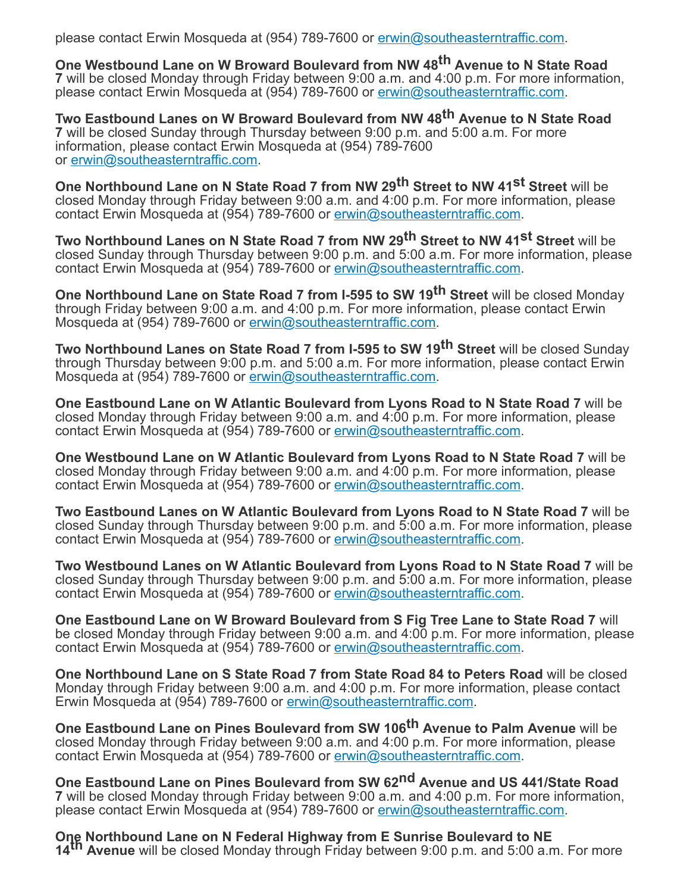please contact Erwin Mosqueda at (954) 789-7600 or erwin@southeasterntraffic.com.

**One Westbound Lane on W Broward Boulevard from NW 48th Avenue to N State Road 7** will be closed Monday through Friday between 9:00 a.m. and 4:00 p.m. For more information, please contact Erwin Mosqueda at (954) 789-7600 or erwin@southeasterntraffic.com.

**Two Eastbound Lanes on W Broward Boulevard from NW 48th Avenue to N State Road 7** will be closed Sunday through Thursday between 9:00 p.m. and 5:00 a.m. For more information, please contact Erwin Mosqueda at (954) 789-7600 or erwin@southeasterntraffic.com.

**One Northbound Lane on N State Road 7 from NW 29th Street to NW 41st Street** will be closed Monday through Friday between 9:00 a.m. and 4:00 p.m. For more information, please contact Erwin Mosqueda at (954) 789-7600 or erwin@southeasterntraffic.com.

**Two Northbound Lanes on N State Road 7 from NW 29th Street to NW 41st Street** will be closed Sunday through Thursday between 9:00 p.m. and 5:00 a.m. For more information, please contact Erwin Mosqueda at (954) 789-7600 or erwin@southeasterntraffic.com.

**One Northbound Lane on State Road 7 from I-595 to SW 19th Street** will be closed Monday through Friday between 9:00 a.m. and 4:00 p.m. For more information, please contact Erwin Mosqueda at (954) 789-7600 or erwin@southeasterntraffic.com.

**Two Northbound Lanes on State Road 7 from I-595 to SW 19th Street** will be closed Sunday through Thursday between 9:00 p.m. and 5:00 a.m. For more information, please contact Erwin Mosqueda at (954) 789-7600 or erwin@southeasterntraffic.com.

**One Eastbound Lane on W Atlantic Boulevard from Lyons Road to N State Road 7** will be closed Monday through Friday between 9:00 a.m. and 4:00 p.m. For more information, please contact Erwin Mosqueda at (954) 789-7600 or erwin@southeasterntraffic.com.

**One Westbound Lane on W Atlantic Boulevard from Lyons Road to N State Road 7** will be closed Monday through Friday between 9:00 a.m. and 4:00 p.m. For more information, please contact Erwin Mosqueda at (954) 789-7600 or erwin@southeasterntraffic.com.

**Two Eastbound Lanes on W Atlantic Boulevard from Lyons Road to N State Road 7** will be closed Sunday through Thursday between 9:00 p.m. and 5:00 a.m. For more information, please contact Erwin Mosqueda at (954) 789-7600 or erwin@southeasterntraffic.com.

**Two Westbound Lanes on W Atlantic Boulevard from Lyons Road to N State Road 7** will be closed Sunday through Thursday between 9:00 p.m. and 5:00 a.m. For more information, please contact Erwin Mosqueda at (954) 789-7600 or erwin@southeasterntraffic.com.

**One Eastbound Lane on W Broward Boulevard from S Fig Tree Lane to State Road 7** will be closed Monday through Friday between 9:00 a.m. and 4:00 p.m. For more information, please contact Erwin Mosqueda at (954) 789-7600 or erwin@southeasterntraffic.com.

**One Northbound Lane on S State Road 7 from State Road 84 to Peters Road** will be closed Monday through Friday between 9:00 a.m. and 4:00 p.m. For more information, please contact Erwin Mosqueda at (954) 789-7600 or erwin@southeasterntraffic.com.

**One Eastbound Lane on Pines Boulevard from SW 106th Avenue to Palm Avenue** will be closed Monday through Friday between 9:00 a.m. and 4:00 p.m. For more information, please contact Erwin Mosqueda at (954) 789-7600 or erwin@southeasterntraffic.com.

**One Eastbound Lane on Pines Boulevard from SW 62nd Avenue and US 441/State Road 7** will be closed Monday through Friday between 9:00 a.m. and 4:00 p.m. For more information, please contact Erwin Mosqueda at (954) 789-7600 or erwin@southeasterntraffic.com.

**One Northbound Lane on N Federal Highway from E Sunrise Boulevard to NE 14th Avenue** will be closed Monday through Friday between 9:00 p.m. and 5:00 a.m. For more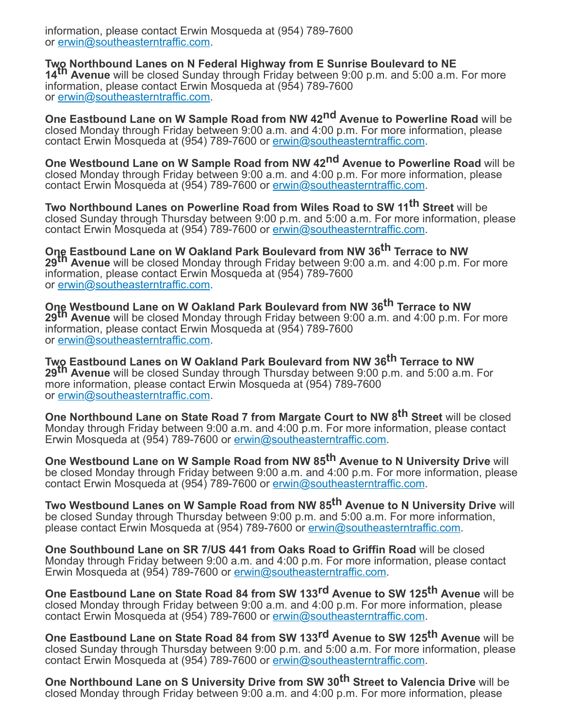information, please contact Erwin Mosqueda at (954) 789-7600 or erwin@southeasterntraffic.com.

**Two Northbound Lanes on N Federal Highway from E Sunrise Boulevard to NE 14th Avenue** will be closed Sunday through Friday between 9:00 p.m. and 5:00 a.m. For more information, please contact Erwin Mosqueda at (954) 789-7600 or erwin@southeasterntraffic.com.

**One Eastbound Lane on W Sample Road from NW 42nd Avenue to Powerline Road** will be closed Monday through Friday between 9:00 a.m. and 4:00 p.m. For more information, please contact Erwin Mosqueda at (954) 789-7600 or erwin@southeasterntraffic.com.

**One Westbound Lane on W Sample Road from NW 42nd Avenue to Powerline Road** will be closed Monday through Friday between 9:00 a.m. and 4:00 p.m. For more information, please contact Erwin Mosqueda at (954) 789-7600 or erwin@southeasterntraffic.com.

**Two Northbound Lanes on Powerline Road from Wiles Road to SW 11th Street** will be closed Sunday through Thursday between 9:00 p.m. and 5:00 a.m. For more information, please contact Erwin Mosqueda at (954) 789-7600 or erwin@southeasterntraffic.com.

**One Eastbound Lane on W Oakland Park Boulevard from NW 36th Terrace to NW 29th Avenue** will be closed Monday through Friday between 9:00 a.m. and 4:00 p.m. For more information, please contact Erwin Mosqueda at (954) 789-7600 or erwin@southeasterntraffic.com.

**One Westbound Lane on W Oakland Park Boulevard from NW 36th Terrace to NW 29th Avenue** will be closed Monday through Friday between 9:00 a.m. and 4:00 p.m. For more information, please contact Erwin Mosqueda at (954) 789-7600 or erwin@southeasterntraffic.com.

**Two Eastbound Lanes on W Oakland Park Boulevard from NW 36th Terrace to NW 29th Avenue** will be closed Sunday through Thursday between 9:00 p.m. and 5:00 a.m. For more information, please contact Erwin Mosqueda at (954) 789-7600 or erwin@southeasterntraffic.com.

**One Northbound Lane on State Road 7 from Margate Court to NW 8th Street** will be closed Monday through Friday between 9:00 a.m. and 4:00 p.m. For more information, please contact Erwin Mosqueda at (954) 789-7600 or erwin@southeasterntraffic.com.

**One Westbound Lane on W Sample Road from NW 85th Avenue to N University Drive** will be closed Monday through Friday between 9:00 a.m. and 4:00 p.m. For more information, please contact Erwin Mosqueda at (954) 789-7600 or erwin@southeasterntraffic.com.

**Two Westbound Lanes on W Sample Road from NW 85th Avenue to N University Drive** will be closed Sunday through Thursday between 9:00 p.m. and 5:00 a.m. For more information, please contact Erwin Mosqueda at (954) 789-7600 or erwin@southeasterntraffic.com.

**One Southbound Lane on SR 7/US 441 from Oaks Road to Griffin Road** will be closed Monday through Friday between 9:00 a.m. and 4:00 p.m. For more information, please contact Erwin Mosqueda at (954) 789-7600 or erwin@southeasterntraffic.com.

**One Eastbound Lane on State Road 84 from SW 133rd Avenue to SW 125th Avenue** will be closed Monday through Friday between 9:00 a.m. and 4:00 p.m. For more information, please contact Erwin Mosqueda at (954) 789-7600 or erwin@southeasterntraffic.com.

**One Eastbound Lane on State Road 84 from SW 133rd Avenue to SW 125th Avenue** will be closed Sunday through Thursday between 9:00 p.m. and 5:00 a.m. For more information, please contact Erwin Mosqueda at (954) 789-7600 or erwin@southeasterntraffic.com.

**One Northbound Lane on S University Drive from SW 30th Street to Valencia Drive** will be closed Monday through Friday between 9:00 a.m. and 4:00 p.m. For more information, please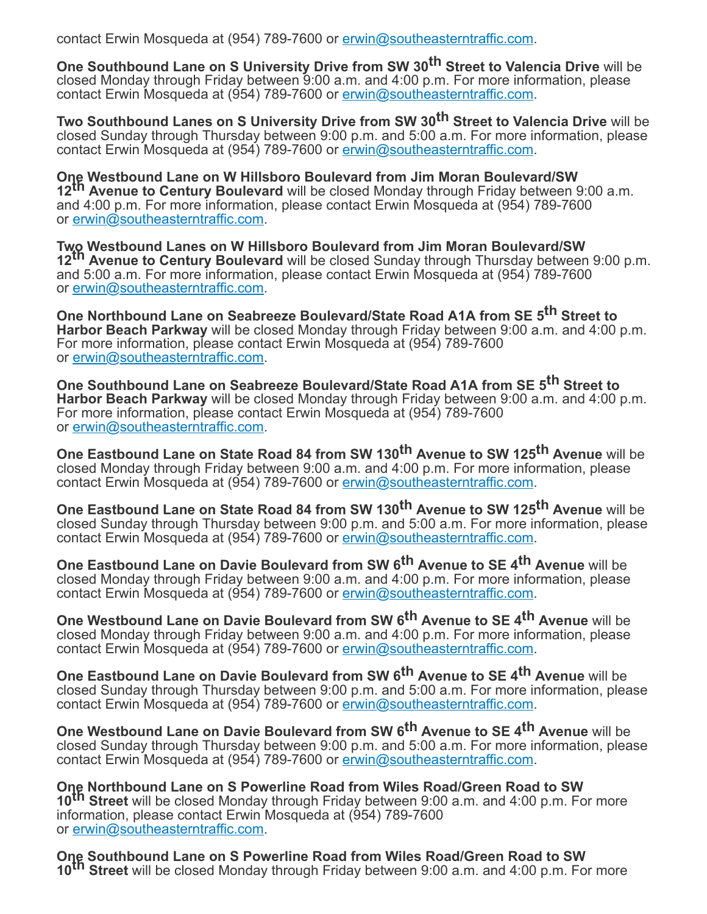contact Erwin Mosqueda at (954) 789-7600 or erwin@southeasterntraffic.com.

**One Southbound Lane on S University Drive from SW 30th Street to Valencia Drive** will be closed Monday through Friday between 9:00 a.m. and 4:00 p.m. For more information, please contact Erwin Mosqueda at (954) 789-7600 or erwin@southeasterntraffic.com.

**Two Southbound Lanes on S University Drive from SW 30th Street to Valencia Drive** will be closed Sunday through Thursday between 9:00 p.m. and 5:00 a.m. For more information, please contact Erwin Mosqueda at (954) 789-7600 or erwin@southeasterntraffic.com.

**One Westbound Lane on W Hillsboro Boulevard from Jim Moran Boulevard/SW 12th Avenue to Century Boulevard** will be closed Monday through Friday between 9:00 a.m. and 4:00 p.m. For more information, please contact Erwin Mosqueda at (954) 789-7600 or erwin@southeasterntraffic.com.

**Two Westbound Lanes on W Hillsboro Boulevard from Jim Moran Boulevard/SW 12th Avenue to Century Boulevard** will be closed Sunday through Thursday between 9:00 p.m. and 5:00 a.m. For more information, please contact Erwin Mosqueda at (954) 789-7600 or erwin@southeasterntraffic.com.

**One Northbound Lane on Seabreeze Boulevard/State Road A1A from SE 5th Street to Harbor Beach Parkway** will be closed Monday through Friday between 9:00 a.m. and 4:00 p.m. For more information, please contact Erwin Mosqueda at (954) 789-7600 or erwin@southeasterntraffic.com.

**One Southbound Lane on Seabreeze Boulevard/State Road A1A from SE 5th Street to Harbor Beach Parkway** will be closed Monday through Friday between 9:00 a.m. and 4:00 p.m. For more information, please contact Erwin Mosqueda at (954) 789-7600 or erwin@southeasterntraffic.com.

**One Eastbound Lane on State Road 84 from SW 130th Avenue to SW 125th Avenue** will be closed Monday through Friday between 9:00 a.m. and 4:00 p.m. For more information, please contact Erwin Mosqueda at (954) 789-7600 or erwin@southeasterntraffic.com.

**One Eastbound Lane on State Road 84 from SW 130th Avenue to SW 125th Avenue** will be closed Sunday through Thursday between 9:00 p.m. and 5:00 a.m. For more information, please contact Erwin Mosqueda at (954) 789-7600 or erwin@southeasterntraffic.com.

**One Eastbound Lane on Davie Boulevard from SW 6th Avenue to SE 4th Avenue** will be closed Monday through Friday between 9:00 a.m. and 4:00 p.m. For more information, please contact Erwin Mosqueda at (954) 789-7600 or erwin@southeasterntraffic.com.

**One Westbound Lane on Davie Boulevard from SW 6th Avenue to SE 4th Avenue** will be closed Monday through Friday between 9:00 a.m. and 4:00 p.m. For more information, please contact Erwin Mosqueda at (954) 789-7600 or erwin@southeasterntraffic.com.

**One Eastbound Lane on Davie Boulevard from SW 6th Avenue to SE 4th Avenue** will be closed Sunday through Thursday between 9:00 p.m. and 5:00 a.m. For more information, please contact Erwin Mosqueda at (954) 789-7600 or erwin@southeasterntraffic.com.

**One Westbound Lane on Davie Boulevard from SW 6th Avenue to SE 4th Avenue** will be closed Sunday through Thursday between 9:00 p.m. and 5:00 a.m. For more information, please contact Erwin Mosqueda at (954) 789-7600 or erwin@southeasterntraffic.com.

**One Northbound Lane on S Powerline Road from Wiles Road/Green Road to SW 10th Street** will be closed Monday through Friday between 9:00 a.m. and 4:00 p.m. For more information, please contact Erwin Mosqueda at (954) 789-7600 or erwin@southeasterntraffic.com.

**One Southbound Lane on S Powerline Road from Wiles Road/Green Road to SW 10th Street** will be closed Monday through Friday between 9:00 a.m. and 4:00 p.m. For more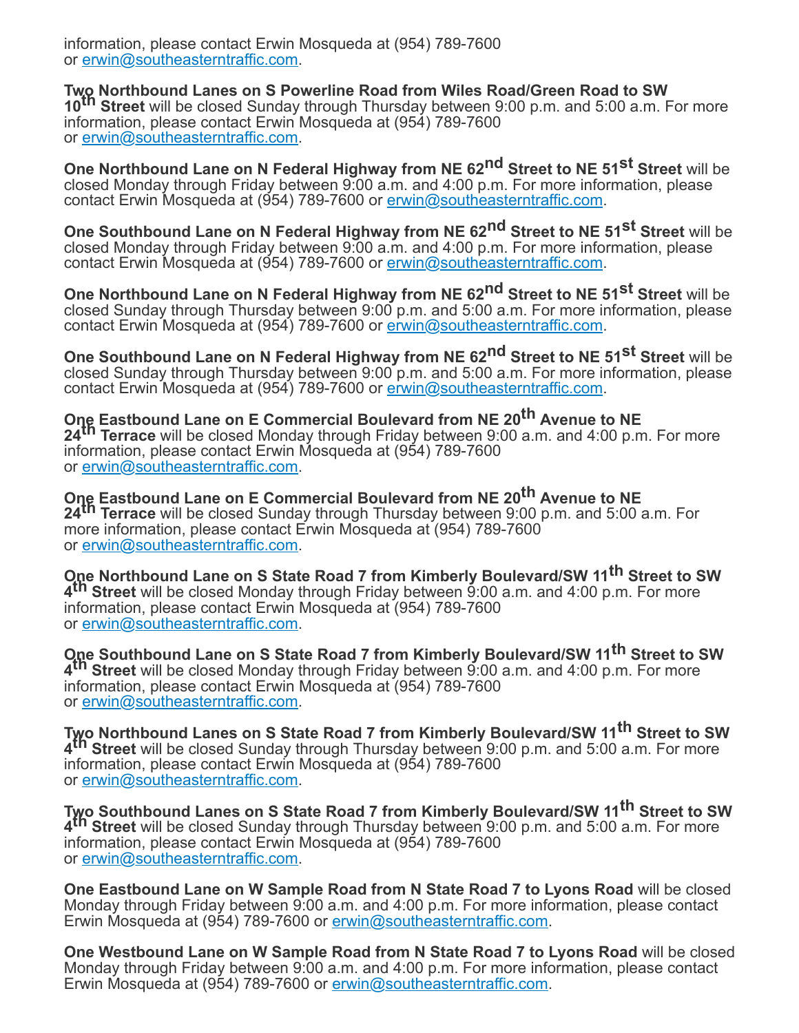information, please contact Erwin Mosqueda at (954) 789-7600 or erwin@southeasterntraffic.com.

**Two Northbound Lanes on S Powerline Road from Wiles Road/Green Road to SW 10th Street** will be closed Sunday through Thursday between 9:00 p.m. and 5:00 a.m. For more information, please contact Erwin Mosqueda at (954) 789-7600 or erwin@southeasterntraffic.com.

**One Northbound Lane on N Federal Highway from NE 62nd Street to NE 51st Street** will be closed Monday through Friday between 9:00 a.m. and 4:00 p.m. For more information, please contact Erwin Mosqueda at (954) 789-7600 or erwin@southeasterntraffic.com.

**One Southbound Lane on N Federal Highway from NE 62nd Street to NE 51st Street** will be closed Monday through Friday between 9:00 a.m. and 4:00 p.m. For more information, please contact Erwin Mosqueda at (954) 789-7600 or erwin@southeasterntraffic.com.

**One Northbound Lane on N Federal Highway from NE 62nd Street to NE 51st Street** will be closed Sunday through Thursday between 9:00 p.m. and 5:00 a.m. For more information, please contact Erwin Mosqueda at (954) 789-7600 or erwin@southeasterntraffic.com.

**One Southbound Lane on N Federal Highway from NE 62nd Street to NE 51st Street** will be closed Sunday through Thursday between 9:00 p.m. and 5:00 a.m. For more information, please contact Erwin Mosqueda at (954) 789-7600 or erwin@southeasterntraffic.com.

**One Eastbound Lane on E Commercial Boulevard from NE 20th Avenue to NE 24th Terrace** will be closed Monday through Friday between 9:00 a.m. and 4:00 p.m. For more information, please contact Erwin Mosqueda at (954) 789-7600 or erwin@southeasterntraffic.com.

**One Eastbound Lane on E Commercial Boulevard from NE 20th Avenue to NE 24th Terrace** will be closed Sunday through Thursday between 9:00 p.m. and 5:00 a.m. For more information, please contact Erwin Mosqueda at (954) 789-7600 or erwin@southeasterntraffic.com.

**One Northbound Lane on S State Road 7 from Kimberly Boulevard/SW 11th Street to SW 4th Street** will be closed Monday through Friday between 9:00 a.m. and 4:00 p.m. For more information, please contact Erwin Mosqueda at (954) 789-7600 or erwin@southeasterntraffic.com.

**One Southbound Lane on S State Road 7 from Kimberly Boulevard/SW 11th Street to SW 4th Street** will be closed Monday through Friday between 9:00 a.m. and 4:00 p.m. For more information, please contact Erwin Mosqueda at (954) 789-7600 or erwin@southeasterntraffic.com.

**Two Northbound Lanes on S State Road 7 from Kimberly Boulevard/SW 11th Street to SW 4th Street** will be closed Sunday through Thursday between 9:00 p.m. and 5:00 a.m. For more information, please contact Erwin Mosqueda at (954) 789-7600 or erwin@southeasterntraffic.com.

**Two Southbound Lanes on S State Road 7 from Kimberly Boulevard/SW 11th Street to SW 4th Street** will be closed Sunday through Thursday between 9:00 p.m. and 5:00 a.m. For more information, please contact Erwin Mosqueda at (954) 789-7600 or erwin@southeasterntraffic.com.

**One Eastbound Lane on W Sample Road from N State Road 7 to Lyons Road** will be closed Monday through Friday between 9:00 a.m. and 4:00 p.m. For more information, please contact Erwin Mosqueda at (954) 789-7600 or erwin@southeasterntraffic.com.

**One Westbound Lane on W Sample Road from N State Road 7 to Lyons Road** will be closed Monday through Friday between 9:00 a.m. and 4:00 p.m. For more information, please contact Erwin Mosqueda at (954) 789-7600 or erwin@southeasterntraffic.com.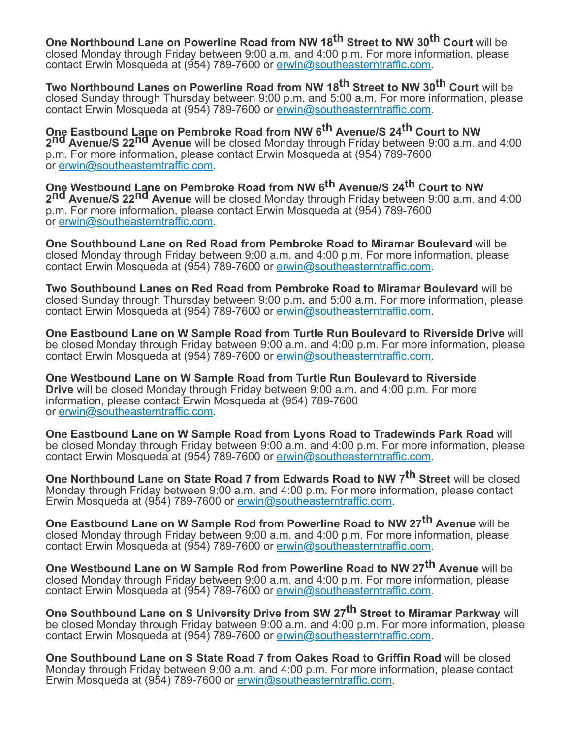**One Northbound Lane on Powerline Road from NW 18th Street to NW 30th Court** will be closed Monday through Friday between 9:00 a.m. and 4:00 p.m. For more information, please contact Erwin Mosqueda at (954) 789-7600 or erwin@southeasterntraffic.com.

**Two Northbound Lanes on Powerline Road from NW 18th Street to NW 30th Court** will be closed Sunday through Thursday between 9:00 p.m. and 5:00 a.m. For more information, please contact Erwin Mosqueda at (954) 789-7600 or erwin@southeasterntraffic.com.

**One Eastbound Lane on Pembroke Road from NW 6th Avenue/S 24th Court to NW 2nd Avenue/S 22nd Avenue** will be closed Monday through Friday between 9:00 a.m. and 4:00 p.m. For more information, please contact Erwin Mosqueda at (954) 789-7600 or erwin@southeasterntraffic.com.

**One Westbound Lane on Pembroke Road from NW 6th Avenue/S 24th Court to NW 2nd Avenue/S 22nd Avenue** will be closed Monday through Friday between 9:00 a.m. and 4:00 p.m. For more information, please contact Erwin Mosqueda at (954) 789-7600 or erwin@southeasterntraffic.com.

**One Southbound Lane on Red Road from Pembroke Road to Miramar Boulevard** will be closed Monday through Friday between 9:00 a.m. and 4:00 p.m. For more information, please contact Erwin Mosqueda at (954) 789-7600 or erwin@southeasterntraffic.com.

**Two Southbound Lanes on Red Road from Pembroke Road to Miramar Boulevard** will be closed Sunday through Thursday between 9:00 p.m. and 5:00 a.m. For more information, please contact Erwin Mosqueda at (954) 789-7600 or erwin@southeasterntraffic.com.

**One Eastbound Lane on W Sample Road from Turtle Run Boulevard to Riverside Drive** will be closed Monday through Friday between 9:00 a.m. and 4:00 p.m. For more information, please contact Erwin Mosqueda at (954) 789-7600 or erwin@southeasterntraffic.com.

**One Westbound Lane on W Sample Road from Turtle Run Boulevard to Riverside Drive** will be closed Monday through Friday between 9:00 a.m. and 4:00 p.m. For more information, please contact Erwin Mosqueda at (954) 789-7600 or erwin@southeasterntraffic.com.

**One Eastbound Lane on W Sample Road from Lyons Road to Tradewinds Park Road** will be closed Monday through Friday between 9:00 a.m. and 4:00 p.m. For more information, please contact Erwin Mosqueda at (954) 789-7600 or erwin@southeasterntraffic.com.

**One Northbound Lane on State Road 7 from Edwards Road to NW 7th Street** will be closed Monday through Friday between 9:00 a.m. and 4:00 p.m. For more information, please contact Erwin Mosqueda at (954) 789-7600 or erwin@southeasterntraffic.com.

**One Eastbound Lane on W Sample Rod from Powerline Road to NW 27th Avenue** will be closed Monday through Friday between 9:00 a.m. and 4:00 p.m. For more information, please contact Erwin Mosqueda at (954) 789-7600 or erwin@southeasterntraffic.com.

**One Westbound Lane on W Sample Rod from Powerline Road to NW 27th Avenue** will be closed Monday through Friday between 9:00 a.m. and 4:00 p.m. For more information, please contact Erwin Mosqueda at (954) 789-7600 or erwin@southeasterntraffic.com.

**One Southbound Lane on S University Drive from SW 27th Street to Miramar Parkway** will be closed Monday through Friday between 9:00 a.m. and 4:00 p.m. For more information, please contact Erwin Mosqueda at (954) 789-7600 or erwin@southeasterntraffic.com.

**One Southbound Lane on S State Road 7 from Oakes Road to Griffin Road** will be closed Monday through Friday between 9:00 a.m. and 4:00 p.m. For more information, please contact Erwin Mosqueda at (954) 789-7600 or erwin@southeasterntraffic.com.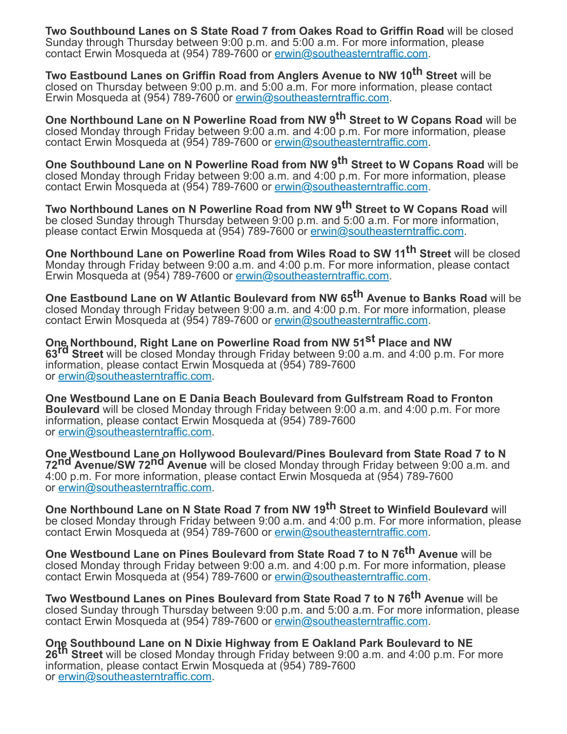**Two Southbound Lanes on S State Road 7 from Oakes Road to Griffin Road** will be closed Sunday through Thursday between 9:00 p.m. and 5:00 a.m. For more information, please contact Erwin Mosqueda at (954) 789-7600 or erwin@southeasterntraffic.com.

**Two Eastbound Lanes on Griffin Road from Anglers Avenue to NW 10th Street** will be closed on Thursday between 9:00 p.m. and 5:00 a.m. For more information, please contact Erwin Mosqueda at (954) 789-7600 or erwin@southeasterntraffic.com.

**One Northbound Lane on N Powerline Road from NW 9th Street to W Copans Road** will be closed Monday through Friday between 9:00 a.m. and 4:00 p.m. For more information, please contact Erwin Mosqueda at (954) 789-7600 or erwin@southeasterntraffic.com.

**One Southbound Lane on N Powerline Road from NW 9th Street to W Copans Road** will be closed Monday through Friday between 9:00 a.m. and 4:00 p.m. For more information, please contact Erwin Mosqueda at (954) 789-7600 or erwin@southeasterntraffic.com.

**Two Northbound Lanes on N Powerline Road from NW 9th Street to W Copans Road** will be closed Sunday through Thursday between 9:00 p.m. and 5:00 a.m. For more information, please contact Erwin Mosqueda at (954) 789-7600 or erwin@southeasterntraffic.com.

**One Northbound Lane on Powerline Road from Wiles Road to SW 11th Street** will be closed Monday through Friday between 9:00 a.m. and 4:00 p.m. For more information, please contact Erwin Mosqueda at (954) 789-7600 or erwin@southeasterntraffic.com.

**One Eastbound Lane on W Atlantic Boulevard from NW 65th Avenue to Banks Road** will be closed Monday through Friday between 9:00 a.m. and 4:00 p.m. For more information, please contact Erwin Mosqueda at (954) 789-7600 or erwin@southeasterntraffic.com.

**One Northbound, Right Lane on Powerline Road from NW 51st Place and NW 63rd Street** will be closed Monday through Friday between 9:00 a.m. and 4:00 p.m. For more information, please contact Erwin Mosqueda at (954) 789-7600 or erwin@southeasterntraffic.com.

**One Westbound Lane on E Dania Beach Boulevard from Gulfstream Road to Fronton Boulevard** will be closed Monday through Friday between 9:00 a.m. and 4:00 p.m. For more information, please contact Erwin Mosqueda at (954) 789-7600 or erwin@southeasterntraffic.com.

**One Westbound Lane on Hollywood Boulevard/Pines Boulevard from State Road 7 to N 72nd Avenue/SW 72nd Avenue** will be closed Monday through Friday between 9:00 a.m. and 4:00 p.m. For more information, please contact Erwin Mosqueda at (954) 789-7600 or erwin@southeasterntraffic.com.

**One Northbound Lane on N State Road 7 from NW 19th Street to Winfield Boulevard** will be closed Monday through Friday between 9:00 a.m. and 4:00 p.m. For more information, please contact Erwin Mosqueda at (954) 789-7600 or erwin@southeasterntraffic.com.

**One Westbound Lane on Pines Boulevard from State Road 7 to N 76th Avenue** will be closed Monday through Friday between 9:00 a.m. and 4:00 p.m. For more information, please contact Erwin Mosqueda at (954) 789-7600 or erwin@southeasterntraffic.com.

**Two Westbound Lanes on Pines Boulevard from State Road 7 to N 76th Avenue** will be closed Sunday through Thursday between 9:00 p.m. and 5:00 a.m. For more information, please contact Erwin Mosqueda at (954) 789-7600 or erwin@southeasterntraffic.com.

**One Southbound Lane on N Dixie Highway from E Oakland Park Boulevard to NE 26th Street** will be closed Monday through Friday between 9:00 a.m. and 4:00 p.m. For more information, please contact Erwin Mosqueda at (954) 789-7600 or erwin@southeasterntraffic.com.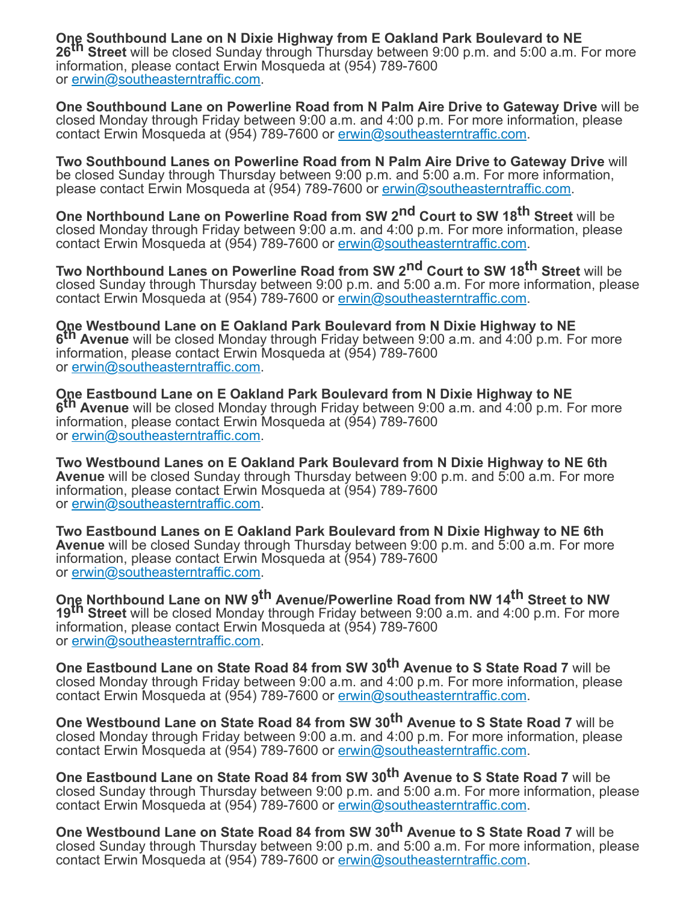**One Southbound Lane on N Dixie Highway from E Oakland Park Boulevard to NE 26th Street** will be closed Sunday through Thursday between 9:00 p.m. and 5:00 a.m. For more information, please contact Erwin Mosqueda at (954) 789-7600 or erwin@southeasterntraffic.com.

**One Southbound Lane on Powerline Road from N Palm Aire Drive to Gateway Drive** will be closed Monday through Friday between 9:00 a.m. and 4:00 p.m. For more information, please contact Erwin Mosqueda at (954) 789-7600 or erwin@southeasterntraffic.com.

**Two Southbound Lanes on Powerline Road from N Palm Aire Drive to Gateway Drive** will be closed Sunday through Thursday between 9:00 p.m. and 5:00 a.m. For more information, please contact Erwin Mosqueda at (954) 789-7600 or erwin@southeasterntraffic.com.

**One Northbound Lane on Powerline Road from SW 2nd Court to SW 18th Street** will be closed Monday through Friday between 9:00 a.m. and 4:00 p.m. For more information, please contact Erwin Mosqueda at (954) 789-7600 or erwin@southeasterntraffic.com.

**Two Northbound Lanes on Powerline Road from SW 2nd Court to SW 18th Street** will be closed Sunday through Thursday between 9:00 p.m. and 5:00 a.m. For more information, please contact Erwin Mosqueda at (954) 789-7600 or erwin@southeasterntraffic.com.

**One Westbound Lane on E Oakland Park Boulevard from N Dixie Highway to NE 6th Avenue** will be closed Monday through Friday between 9:00 a.m. and 4:00 p.m. For more information, please contact Erwin Mosqueda at (954) 789-7600 or erwin@southeasterntraffic.com.

**One Eastbound Lane on E Oakland Park Boulevard from N Dixie Highway to NE 6th Avenue** will be closed Monday through Friday between 9:00 a.m. and 4:00 p.m. For more information, please contact Erwin Mosqueda at (954) 789-7600 or erwin@southeasterntraffic.com.

**Two Westbound Lanes on E Oakland Park Boulevard from N Dixie Highway to NE 6th Avenue** will be closed Sunday through Thursday between 9:00 p.m. and 5:00 a.m. For more information, please contact Erwin Mosqueda at (954) 789-7600 or erwin@southeasterntraffic.com.

**Two Eastbound Lanes on E Oakland Park Boulevard from N Dixie Highway to NE 6th Avenue** will be closed Sunday through Thursday between 9:00 p.m. and 5:00 a.m. For more information, please contact Erwin Mosqueda at (954) 789-7600 or erwin@southeasterntraffic.com.

**One Northbound Lane on NW 9th Avenue/Powerline Road from NW 14th Street to NW 19th Street** will be closed Monday through Friday between 9:00 a.m. and 4:00 p.m. For more information, please contact Erwin Mosqueda at (954) 789-7600 or erwin@southeasterntraffic.com.

**One Eastbound Lane on State Road 84 from SW 30th Avenue to S State Road 7** will be closed Monday through Friday between 9:00 a.m. and 4:00 p.m. For more information, please contact Erwin Mosqueda at (954) 789-7600 or erwin@southeasterntraffic.com.

**One Westbound Lane on State Road 84 from SW 30th Avenue to S State Road 7** will be closed Monday through Friday between 9:00 a.m. and 4:00 p.m. For more information, please contact Erwin Mosqueda at (954) 789-7600 or erwin@southeasterntraffic.com.

**One Eastbound Lane on State Road 84 from SW 30th Avenue to S State Road 7** will be closed Sunday through Thursday between 9:00 p.m. and 5:00 a.m. For more information, please contact Erwin Mosqueda at (954) 789-7600 or erwin@southeasterntraffic.com.

**One Westbound Lane on State Road 84 from SW 30th Avenue to S State Road 7** will be closed Sunday through Thursday between 9:00 p.m. and 5:00 a.m. For more information, please contact Erwin Mosqueda at (954) 789-7600 or erwin@southeasterntraffic.com.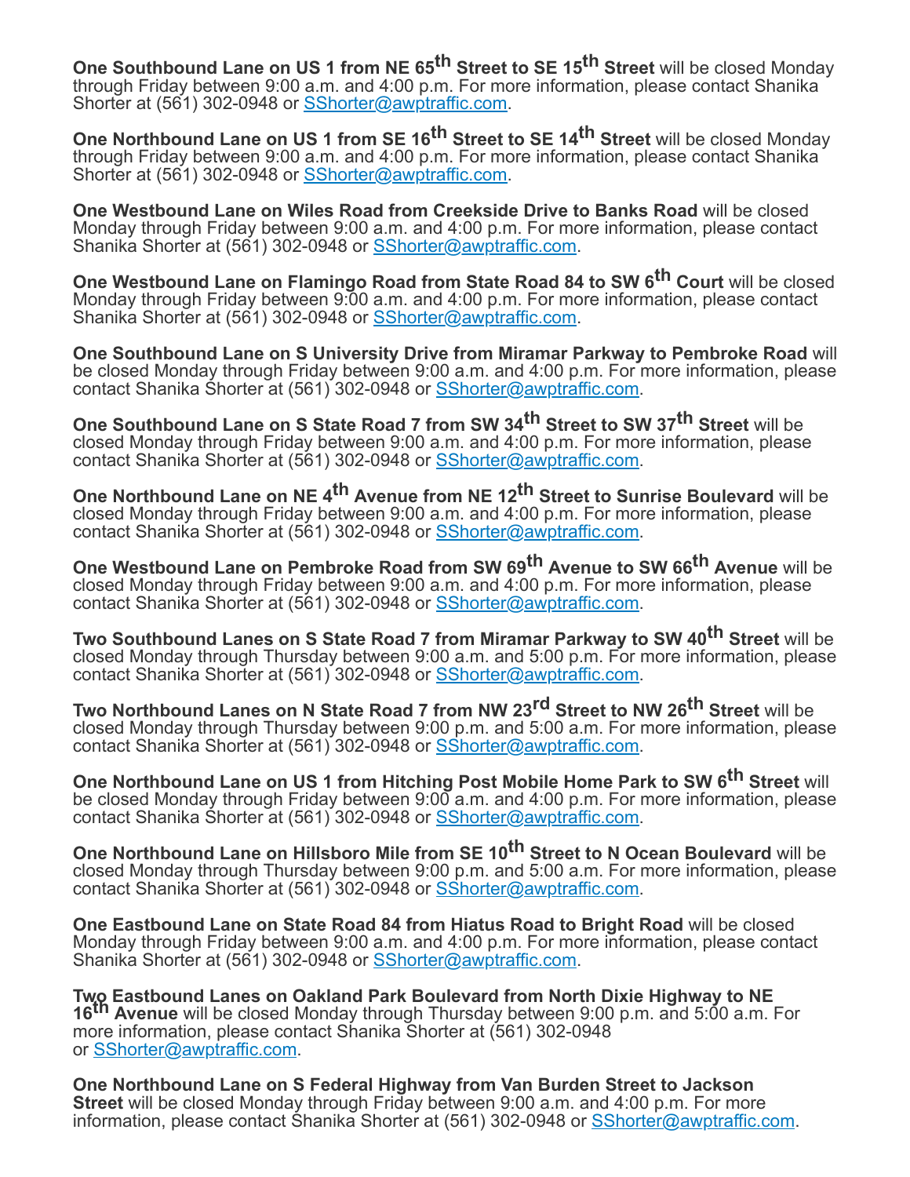**One Southbound Lane on US 1 from NE 65th Street to SE 15th Street** will be closed Monday through Friday between 9:00 a.m. and 4:00 p.m. For more information, please contact Shanika Shorter at (561) 302-0948 or SShorter@awptraffic.com.

**One Northbound Lane on US 1 from SE 16th Street to SE 14th Street** will be closed Monday through Friday between 9:00 a.m. and 4:00 p.m. For more information, please contact Shanika Shorter at (561) 302-0948 or SShorter@awptraffic.com.

**One Westbound Lane on Wiles Road from Creekside Drive to Banks Road** will be closed Monday through Friday between 9:00 a.m. and 4:00 p.m. For more information, please contact Shanika Shorter at (561) 302-0948 or SShorter@awptraffic.com.

**One Westbound Lane on Flamingo Road from State Road 84 to SW 6th Court** will be closed Monday through Friday between 9:00 a.m. and 4:00 p.m. For more information, please contact Shanika Shorter at (561) 302-0948 or SShorter@awptraffic.com.

**One Southbound Lane on S University Drive from Miramar Parkway to Pembroke Road** will be closed Monday through Friday between 9:00 a.m. and 4:00 p.m. For more information, please contact Shanika Shorter at (561) 302-0948 or SShorter@awptraffic.com.

**One Southbound Lane on S State Road 7 from SW 34th Street to SW 37th Street** will be closed Monday through Friday between 9:00 a.m. and 4:00 p.m. For more information, please contact Shanika Shorter at (561) 302-0948 or SShorter@awptraffic.com.

**One Northbound Lane on NE 4th Avenue from NE 12th Street to Sunrise Boulevard** will be closed Monday through Friday between 9:00 a.m. and 4:00 p.m. For more information, please contact Shanika Shorter at (561) 302-0948 or SShorter@awptraffic.com.

**One Westbound Lane on Pembroke Road from SW 69th Avenue to SW 66th Avenue** will be closed Monday through Friday between 9:00 a.m. and 4:00 p.m. For more information, please contact Shanika Shorter at (561) 302-0948 or SShorter@awptraffic.com.

**Two Southbound Lanes on S State Road 7 from Miramar Parkway to SW 40th Street** will be closed Monday through Thursday between 9:00 a.m. and 5:00 p.m. For more information, please contact Shanika Shorter at (561) 302-0948 or SShorter@awptraffic.com.

**Two Northbound Lanes on N State Road 7 from NW 23rd Street to NW 26th Street** will be closed Monday through Thursday between 9:00 p.m. and 5:00 a.m. For more information, please contact Shanika Shorter at (561) 302-0948 or SShorter@awptraffic.com.

**One Northbound Lane on US 1 from Hitching Post Mobile Home Park to SW 6th Street** will be closed Monday through Friday between 9:00 a.m. and 4:00 p.m. For more information, please contact Shanika Shorter at (561) 302-0948 or SShorter@awptraffic.com.

**One Northbound Lane on Hillsboro Mile from SE 10th Street to N Ocean Boulevard** will be closed Monday through Thursday between 9:00 p.m. and 5:00 a.m. For more information, please contact Shanika Shorter at (561) 302-0948 or SShorter@awptraffic.com.

**One Eastbound Lane on State Road 84 from Hiatus Road to Bright Road** will be closed Monday through Friday between 9:00 a.m. and 4:00 p.m. For more information, please contact Shanika Shorter at (561) 302-0948 or SShorter@awptraffic.com.

**Two Eastbound Lanes on Oakland Park Boulevard from North Dixie Highway to NE 16th Avenue** will be closed Monday through Thursday between 9:00 p.m. and 5:00 a.m. For more information, please contact Shanika Shorter at (561) 302-0948 or SShorter@awptraffic.com.

**One Northbound Lane on S Federal Highway from Van Burden Street to Jackson Street** will be closed Monday through Friday between 9:00 a.m. and 4:00 p.m. For more information, please contact Shanika Shorter at (561) 302-0948 or SShorter@awptraffic.com.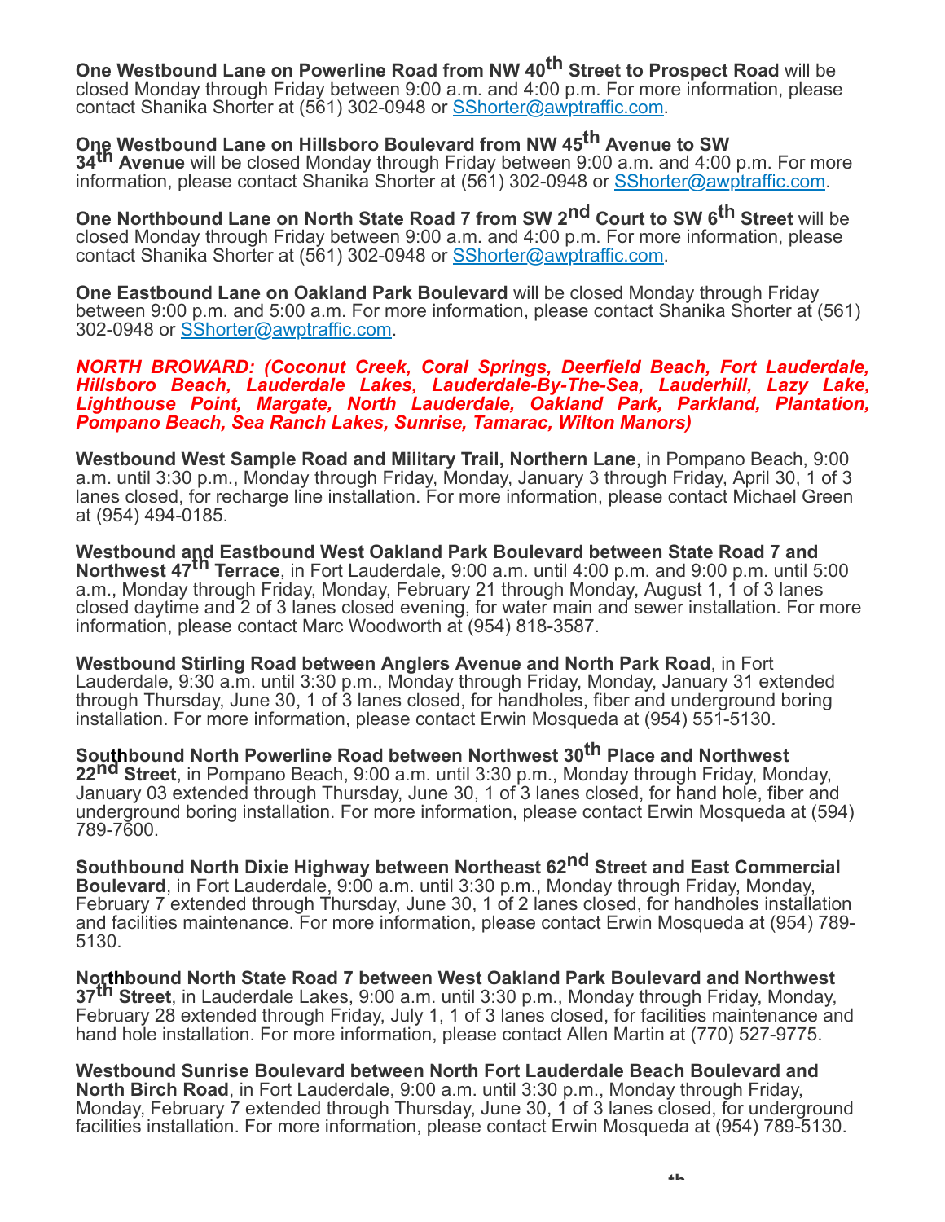**One Westbound Lane on Powerline Road from NW 40th Street to Prospect Road** will be closed Monday through Friday between 9:00 a.m. and 4:00 p.m. For more information, please contact Shanika Shorter at (561) 302-0948 or SShorter@awptraffic.com.

**One Westbound Lane on Hillsboro Boulevard from NW 45th Avenue to SW 34th Avenue** will be closed Monday through Friday between 9:00 a.m. and 4:00 p.m. For more information, please contact Shanika Shorter at (561) 302-0948 or SShorter@awptraffic.com.

**One Northbound Lane on North State Road 7 from SW 2nd Court to SW 6th Street** will be closed Monday through Friday between 9:00 a.m. and 4:00 p.m. For more information, please contact Shanika Shorter at (561) 302-0948 or SShorter@awptraffic.com.

**One Eastbound Lane on Oakland Park Boulevard** will be closed Monday through Friday between 9:00 p.m. and 5:00 a.m. For more information, please contact Shanika Shorter at (561) 302-0948 or SShorter@awptraffic.com.

***NORTH BROWARD: (Coconut Creek, Coral Springs, Deerfield Beach, Fort Lauderdale, Hillsboro Beach, Lauderdale Lakes, Lauderdale-By-The-Sea, Lauderhill, Lazy Lake, Lighthouse Point, Margate, North Lauderdale, Oakland Park, Parkland, Plantation, Pompano Beach, Sea Ranch Lakes, Sunrise, Tamarac, Wilton Manors)***

**Westbound West Sample Road and Military Trail, Northern Lane**, in Pompano Beach, 9:00 a.m. until 3:30 p.m., Monday through Friday, Monday, January 3 through Friday, April 30, 1 of 3 lanes closed, for recharge line installation. For more information, please contact Michael Green at (954) 494-0185.

**Westbound and Eastbound West Oakland Park Boulevard between State Road 7 and Northwest 47th Terrace**, in Fort Lauderdale, 9:00 a.m. until 4:00 p.m. and 9:00 p.m. until 5:00 a.m., Monday through Friday, Monday, February 21 through Monday, August 1, 1 of 3 lanes closed daytime and 2 of 3 lanes closed evening, for water main and sewer installation. For more information, please contact Marc Woodworth at (954) 818-3587.

**Westbound Stirling Road between Anglers Avenue and North Park Road**, in Fort Lauderdale, 9:30 a.m. until 3:30 p.m., Monday through Friday, Monday, January 31 extended through Thursday, June 30, 1 of 3 lanes closed, for handholes, fiber and underground boring installation. For more information, please contact Erwin Mosqueda at (954) 551-5130.

**Southbound North Powerline Road between Northwest 30th Place and Northwest 22nd Street**, in Pompano Beach, 9:00 a.m. until 3:30 p.m., Monday through Friday, Monday, January 03 extended through Thursday, June 30, 1 of 3 lanes closed, for hand hole, fiber and underground boring installation. For more information, please contact Erwin Mosqueda at (594) 789-7600.

**Southbound North Dixie Highway between Northeast 62nd Street and East Commercial Boulevard**, in Fort Lauderdale, 9:00 a.m. until 3:30 p.m., Monday through Friday, Monday, February 7 extended through Thursday, June 30, 1 of 2 lanes closed, for handholes installation and facilities maintenance. For more information, please contact Erwin Mosqueda at (954) 789-5130.

**Northbound North State Road 7 between West Oakland Park Boulevard and Northwest 37th Street**, in Lauderdale Lakes, 9:00 a.m. until 3:30 p.m., Monday through Friday, Monday, February 28 extended through Friday, July 1, 1 of 3 lanes closed, for facilities maintenance and hand hole installation. For more information, please contact Allen Martin at (770) 527-9775.

**Westbound Sunrise Boulevard between North Fort Lauderdale Beach Boulevard and North Birch Road**, in Fort Lauderdale, 9:00 a.m. until 3:30 p.m., Monday through Friday, Monday, February 7 extended through Thursday, June 30, 1 of 3 lanes closed, for underground facilities installation. For more information, please contact Erwin Mosqueda at (954) 789-5130.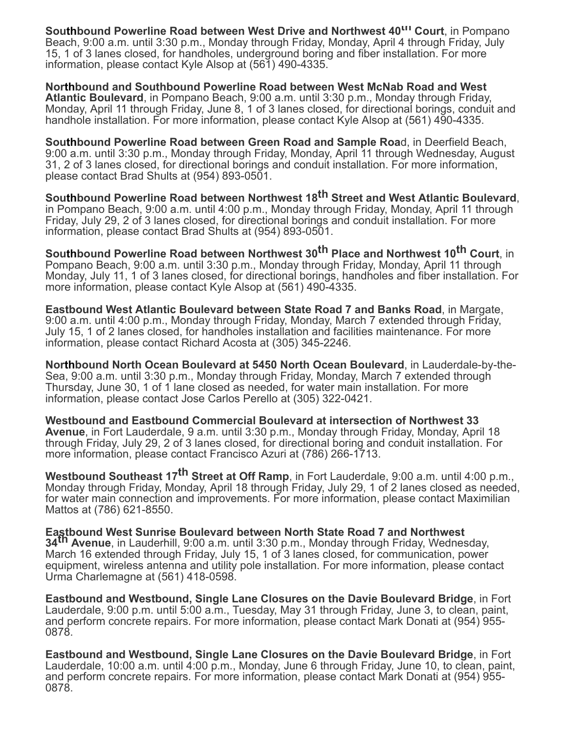**Southbound Powerline Road between West Drive and Northwest 40th Court**, in Pompano Beach, 9:00 a.m. until 3:30 p.m., Monday through Friday, Monday, April 4 through Friday, July 15, 1 of 3 lanes closed, for handholes, underground boring and fiber installation. For more information, please contact Kyle Alsop at (561) 490-4335.

**Northbound and Southbound Powerline Road between West McNab Road and West Atlantic Boulevard**, in Pompano Beach, 9:00 a.m. until 3:30 p.m., Monday through Friday, Monday, April 11 through Friday, June 8, 1 of 3 lanes closed, for directional borings, conduit and handhole installation. For more information, please contact Kyle Alsop at (561) 490-4335.

**Southbound Powerline Road between Green Road and Sample Roa**d, in Deerfield Beach, 9:00 a.m. until 3:30 p.m., Monday through Friday, Monday, April 11 through Wednesday, August 31, 2 of 3 lanes closed, for directional borings and conduit installation. For more information, please contact Brad Shults at (954) 893-0501.

**Southbound Powerline Road between Northwest 18th Street and West Atlantic Boulevard**, in Pompano Beach, 9:00 a.m. until 4:00 p.m., Monday through Friday, Monday, April 11 through Friday, July 29, 2 of 3 lanes closed, for directional borings and conduit installation. For more information, please contact Brad Shults at (954) 893-0501.

**Southbound Powerline Road between Northwest 30th Place and Northwest 10th Court**, in Pompano Beach, 9:00 a.m. until 3:30 p.m., Monday through Friday, Monday, April 11 through Monday, July 11, 1 of 3 lanes closed, for directional borings, handholes and fiber installation. For more information, please contact Kyle Alsop at (561) 490-4335.

**Eastbound West Atlantic Boulevard between State Road 7 and Banks Road**, in Margate, 9:00 a.m. until 4:00 p.m., Monday through Friday, Monday, March 7 extended through Friday, July 15, 1 of 2 lanes closed, for handholes installation and facilities maintenance. For more information, please contact Richard Acosta at (305) 345-2246.

**Northbound North Ocean Boulevard at 5450 North Ocean Boulevard**, in Lauderdale-by-the-Sea, 9:00 a.m. until 3:30 p.m., Monday through Friday, Monday, March 7 extended through Thursday, June 30, 1 of 1 lane closed as needed, for water main installation. For more information, please contact Jose Carlos Perello at (305) 322-0421.

**Westbound and Eastbound Commercial Boulevard at intersection of Northwest 33 Avenue**, in Fort Lauderdale, 9 a.m. until 3:30 p.m., Monday through Friday, Monday, April 18 through Friday, July 29, 2 of 3 lanes closed, for directional boring and conduit installation. For more information, please contact Francisco Azuri at (786) 266-1713.

**Westbound Southeast 17th Street at Off Ramp**, in Fort Lauderdale, 9:00 a.m. until 4:00 p.m., Monday through Friday, Monday, April 18 through Friday, July 29, 1 of 2 lanes closed as needed, for water main connection and improvements. For more information, please contact Maximilian Mattos at (786) 621-8550.

**Eastbound West Sunrise Boulevard between North State Road 7 and Northwest 34th Avenue**, in Lauderhill, 9:00 a.m. until 3:30 p.m., Monday through Friday, Wednesday, March 16 extended through Friday, July 15, 1 of 3 lanes closed, for communication, power equipment, wireless antenna and utility pole installation. For more information, please contact Urma Charlemagne at (561) 418-0598.

**Eastbound and Westbound, Single Lane Closures on the Davie Boulevard Bridge**, in Fort Lauderdale, 9:00 p.m. until 5:00 a.m., Tuesday, May 31 through Friday, June 3, to clean, paint, and perform concrete repairs. For more information, please contact Mark Donati at (954) 955-0878.

**Eastbound and Westbound, Single Lane Closures on the Davie Boulevard Bridge**, in Fort Lauderdale, 10:00 a.m. until 4:00 p.m., Monday, June 6 through Friday, June 10, to clean, paint, and perform concrete repairs. For more information, please contact Mark Donati at (954) 955-0878.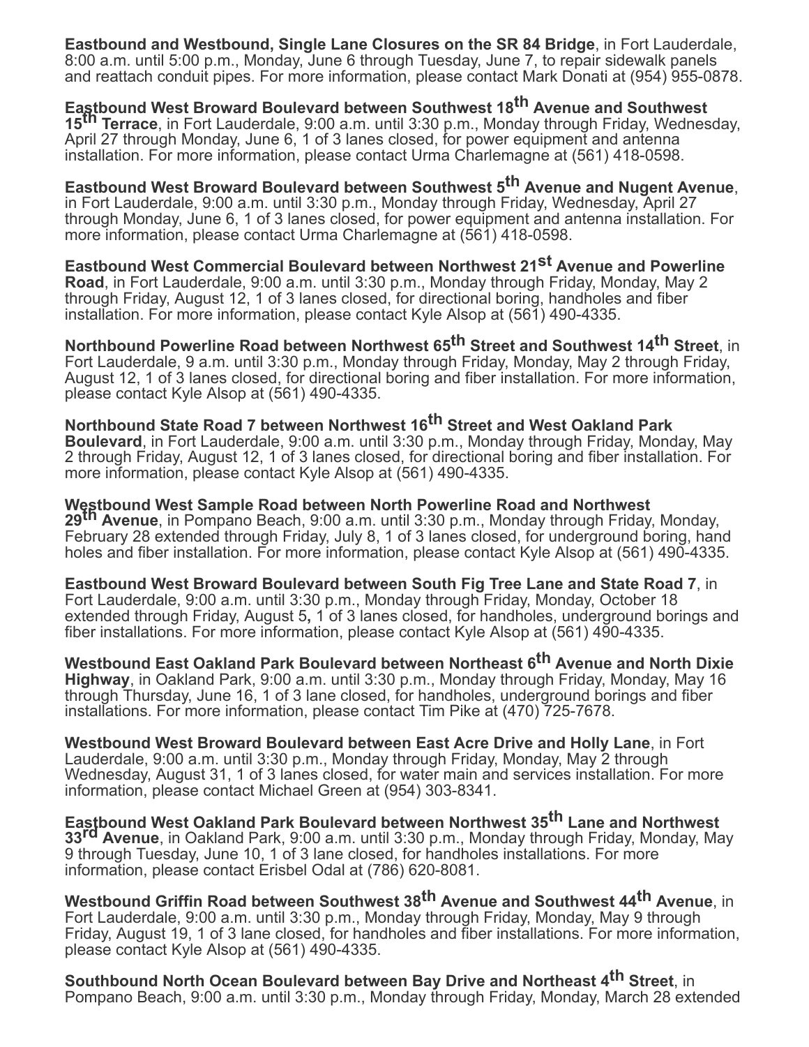**Eastbound and Westbound, Single Lane Closures on the SR 84 Bridge**, in Fort Lauderdale, 8:00 a.m. until 5:00 p.m., Monday, June 6 through Tuesday, June 7, to repair sidewalk panels and reattach conduit pipes. For more information, please contact Mark Donati at (954) 955-0878.

**Eastbound West Broward Boulevard between Southwest 18th Avenue and Southwest 15th Terrace**, in Fort Lauderdale, 9:00 a.m. until 3:30 p.m., Monday through Friday, Wednesday, April 27 through Monday, June 6, 1 of 3 lanes closed, for power equipment and antenna installation. For more information, please contact Urma Charlemagne at (561) 418-0598.

**Eastbound West Broward Boulevard between Southwest 5th Avenue and Nugent Avenue**, in Fort Lauderdale, 9:00 a.m. until 3:30 p.m., Monday through Friday, Wednesday, April 27 through Monday, June 6, 1 of 3 lanes closed, for power equipment and antenna installation. For more information, please contact Urma Charlemagne at (561) 418-0598.

**Eastbound West Commercial Boulevard between Northwest 21st Avenue and Powerline Road**, in Fort Lauderdale, 9:00 a.m. until 3:30 p.m., Monday through Friday, Monday, May 2 through Friday, August 12, 1 of 3 lanes closed, for directional boring, handholes and fiber installation. For more information, please contact Kyle Alsop at (561) 490-4335.

**Northbound Powerline Road between Northwest 65th Street and Southwest 14th Street**, in Fort Lauderdale, 9 a.m. until 3:30 p.m., Monday through Friday, Monday, May 2 through Friday, August 12, 1 of 3 lanes closed, for directional boring and fiber installation. For more information, please contact Kyle Alsop at (561) 490-4335.

**Northbound State Road 7 between Northwest 16th Street and West Oakland Park Boulevard**, in Fort Lauderdale, 9:00 a.m. until 3:30 p.m., Monday through Friday, Monday, May 2 through Friday, August 12, 1 of 3 lanes closed, for directional boring and fiber installation. For more information, please contact Kyle Alsop at (561) 490-4335.

**Westbound West Sample Road between North Powerline Road and Northwest 29th Avenue**, in Pompano Beach, 9:00 a.m. until 3:30 p.m., Monday through Friday, Monday, February 28 extended through Friday, July 8, 1 of 3 lanes closed, for underground boring, hand holes and fiber installation. For more information, please contact Kyle Alsop at (561) 490-4335.

**Eastbound West Broward Boulevard between South Fig Tree Lane and State Road 7**, in Fort Lauderdale, 9:00 a.m. until 3:30 p.m., Monday through Friday, Monday, October 18 extended through Friday, August 5**,** 1 of 3 lanes closed, for handholes, underground borings and fiber installations. For more information, please contact Kyle Alsop at (561) 490-4335.

**Westbound East Oakland Park Boulevard between Northeast 6th Avenue and North Dixie Highway**, in Oakland Park, 9:00 a.m. until 3:30 p.m., Monday through Friday, Monday, May 16 through Thursday, June 16, 1 of 3 lane closed, for handholes, underground borings and fiber installations. For more information, please contact Tim Pike at (470) 725-7678.

**Westbound West Broward Boulevard between East Acre Drive and Holly Lane**, in Fort Lauderdale, 9:00 a.m. until 3:30 p.m., Monday through Friday, Monday, May 2 through Wednesday, August 31, 1 of 3 lanes closed, for water main and services installation. For more information, please contact Michael Green at (954) 303-8341.

**Eastbound West Oakland Park Boulevard between Northwest 35th Lane and Northwest 33rd Avenue**, in Oakland Park, 9:00 a.m. until 3:30 p.m., Monday through Friday, Monday, May 9 through Tuesday, June 10, 1 of 3 lane closed, for handholes installations. For more information, please contact Erisbel Odal at (786) 620-8081.

**Westbound Griffin Road between Southwest 38th Avenue and Southwest 44th Avenue**, in Fort Lauderdale, 9:00 a.m. until 3:30 p.m., Monday through Friday, Monday, May 9 through Friday, August 19, 1 of 3 lane closed, for handholes and fiber installations. For more information, please contact Kyle Alsop at (561) 490-4335.

**Southbound North Ocean Boulevard between Bay Drive and Northeast 4th Street**, in Pompano Beach, 9:00 a.m. until 3:30 p.m., Monday through Friday, Monday, March 28 extended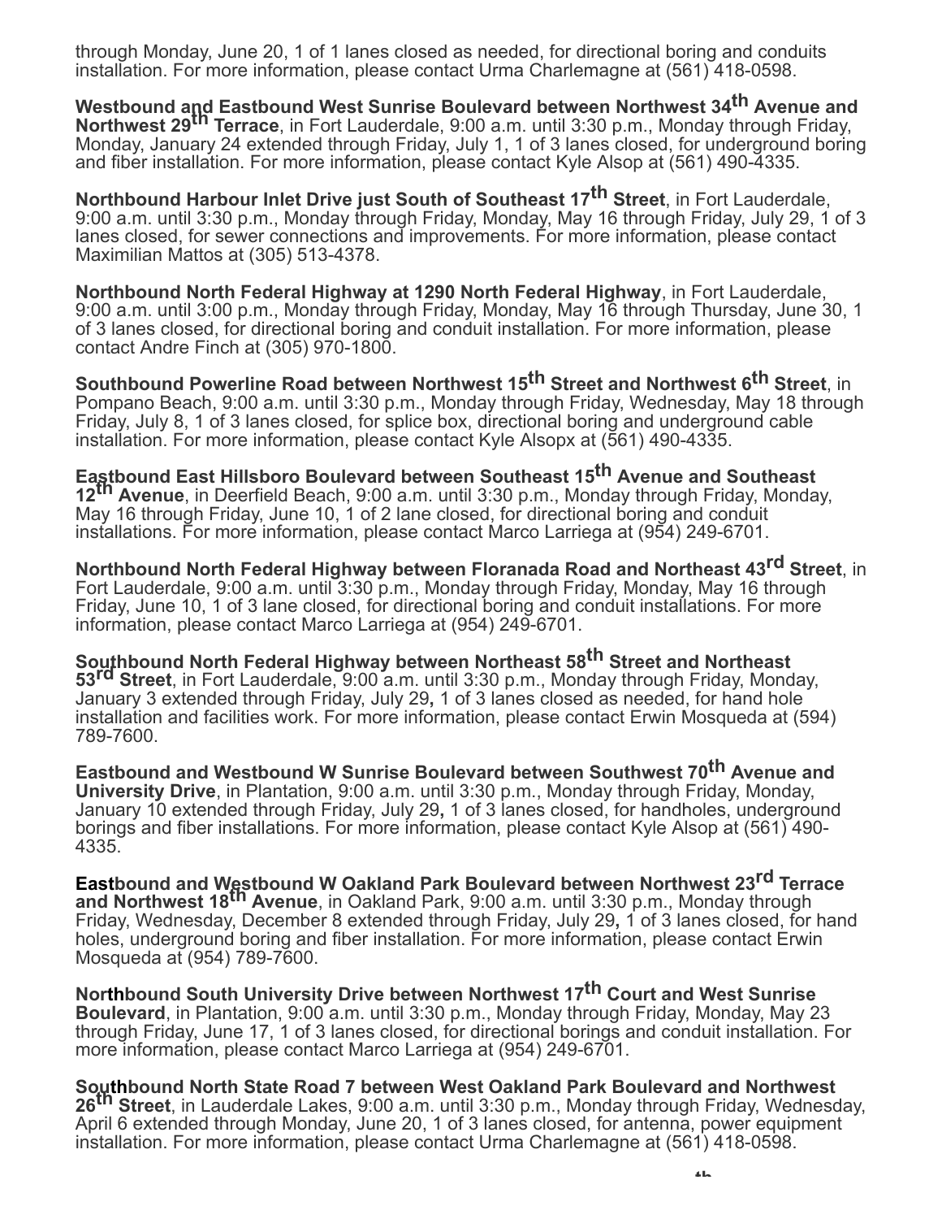through Monday, June 20, 1 of 1 lanes closed as needed, for directional boring and conduits installation. For more information, please contact Urma Charlemagne at (561) 418-0598.

**Westbound and Eastbound West Sunrise Boulevard between Northwest 34th Avenue and Northwest 29th Terrace**, in Fort Lauderdale, 9:00 a.m. until 3:30 p.m., Monday through Friday, Monday, January 24 extended through Friday, July 1, 1 of 3 lanes closed, for underground boring and fiber installation. For more information, please contact Kyle Alsop at (561) 490-4335.

**Northbound Harbour Inlet Drive just South of Southeast 17th Street**, in Fort Lauderdale, 9:00 a.m. until 3:30 p.m., Monday through Friday, Monday, May 16 through Friday, July 29, 1 of 3 lanes closed, for sewer connections and improvements. For more information, please contact Maximilian Mattos at (305) 513-4378.

**Northbound North Federal Highway at 1290 North Federal Highway**, in Fort Lauderdale, 9:00 a.m. until 3:00 p.m., Monday through Friday, Monday, May 16 through Thursday, June 30, 1 of 3 lanes closed, for directional boring and conduit installation. For more information, please contact Andre Finch at (305) 970-1800.

**Southbound Powerline Road between Northwest 15th Street and Northwest 6th Street**, in Pompano Beach, 9:00 a.m. until 3:30 p.m., Monday through Friday, Wednesday, May 18 through Friday, July 8, 1 of 3 lanes closed, for splice box, directional boring and underground cable installation. For more information, please contact Kyle Alsopx at (561) 490-4335.

**Eastbound East Hillsboro Boulevard between Southeast 15th Avenue and Southeast 12th Avenue**, in Deerfield Beach, 9:00 a.m. until 3:30 p.m., Monday through Friday, Monday, May 16 through Friday, June 10, 1 of 2 lane closed, for directional boring and conduit installations. For more information, please contact Marco Larriega at (954) 249-6701.

**Northbound North Federal Highway between Floranada Road and Northeast 43rd Street**, in Fort Lauderdale, 9:00 a.m. until 3:30 p.m., Monday through Friday, Monday, May 16 through Friday, June 10, 1 of 3 lane closed, for directional boring and conduit installations. For more information, please contact Marco Larriega at (954) 249-6701.

**Southbound North Federal Highway between Northeast 58th Street and Northeast 53rd Street**, in Fort Lauderdale, 9:00 a.m. until 3:30 p.m., Monday through Friday, Monday, January 3 extended through Friday, July 29**,** 1 of 3 lanes closed as needed, for hand hole installation and facilities work. For more information, please contact Erwin Mosqueda at (594) 789-7600.

**Eastbound and Westbound W Sunrise Boulevard between Southwest 70th Avenue and University Drive**, in Plantation, 9:00 a.m. until 3:30 p.m., Monday through Friday, Monday, January 10 extended through Friday, July 29**,** 1 of 3 lanes closed, for handholes, underground borings and fiber installations. For more information, please contact Kyle Alsop at (561) 490-4335.

**Eastbound and Westbound W Oakland Park Boulevard between Northwest 23rd Terrace and Northwest 18th Avenue**, in Oakland Park, 9:00 a.m. until 3:30 p.m., Monday through Friday, Wednesday, December 8 extended through Friday, July 29**,** 1 of 3 lanes closed, for hand holes, underground boring and fiber installation. For more information, please contact Erwin Mosqueda at (954) 789-7600.

**Northbound South University Drive between Northwest 17th Court and West Sunrise Boulevard**, in Plantation, 9:00 a.m. until 3:30 p.m., Monday through Friday, Monday, May 23 through Friday, June 17, 1 of 3 lanes closed, for directional borings and conduit installation. For more information, please contact Marco Larriega at (954) 249-6701.

**Southbound North State Road 7 between West Oakland Park Boulevard and Northwest 26th Street**, in Lauderdale Lakes, 9:00 a.m. until 3:30 p.m., Monday through Friday, Wednesday, April 6 extended through Monday, June 20, 1 of 3 lanes closed, for antenna, power equipment installation. For more information, please contact Urma Charlemagne at (561) 418-0598.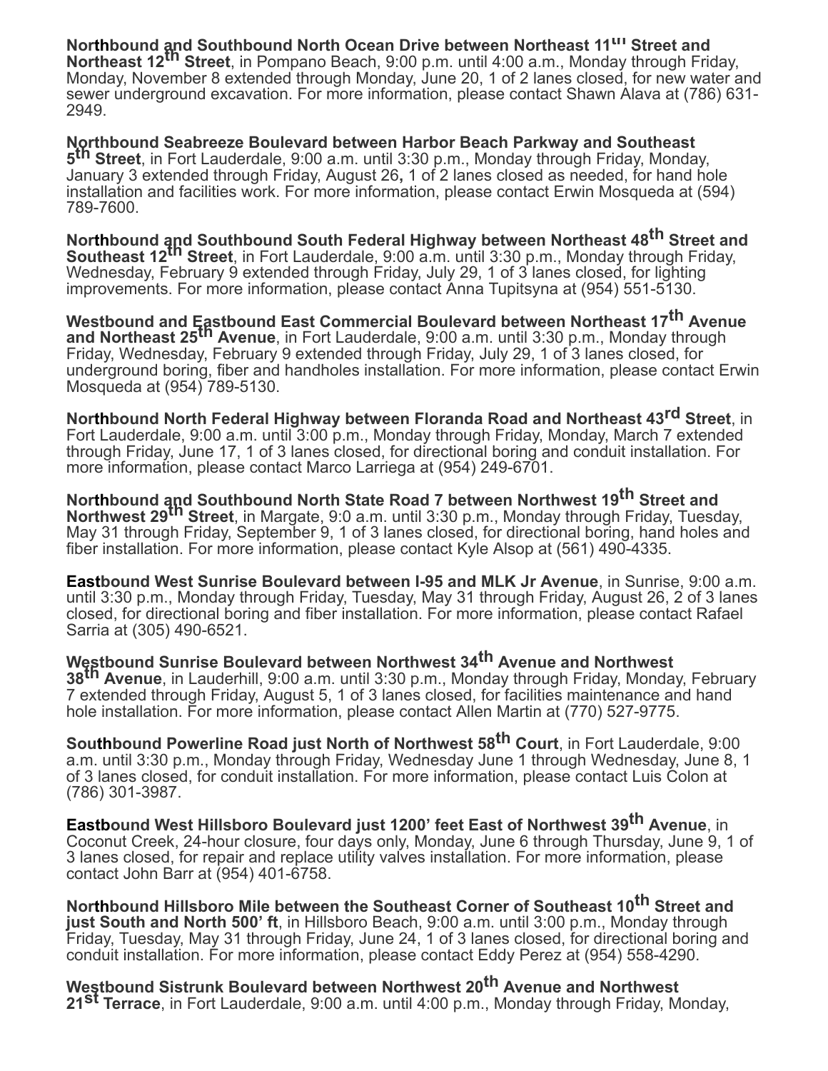**Northbound and Southbound North Ocean Drive between Northeast 11th Street and Northeast 12th Street**, in Pompano Beach, 9:00 p.m. until 4:00 a.m., Monday through Friday, Monday, November 8 extended through Monday, June 20, 1 of 2 lanes closed, for new water and sewer underground excavation. For more information, please contact Shawn Alava at (786) 631-2949.

**Northbound Seabreeze Boulevard between Harbor Beach Parkway and Southeast 5th Street**, in Fort Lauderdale, 9:00 a.m. until 3:30 p.m., Monday through Friday, Monday, January 3 extended through Friday, August 26**,** 1 of 2 lanes closed as needed, for hand hole installation and facilities work. For more information, please contact Erwin Mosqueda at (594) 789-7600.

**Northbound and Southbound South Federal Highway between Northeast 48th Street and Southeast 12th Street**, in Fort Lauderdale, 9:00 a.m. until 3:30 p.m., Monday through Friday, Wednesday, February 9 extended through Friday, July 29, 1 of 3 lanes closed, for lighting improvements. For more information, please contact Anna Tupitsyna at (954) 551-5130.

**Westbound and Eastbound East Commercial Boulevard between Northeast 17th Avenue and Northeast 25th Avenue**, in Fort Lauderdale, 9:00 a.m. until 3:30 p.m., Monday through Friday, Wednesday, February 9 extended through Friday, July 29, 1 of 3 lanes closed, for underground boring, fiber and handholes installation. For more information, please contact Erwin Mosqueda at (954) 789-5130.

**Northbound North Federal Highway between Floranda Road and Northeast 43rd Street**, in Fort Lauderdale, 9:00 a.m. until 3:00 p.m., Monday through Friday, Monday, March 7 extended through Friday, June 17, 1 of 3 lanes closed, for directional boring and conduit installation. For more information, please contact Marco Larriega at (954) 249-6701.

**Northbound and Southbound North State Road 7 between Northwest 19th Street and Northwest 29th Street**, in Margate, 9:0 a.m. until 3:30 p.m., Monday through Friday, Tuesday, May 31 through Friday, September 9, 1 of 3 lanes closed, for directional boring, hand holes and fiber installation. For more information, please contact Kyle Alsop at (561) 490-4335.

**East**bound **West Sunrise Boulevard between I-95 and MLK Jr Avenue**, in Sunrise, 9:00 a.m. until 3:30 p.m., Monday through Friday, Tuesday, May 31 through Friday, August 26, 2 of 3 lanes closed, for directional boring and fiber installation. For more information, please contact Rafael Sarria at (305) 490-6521.

**Westbound Sunrise Boulevard between Northwest 34th Avenue and Northwest 38th Avenue**, in Lauderhill, 9:00 a.m. until 3:30 p.m., Monday through Friday, Monday, February 7 extended through Friday, August 5, 1 of 3 lanes closed, for facilities maintenance and hand hole installation. For more information, please contact Allen Martin at (770) 527-9775.

**Southbound Powerline Road just North of Northwest 58th Court**, in Fort Lauderdale, 9:00 a.m. until 3:30 p.m., Monday through Friday, Wednesday June 1 through Wednesday, June 8, 1 of 3 lanes closed, for conduit installation. For more information, please contact Luis Colon at (786) 301-3987.

**Eastbound West Hillsboro Boulevard just 1200' feet East of Northwest 39th Avenue**, in Coconut Creek, 24-hour closure, four days only, Monday, June 6 through Thursday, June 9, 1 of 3 lanes closed, for repair and replace utility valves installation. For more information, please contact John Barr at (954) 401-6758.

**Northbound Hillsboro Mile between the Southeast Corner of Southeast 10th Street and just South and North 500' ft**, in Hillsboro Beach, 9:00 a.m. until 3:00 p.m., Monday through Friday, Tuesday, May 31 through Friday, June 24, 1 of 3 lanes closed, for directional boring and conduit installation. For more information, please contact Eddy Perez at (954) 558-4290.

**Westbound Sistrunk Boulevard between Northwest 20th Avenue and Northwest 21st Terrace**, in Fort Lauderdale, 9:00 a.m. until 4:00 p.m., Monday through Friday, Monday,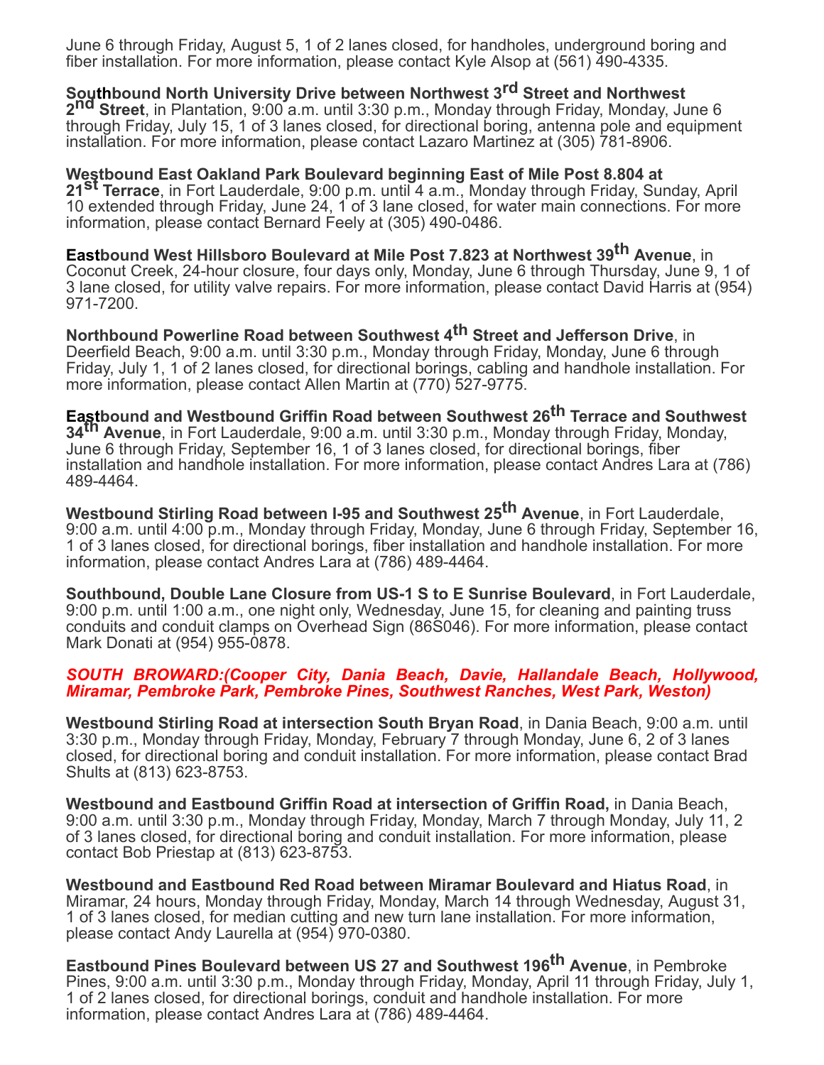June 6 through Friday, August 5, 1 of 2 lanes closed, for handholes, underground boring and fiber installation. For more information, please contact Kyle Alsop at (561) 490-4335.

**Southbound North University Drive between Northwest 3rd Street and Northwest 2nd Street**, in Plantation, 9:00 a.m. until 3:30 p.m., Monday through Friday, Monday, June 6 through Friday, July 15, 1 of 3 lanes closed, for directional boring, antenna pole and equipment installation. For more information, please contact Lazaro Martinez at (305) 781-8906.

**Westbound East Oakland Park Boulevard beginning East of Mile Post 8.804 at 21st Terrace**, in Fort Lauderdale, 9:00 p.m. until 4 a.m., Monday through Friday, Sunday, April 10 extended through Friday, June 24, 1 of 3 lane closed, for water main connections. For more information, please contact Bernard Feely at (305) 490-0486.

**Eastbound West Hillsboro Boulevard at Mile Post 7.823 at Northwest 39th Avenue**, in Coconut Creek, 24-hour closure, four days only, Monday, June 6 through Thursday, June 9, 1 of 3 lane closed, for utility valve repairs. For more information, please contact David Harris at (954) 971-7200.

**Northbound Powerline Road between Southwest 4th Street and Jefferson Drive**, in Deerfield Beach, 9:00 a.m. until 3:30 p.m., Monday through Friday, Monday, June 6 through Friday, July 1, 1 of 2 lanes closed, for directional borings, cabling and handhole installation. For more information, please contact Allen Martin at (770) 527-9775.

**Eastbound and Westbound Griffin Road between Southwest 26th Terrace and Southwest 34th Avenue**, in Fort Lauderdale, 9:00 a.m. until 3:30 p.m., Monday through Friday, Monday, June 6 through Friday, September 16, 1 of 3 lanes closed, for directional borings, fiber installation and handhole installation. For more information, please contact Andres Lara at (786) 489-4464.

**Westbound Stirling Road between I-95 and Southwest 25th Avenue**, in Fort Lauderdale, 9:00 a.m. until 4:00 p.m., Monday through Friday, Monday, June 6 through Friday, September 16, 1 of 3 lanes closed, for directional borings, fiber installation and handhole installation. For more information, please contact Andres Lara at (786) 489-4464.

**Southbound, Double Lane Closure from US-1 S to E Sunrise Boulevard**, in Fort Lauderdale, 9:00 p.m. until 1:00 a.m., one night only, Wednesday, June 15, for cleaning and painting truss conduits and conduit clamps on Overhead Sign (86S046). For more information, please contact Mark Donati at (954) 955-0878.

***SOUTH BROWARD:(Cooper City, Dania Beach, Davie, Hallandale Beach, Hollywood, Miramar, Pembroke Park, Pembroke Pines, Southwest Ranches, West Park, Weston)***

**Westbound Stirling Road at intersection South Bryan Road**, in Dania Beach, 9:00 a.m. until 3:30 p.m., Monday through Friday, Monday, February 7 through Monday, June 6, 2 of 3 lanes closed, for directional boring and conduit installation. For more information, please contact Brad Shults at (813) 623-8753.

**Westbound and Eastbound Griffin Road at intersection of Griffin Road,** in Dania Beach, 9:00 a.m. until 3:30 p.m., Monday through Friday, Monday, March 7 through Monday, July 11, 2 of 3 lanes closed, for directional boring and conduit installation. For more information, please contact Bob Priestap at (813) 623-8753.

**Westbound and Eastbound Red Road between Miramar Boulevard and Hiatus Road**, in Miramar, 24 hours, Monday through Friday, Monday, March 14 through Wednesday, August 31, 1 of 3 lanes closed, for median cutting and new turn lane installation. For more information, please contact Andy Laurella at (954) 970-0380.

**Eastbound Pines Boulevard between US 27 and Southwest 196th Avenue**, in Pembroke Pines, 9:00 a.m. until 3:30 p.m., Monday through Friday, Monday, April 11 through Friday, July 1, 1 of 2 lanes closed, for directional borings, conduit and handhole installation. For more information, please contact Andres Lara at (786) 489-4464.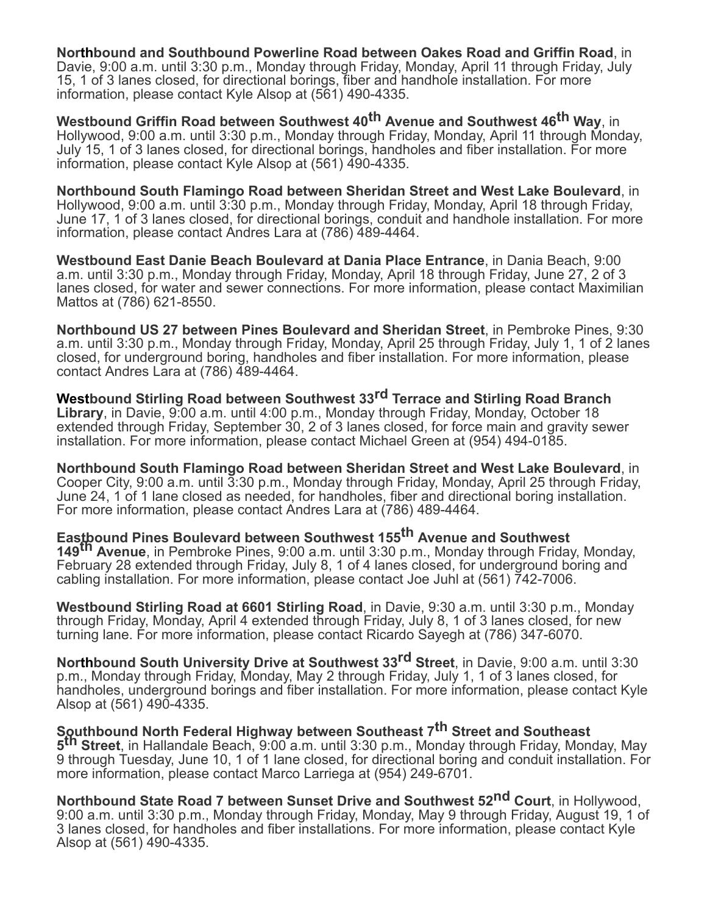**Northbound and Southbound Powerline Road between Oakes Road and Griffin Road**, in Davie, 9:00 a.m. until 3:30 p.m., Monday through Friday, Monday, April 11 through Friday, July 15, 1 of 3 lanes closed, for directional borings, fiber and handhole installation. For more information, please contact Kyle Alsop at (561) 490-4335.

**Westbound Griffin Road between Southwest 40th Avenue and Southwest 46th Way**, in Hollywood, 9:00 a.m. until 3:30 p.m., Monday through Friday, Monday, April 11 through Monday, July 15, 1 of 3 lanes closed, for directional borings, handholes and fiber installation. For more information, please contact Kyle Alsop at (561) 490-4335.

**Northbound South Flamingo Road between Sheridan Street and West Lake Boulevard**, in Hollywood, 9:00 a.m. until 3:30 p.m., Monday through Friday, Monday, April 18 through Friday, June 17, 1 of 3 lanes closed, for directional borings, conduit and handhole installation. For more information, please contact Andres Lara at (786) 489-4464.

**Westbound East Danie Beach Boulevard at Dania Place Entrance**, in Dania Beach, 9:00 a.m. until 3:30 p.m., Monday through Friday, Monday, April 18 through Friday, June 27, 2 of 3 lanes closed, for water and sewer connections. For more information, please contact Maximilian Mattos at (786) 621-8550.

**Northbound US 27 between Pines Boulevard and Sheridan Street**, in Pembroke Pines, 9:30 a.m. until 3:30 p.m., Monday through Friday, Monday, April 25 through Friday, July 1, 1 of 2 lanes closed, for underground boring, handholes and fiber installation. For more information, please contact Andres Lara at (786) 489-4464.

**Westbound Stirling Road between Southwest 33rd Terrace and Stirling Road Branch Library**, in Davie, 9:00 a.m. until 4:00 p.m., Monday through Friday, Monday, October 18 extended through Friday, September 30, 2 of 3 lanes closed, for force main and gravity sewer installation. For more information, please contact Michael Green at (954) 494-0185.

**Northbound South Flamingo Road between Sheridan Street and West Lake Boulevard**, in Cooper City, 9:00 a.m. until 3:30 p.m., Monday through Friday, Monday, April 25 through Friday, June 24, 1 of 1 lane closed as needed, for handholes, fiber and directional boring installation. For more information, please contact Andres Lara at (786) 489-4464.

**Eastbound Pines Boulevard between Southwest 155th Avenue and Southwest 149th Avenue**, in Pembroke Pines, 9:00 a.m. until 3:30 p.m., Monday through Friday, Monday, February 28 extended through Friday, July 8, 1 of 4 lanes closed, for underground boring and cabling installation. For more information, please contact Joe Juhl at (561) 742-7006.

**Westbound Stirling Road at 6601 Stirling Road**, in Davie, 9:30 a.m. until 3:30 p.m., Monday through Friday, Monday, April 4 extended through Friday, July 8, 1 of 3 lanes closed, for new turning lane. For more information, please contact Ricardo Sayegh at (786) 347-6070.

**Northbound South University Drive at Southwest 33rd Street**, in Davie, 9:00 a.m. until 3:30 p.m., Monday through Friday, Monday, May 2 through Friday, July 1, 1 of 3 lanes closed, for handholes, underground borings and fiber installation. For more information, please contact Kyle Alsop at (561) 490-4335.

**Southbound North Federal Highway between Southeast 7th Street and Southeast 5th Street**, in Hallandale Beach, 9:00 a.m. until 3:30 p.m., Monday through Friday, Monday, May 9 through Tuesday, June 10, 1 of 1 lane closed, for directional boring and conduit installation. For more information, please contact Marco Larriega at (954) 249-6701.

**Northbound State Road 7 between Sunset Drive and Southwest 52nd Court**, in Hollywood, 9:00 a.m. until 3:30 p.m., Monday through Friday, Monday, May 9 through Friday, August 19, 1 of 3 lanes closed, for handholes and fiber installations. For more information, please contact Kyle Alsop at (561) 490-4335.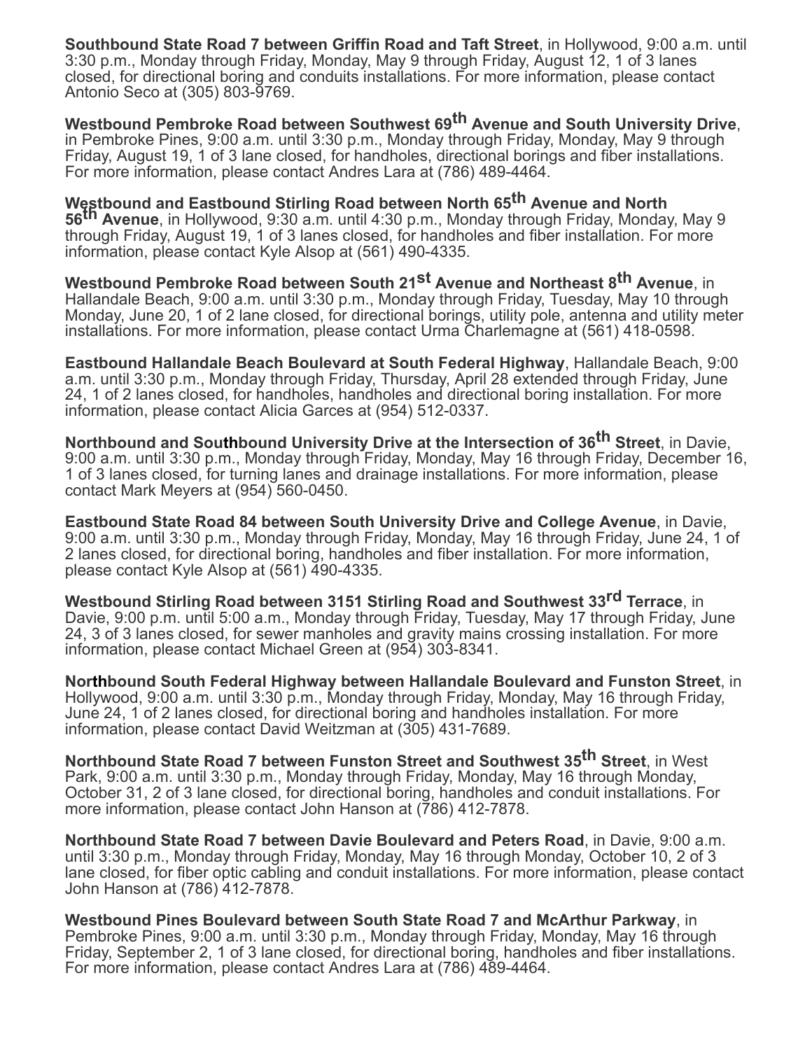**Southbound State Road 7 between Griffin Road and Taft Street**, in Hollywood, 9:00 a.m. until 3:30 p.m., Monday through Friday, Monday, May 9 through Friday, August 12, 1 of 3 lanes closed, for directional boring and conduits installations. For more information, please contact Antonio Seco at (305) 803-9769.

**Westbound Pembroke Road between Southwest 69th Avenue and South University Drive**, in Pembroke Pines, 9:00 a.m. until 3:30 p.m., Monday through Friday, Monday, May 9 through Friday, August 19, 1 of 3 lane closed, for handholes, directional borings and fiber installations. For more information, please contact Andres Lara at (786) 489-4464.

**Westbound and Eastbound Stirling Road between North 65th Avenue and North 56th Avenue**, in Hollywood, 9:30 a.m. until 4:30 p.m., Monday through Friday, Monday, May 9 through Friday, August 19, 1 of 3 lanes closed, for handholes and fiber installation. For more information, please contact Kyle Alsop at (561) 490-4335.

**Westbound Pembroke Road between South 21st Avenue and Northeast 8th Avenue**, in Hallandale Beach, 9:00 a.m. until 3:30 p.m., Monday through Friday, Tuesday, May 10 through Monday, June 20, 1 of 2 lane closed, for directional borings, utility pole, antenna and utility meter installations. For more information, please contact Urma Charlemagne at (561) 418-0598.

**Eastbound Hallandale Beach Boulevard at South Federal Highway**, Hallandale Beach, 9:00 a.m. until 3:30 p.m., Monday through Friday, Thursday, April 28 extended through Friday, June 24, 1 of 2 lanes closed, for handholes, handholes and directional boring installation. For more information, please contact Alicia Garces at (954) 512-0337.

**Northbound and Southbound University Drive at the Intersection of 36th Street**, in Davie, 9:00 a.m. until 3:30 p.m., Monday through Friday, Monday, May 16 through Friday, December 16, 1 of 3 lanes closed, for turning lanes and drainage installations. For more information, please contact Mark Meyers at (954) 560-0450.

**Eastbound State Road 84 between South University Drive and College Avenue**, in Davie, 9:00 a.m. until 3:30 p.m., Monday through Friday, Monday, May 16 through Friday, June 24, 1 of 2 lanes closed, for directional boring, handholes and fiber installation. For more information, please contact Kyle Alsop at (561) 490-4335.

**Westbound Stirling Road between 3151 Stirling Road and Southwest 33rd Terrace**, in Davie, 9:00 p.m. until 5:00 a.m., Monday through Friday, Tuesday, May 17 through Friday, June 24, 3 of 3 lanes closed, for sewer manholes and gravity mains crossing installation. For more information, please contact Michael Green at (954) 303-8341.

**Northbound South Federal Highway between Hallandale Boulevard and Funston Street**, in Hollywood, 9:00 a.m. until 3:30 p.m., Monday through Friday, Monday, May 16 through Friday, June 24, 1 of 2 lanes closed, for directional boring and handholes installation. For more information, please contact David Weitzman at (305) 431-7689.

**Northbound State Road 7 between Funston Street and Southwest 35th Street**, in West Park, 9:00 a.m. until 3:30 p.m., Monday through Friday, Monday, May 16 through Monday, October 31, 2 of 3 lane closed, for directional boring, handholes and conduit installations. For more information, please contact John Hanson at (786) 412-7878.

**Northbound State Road 7 between Davie Boulevard and Peters Road**, in Davie, 9:00 a.m. until 3:30 p.m., Monday through Friday, Monday, May 16 through Monday, October 10, 2 of 3 lane closed, for fiber optic cabling and conduit installations. For more information, please contact John Hanson at (786) 412-7878.

**Westbound Pines Boulevard between South State Road 7 and McArthur Parkway**, in Pembroke Pines, 9:00 a.m. until 3:30 p.m., Monday through Friday, Monday, May 16 through Friday, September 2, 1 of 3 lane closed, for directional boring, handholes and fiber installations. For more information, please contact Andres Lara at (786) 489-4464.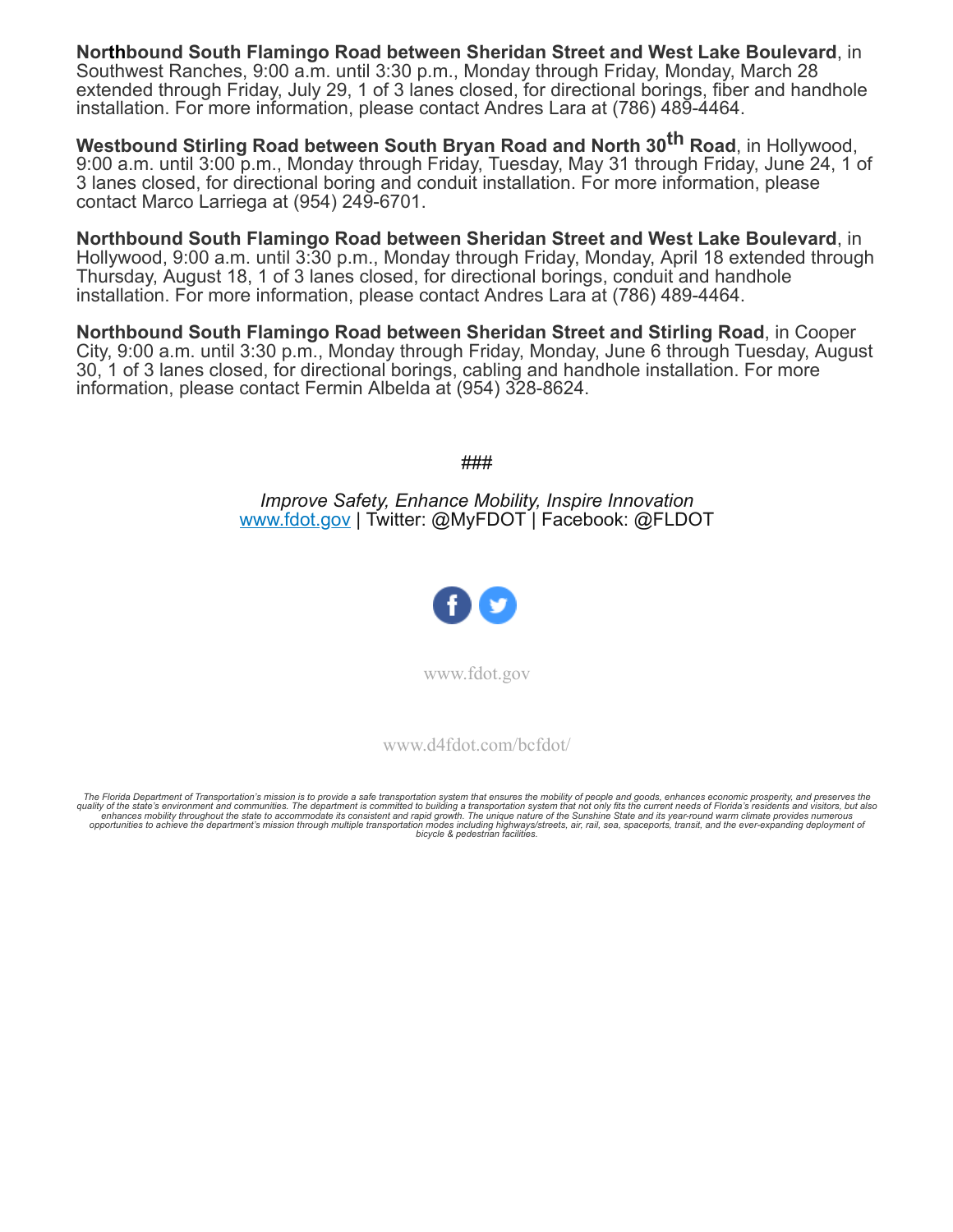**Northbound South Flamingo Road between Sheridan Street and West Lake Boulevard**, in Southwest Ranches, 9:00 a.m. until 3:30 p.m., Monday through Friday, Monday, March 28 extended through Friday, July 29, 1 of 3 lanes closed, for directional borings, fiber and handhole installation. For more information, please contact Andres Lara at (786) 489-4464.

**Westbound Stirling Road between South Bryan Road and North 30th Road**, in Hollywood, 9:00 a.m. until 3:00 p.m., Monday through Friday, Tuesday, May 31 through Friday, June 24, 1 of 3 lanes closed, for directional boring and conduit installation. For more information, please contact Marco Larriega at (954) 249-6701.

**Northbound South Flamingo Road between Sheridan Street and West Lake Boulevard**, in Hollywood, 9:00 a.m. until 3:30 p.m., Monday through Friday, Monday, April 18 extended through Thursday, August 18, 1 of 3 lanes closed, for directional borings, conduit and handhole installation. For more information, please contact Andres Lara at (786) 489-4464.

**Northbound South Flamingo Road between Sheridan Street and Stirling Road**, in Cooper City, 9:00 a.m. until 3:30 p.m., Monday through Friday, Monday, June 6 through Tuesday, August 30, 1 of 3 lanes closed, for directional borings, cabling and handhole installation. For more information, please contact Fermin Albelda at (954) 328-8624.

###

*Improve Safety, Enhance Mobility, Inspire Innovation*
www.fdot.gov | Twitter: @MyFDOT | Facebook: @FLDOT

www.fdot.gov

www.d4fdot.com/bcfdot/

*The Florida Department of Transportation's mission is to provide a safe transportation system that ensures the mobility of people and goods, enhances economic prosperity, and preserves the quality of the state's environment and communities. The department is committed to building a transportation system that not only fits the current needs of Florida's residents and visitors, but also enhances mobility throughout the state to accommodate its consistent and rapid growth. The unique nature of the Sunshine State and its year-round warm climate provides numerous opportunities to achieve the department's mission through multiple transportation modes including highways/streets, air, rail, sea, spaceports, transit, and the ever-expanding deployment of bicycle & pedestrian facilities.*